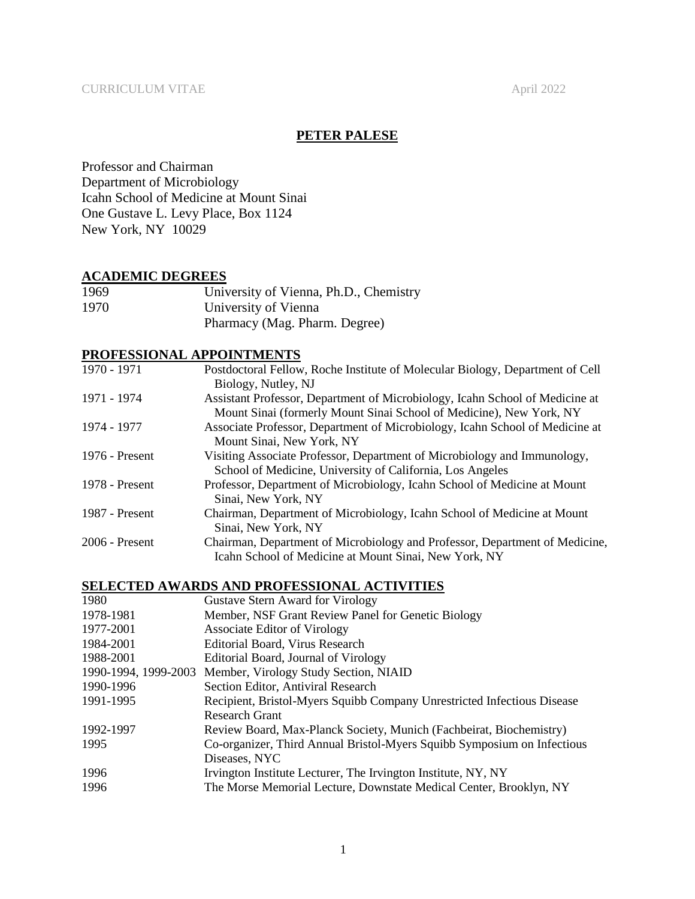CURRICULUM VITAE April 2022

# PETER PALESE

Professor and Chairman
Department of Microbiology
Icahn School of Medicine at Mount Sinai
One Gustave L. Levy Place, Box 1124
New York, NY 10029

## ACADEMIC DEGREES

| | |
|---|---|
| 1969 | University of Vienna, Ph.D., Chemistry |
| 1970 | University of Vienna<br>Pharmacy (Mag. Pharm. Degree) |

## PROFESSIONAL APPOINTMENTS

| | |
|---|---|
| 1970 - 1971 | Postdoctoral Fellow, Roche Institute of Molecular Biology, Department of Cell Biology, Nutley, NJ |
| 1971 - 1974 | Assistant Professor, Department of Microbiology, Icahn School of Medicine at Mount Sinai (formerly Mount Sinai School of Medicine), New York, NY |
| 1974 - 1977 | Associate Professor, Department of Microbiology, Icahn School of Medicine at Mount Sinai, New York, NY |
| 1976 - Present | Visiting Associate Professor, Department of Microbiology and Immunology, School of Medicine, University of California, Los Angeles |
| 1978 - Present | Professor, Department of Microbiology, Icahn School of Medicine at Mount Sinai, New York, NY |
| 1987 - Present | Chairman, Department of Microbiology, Icahn School of Medicine at Mount Sinai, New York, NY |
| 2006 - Present | Chairman, Department of Microbiology and Professor, Department of Medicine, Icahn School of Medicine at Mount Sinai, New York, NY |

## SELECTED AWARDS AND PROFESSIONAL ACTIVITIES

| | |
|---|---|
| 1980 | Gustave Stern Award for Virology |
| 1978-1981 | Member, NSF Grant Review Panel for Genetic Biology |
| 1977-2001 | Associate Editor of Virology |
| 1984-2001 | Editorial Board, Virus Research |
| 1988-2001 | Editorial Board, Journal of Virology |
| 1990-1994, 1999-2003 | Member, Virology Study Section, NIAID |
| 1990-1996 | Section Editor, Antiviral Research |
| 1991-1995 | Recipient, Bristol-Myers Squibb Company Unrestricted Infectious Disease Research Grant |
| 1992-1997 | Review Board, Max-Planck Society, Munich (Fachbeirat, Biochemistry) |
| 1995 | Co-organizer, Third Annual Bristol-Myers Squibb Symposium on Infectious Diseases, NYC |
| 1996 | Irvington Institute Lecturer, The Irvington Institute, NY, NY |
| 1996 | The Morse Memorial Lecture, Downstate Medical Center, Brooklyn, NY |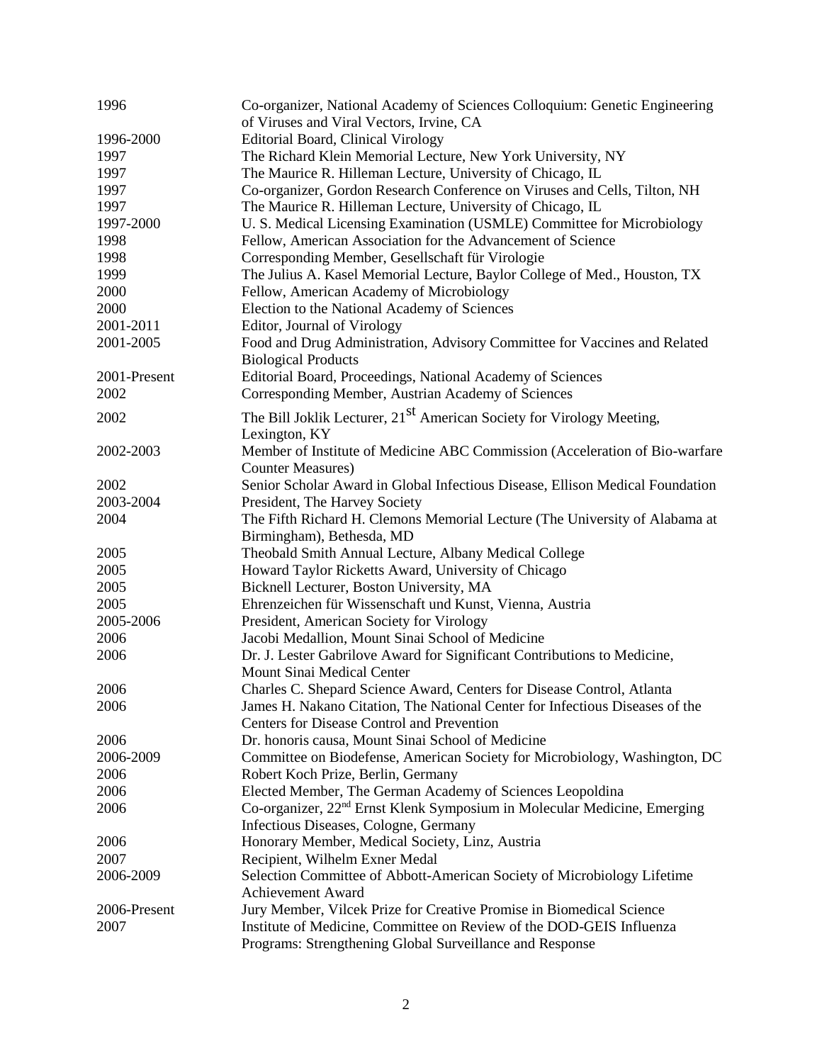| | |
|---|---|
| 1996 | Co-organizer, National Academy of Sciences Colloquium: Genetic Engineering of Viruses and Viral Vectors, Irvine, CA |
| 1996-2000 | Editorial Board, Clinical Virology |
| 1997 | The Richard Klein Memorial Lecture, New York University, NY |
| 1997 | The Maurice R. Hilleman Lecture, University of Chicago, IL |
| 1997 | Co-organizer, Gordon Research Conference on Viruses and Cells, Tilton, NH |
| 1997 | The Maurice R. Hilleman Lecture, University of Chicago, IL |
| 1997-2000 | U. S. Medical Licensing Examination (USMLE) Committee for Microbiology |
| 1998 | Fellow, American Association for the Advancement of Science |
| 1998 | Corresponding Member, Gesellschaft für Virologie |
| 1999 | The Julius A. Kasel Memorial Lecture, Baylor College of Med., Houston, TX |
| 2000 | Fellow, American Academy of Microbiology |
| 2000 | Election to the National Academy of Sciences |
| 2001-2011 | Editor, Journal of Virology |
| 2001-2005 | Food and Drug Administration, Advisory Committee for Vaccines and Related Biological Products |
| 2001-Present | Editorial Board, Proceedings, National Academy of Sciences |
| 2002 | Corresponding Member, Austrian Academy of Sciences |
| 2002 | The Bill Joklik Lecturer, 21st American Society for Virology Meeting, Lexington, KY |
| 2002-2003 | Member of Institute of Medicine ABC Commission (Acceleration of Bio-warfare Counter Measures) |
| 2002 | Senior Scholar Award in Global Infectious Disease, Ellison Medical Foundation |
| 2003-2004 | President, The Harvey Society |
| 2004 | The Fifth Richard H. Clemons Memorial Lecture (The University of Alabama at Birmingham), Bethesda, MD |
| 2005 | Theobald Smith Annual Lecture, Albany Medical College |
| 2005 | Howard Taylor Ricketts Award, University of Chicago |
| 2005 | Bicknell Lecturer, Boston University, MA |
| 2005 | Ehrenzeichen für Wissenschaft und Kunst, Vienna, Austria |
| 2005-2006 | President, American Society for Virology |
| 2006 | Jacobi Medallion, Mount Sinai School of Medicine |
| 2006 | Dr. J. Lester Gabrilove Award for Significant Contributions to Medicine, Mount Sinai Medical Center |
| 2006 | Charles C. Shepard Science Award, Centers for Disease Control, Atlanta |
| 2006 | James H. Nakano Citation, The National Center for Infectious Diseases of the Centers for Disease Control and Prevention |
| 2006 | Dr. honoris causa, Mount Sinai School of Medicine |
| 2006-2009 | Committee on Biodefense, American Society for Microbiology, Washington, DC |
| 2006 | Robert Koch Prize, Berlin, Germany |
| 2006 | Elected Member, The German Academy of Sciences Leopoldina |
| 2006 | Co-organizer, 22nd Ernst Klenk Symposium in Molecular Medicine, Emerging Infectious Diseases, Cologne, Germany |
| 2006 | Honorary Member, Medical Society, Linz, Austria |
| 2007 | Recipient, Wilhelm Exner Medal |
| 2006-2009 | Selection Committee of Abbott-American Society of Microbiology Lifetime Achievement Award |
| 2006-Present | Jury Member, Vilcek Prize for Creative Promise in Biomedical Science |
| 2007 | Institute of Medicine, Committee on Review of the DOD-GEIS Influenza Programs: Strengthening Global Surveillance and Response |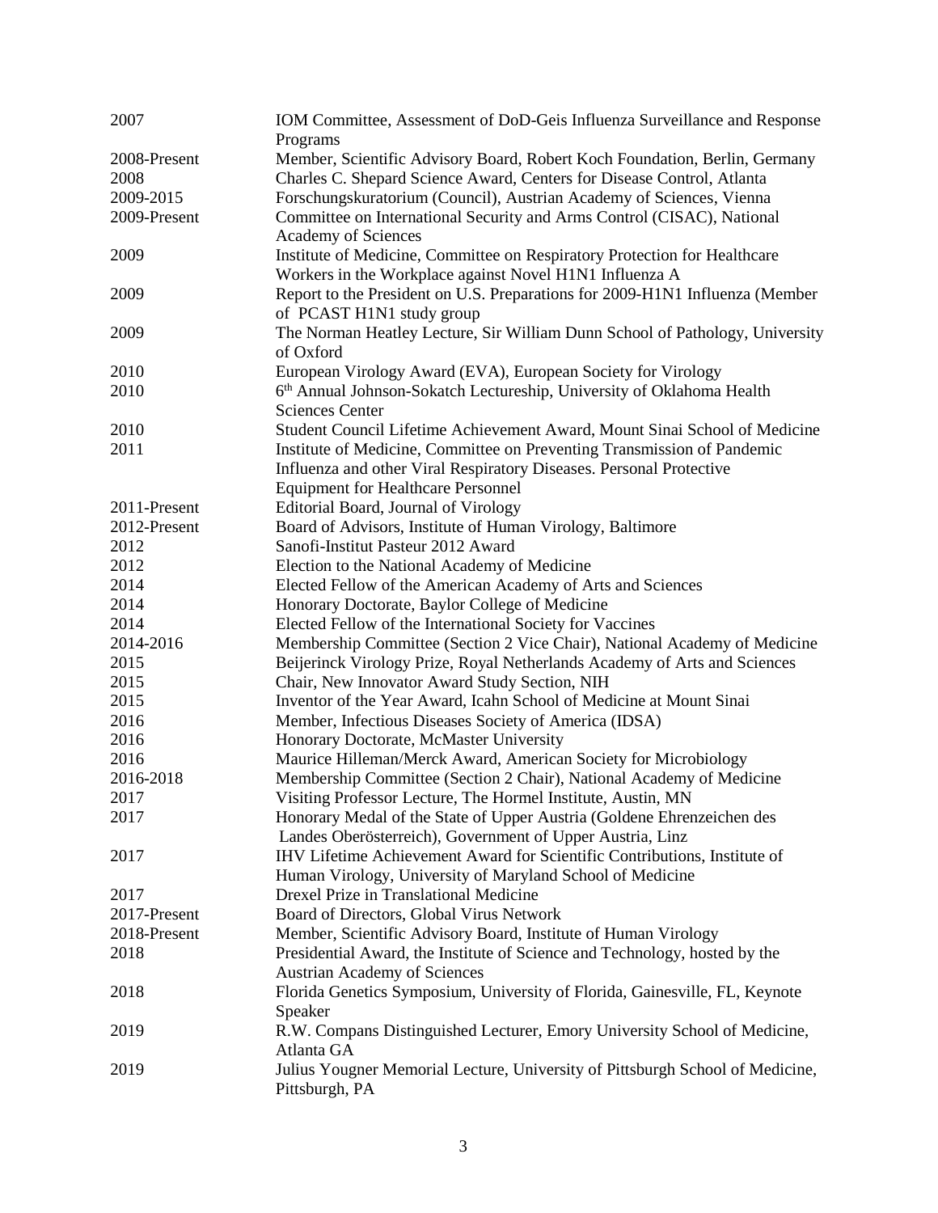| | |
|---|---|
| 2007 | IOM Committee, Assessment of DoD-Geis Influenza Surveillance and Response Programs |
| 2008-Present | Member, Scientific Advisory Board, Robert Koch Foundation, Berlin, Germany |
| 2008 | Charles C. Shepard Science Award, Centers for Disease Control, Atlanta |
| 2009-2015 | Forschungskuratorium (Council), Austrian Academy of Sciences, Vienna |
| 2009-Present | Committee on International Security and Arms Control (CISAC), National Academy of Sciences |
| 2009 | Institute of Medicine, Committee on Respiratory Protection for Healthcare Workers in the Workplace against Novel H1N1 Influenza A |
| 2009 | Report to the President on U.S. Preparations for 2009-H1N1 Influenza (Member of PCAST H1N1 study group |
| 2009 | The Norman Heatley Lecture, Sir William Dunn School of Pathology, University of Oxford |
| 2010 | European Virology Award (EVA), European Society for Virology |
| 2010 | 6th Annual Johnson-Sokatch Lectureship, University of Oklahoma Health Sciences Center |
| 2010 | Student Council Lifetime Achievement Award, Mount Sinai School of Medicine |
| 2011 | Institute of Medicine, Committee on Preventing Transmission of Pandemic Influenza and other Viral Respiratory Diseases. Personal Protective Equipment for Healthcare Personnel |
| 2011-Present | Editorial Board, Journal of Virology |
| 2012-Present | Board of Advisors, Institute of Human Virology, Baltimore |
| 2012 | Sanofi-Institut Pasteur 2012 Award |
| 2012 | Election to the National Academy of Medicine |
| 2014 | Elected Fellow of the American Academy of Arts and Sciences |
| 2014 | Honorary Doctorate, Baylor College of Medicine |
| 2014 | Elected Fellow of the International Society for Vaccines |
| 2014-2016 | Membership Committee (Section 2 Vice Chair), National Academy of Medicine |
| 2015 | Beijerinck Virology Prize, Royal Netherlands Academy of Arts and Sciences |
| 2015 | Chair, New Innovator Award Study Section, NIH |
| 2015 | Inventor of the Year Award, Icahn School of Medicine at Mount Sinai |
| 2016 | Member, Infectious Diseases Society of America (IDSA) |
| 2016 | Honorary Doctorate, McMaster University |
| 2016 | Maurice Hilleman/Merck Award, American Society for Microbiology |
| 2016-2018 | Membership Committee (Section 2 Chair), National Academy of Medicine |
| 2017 | Visiting Professor Lecture, The Hormel Institute, Austin, MN |
| 2017 | Honorary Medal of the State of Upper Austria (Goldene Ehrenzeichen des Landes Oberösterreich), Government of Upper Austria, Linz |
| 2017 | IHV Lifetime Achievement Award for Scientific Contributions, Institute of Human Virology, University of Maryland School of Medicine |
| 2017 | Drexel Prize in Translational Medicine |
| 2017-Present | Board of Directors, Global Virus Network |
| 2018-Present | Member, Scientific Advisory Board, Institute of Human Virology |
| 2018 | Presidential Award, the Institute of Science and Technology, hosted by the Austrian Academy of Sciences |
| 2018 | Florida Genetics Symposium, University of Florida, Gainesville, FL, Keynote Speaker |
| 2019 | R.W. Compans Distinguished Lecturer, Emory University School of Medicine, Atlanta GA |
| 2019 | Julius Yougner Memorial Lecture, University of Pittsburgh School of Medicine, Pittsburgh, PA |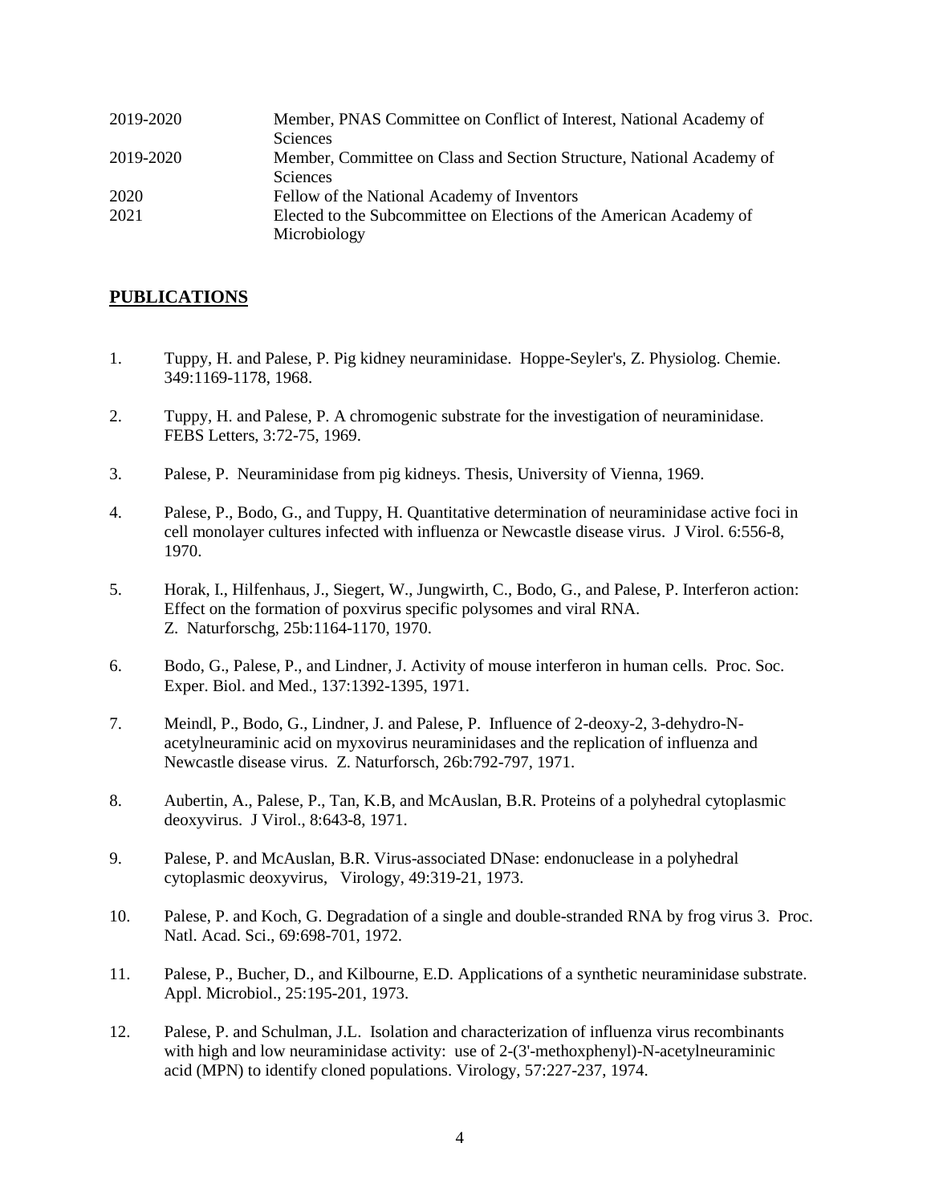| | |
|---|---|
| 2019-2020 | Member, PNAS Committee on Conflict of Interest, National Academy of Sciences |
| 2019-2020 | Member, Committee on Class and Section Structure, National Academy of Sciences |
| 2020 | Fellow of the National Academy of Inventors |
| 2021 | Elected to the Subcommittee on Elections of the American Academy of Microbiology |

## PUBLICATIONS

1. Tuppy, H. and Palese, P. Pig kidney neuraminidase. Hoppe-Seyler's, Z. Physiolog. Chemie. 349:1169-1178, 1968.

2. Tuppy, H. and Palese, P. A chromogenic substrate for the investigation of neuraminidase. FEBS Letters, 3:72-75, 1969.

3. Palese, P. Neuraminidase from pig kidneys. Thesis, University of Vienna, 1969.

4. Palese, P., Bodo, G., and Tuppy, H. Quantitative determination of neuraminidase active foci in cell monolayer cultures infected with influenza or Newcastle disease virus. J Virol. 6:556-8, 1970.

5. Horak, I., Hilfenhaus, J., Siegert, W., Jungwirth, C., Bodo, G., and Palese, P. Interferon action: Effect on the formation of poxvirus specific polysomes and viral RNA. Z. Naturforschg, 25b:1164-1170, 1970.

6. Bodo, G., Palese, P., and Lindner, J. Activity of mouse interferon in human cells. Proc. Soc. Exper. Biol. and Med., 137:1392-1395, 1971.

7. Meindl, P., Bodo, G., Lindner, J. and Palese, P. Influence of 2-deoxy-2, 3-dehydro-N-acetylneuraminic acid on myxovirus neuraminidases and the replication of influenza and Newcastle disease virus. Z. Naturforsch, 26b:792-797, 1971.

8. Aubertin, A., Palese, P., Tan, K.B, and McAuslan, B.R. Proteins of a polyhedral cytoplasmic deoxyvirus. J Virol., 8:643-8, 1971.

9. Palese, P. and McAuslan, B.R. Virus-associated DNase: endonuclease in a polyhedral cytoplasmic deoxyvirus, Virology, 49:319-21, 1973.

10. Palese, P. and Koch, G. Degradation of a single and double-stranded RNA by frog virus 3. Proc. Natl. Acad. Sci., 69:698-701, 1972.

11. Palese, P., Bucher, D., and Kilbourne, E.D. Applications of a synthetic neuraminidase substrate. Appl. Microbiol., 25:195-201, 1973.

12. Palese, P. and Schulman, J.L. Isolation and characterization of influenza virus recombinants with high and low neuraminidase activity: use of 2-(3'-methoxphenyl)-N-acetylneuraminic acid (MPN) to identify cloned populations. Virology, 57:227-237, 1974.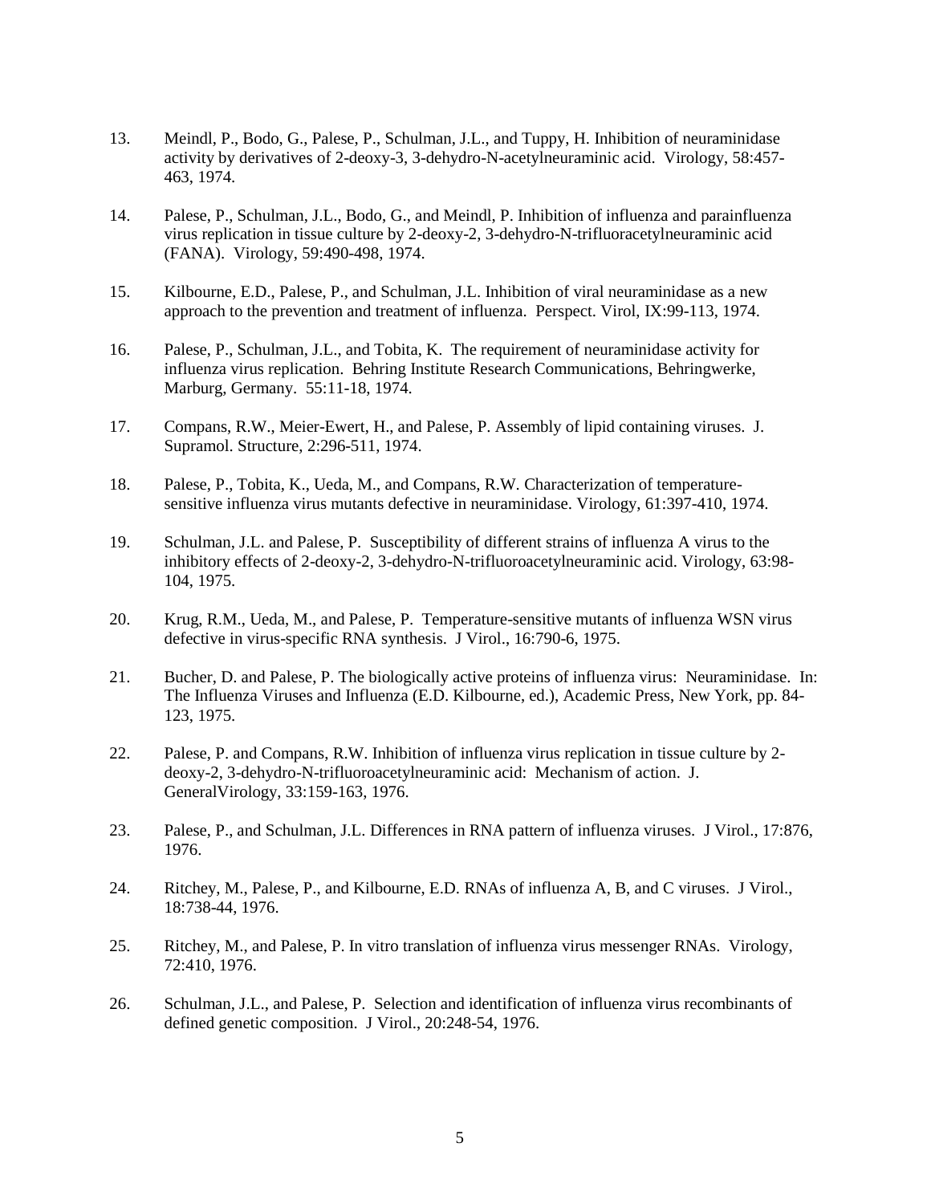13. Meindl, P., Bodo, G., Palese, P., Schulman, J.L., and Tuppy, H. Inhibition of neuraminidase activity by derivatives of 2-deoxy-3, 3-dehydro-N-acetylneuraminic acid. Virology, 58:457-463, 1974.

14. Palese, P., Schulman, J.L., Bodo, G., and Meindl, P. Inhibition of influenza and parainfluenza virus replication in tissue culture by 2-deoxy-2, 3-dehydro-N-trifluoracetylneuraminic acid (FANA). Virology, 59:490-498, 1974.

15. Kilbourne, E.D., Palese, P., and Schulman, J.L. Inhibition of viral neuraminidase as a new approach to the prevention and treatment of influenza. Perspect. Virol, IX:99-113, 1974.

16. Palese, P., Schulman, J.L., and Tobita, K. The requirement of neuraminidase activity for influenza virus replication. Behring Institute Research Communications, Behringwerke, Marburg, Germany. 55:11-18, 1974.

17. Compans, R.W., Meier-Ewert, H., and Palese, P. Assembly of lipid containing viruses. J. Supramol. Structure, 2:296-511, 1974.

18. Palese, P., Tobita, K., Ueda, M., and Compans, R.W. Characterization of temperature-sensitive influenza virus mutants defective in neuraminidase. Virology, 61:397-410, 1974.

19. Schulman, J.L. and Palese, P. Susceptibility of different strains of influenza A virus to the inhibitory effects of 2-deoxy-2, 3-dehydro-N-trifluoroacetylneuraminic acid. Virology, 63:98-104, 1975.

20. Krug, R.M., Ueda, M., and Palese, P. Temperature-sensitive mutants of influenza WSN virus defective in virus-specific RNA synthesis. J Virol., 16:790-6, 1975.

21. Bucher, D. and Palese, P. The biologically active proteins of influenza virus: Neuraminidase. In: The Influenza Viruses and Influenza (E.D. Kilbourne, ed.), Academic Press, New York, pp. 84-123, 1975.

22. Palese, P. and Compans, R.W. Inhibition of influenza virus replication in tissue culture by 2-deoxy-2, 3-dehydro-N-trifluoroacetylneuraminic acid: Mechanism of action. J. GeneralVirology, 33:159-163, 1976.

23. Palese, P., and Schulman, J.L. Differences in RNA pattern of influenza viruses. J Virol., 17:876, 1976.

24. Ritchey, M., Palese, P., and Kilbourne, E.D. RNAs of influenza A, B, and C viruses. J Virol., 18:738-44, 1976.

25. Ritchey, M., and Palese, P. In vitro translation of influenza virus messenger RNAs. Virology, 72:410, 1976.

26. Schulman, J.L., and Palese, P. Selection and identification of influenza virus recombinants of defined genetic composition. J Virol., 20:248-54, 1976.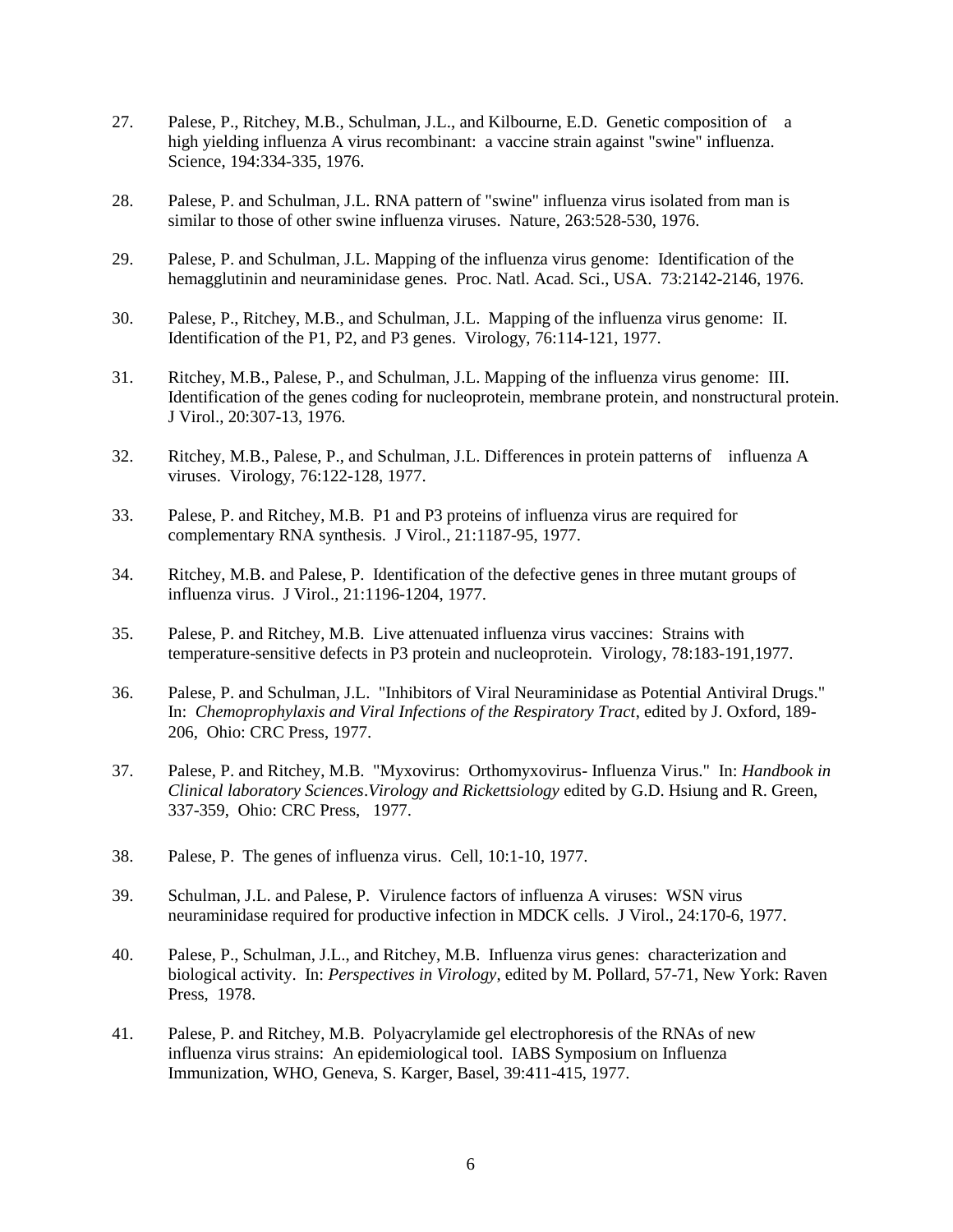27. Palese, P., Ritchey, M.B., Schulman, J.L., and Kilbourne, E.D. Genetic composition of a high yielding influenza A virus recombinant: a vaccine strain against "swine" influenza. Science, 194:334-335, 1976.

28. Palese, P. and Schulman, J.L. RNA pattern of "swine" influenza virus isolated from man is similar to those of other swine influenza viruses. Nature, 263:528-530, 1976.

29. Palese, P. and Schulman, J.L. Mapping of the influenza virus genome: Identification of the hemagglutinin and neuraminidase genes. Proc. Natl. Acad. Sci., USA. 73:2142-2146, 1976.

30. Palese, P., Ritchey, M.B., and Schulman, J.L. Mapping of the influenza virus genome: II. Identification of the P1, P2, and P3 genes. Virology, 76:114-121, 1977.

31. Ritchey, M.B., Palese, P., and Schulman, J.L. Mapping of the influenza virus genome: III. Identification of the genes coding for nucleoprotein, membrane protein, and nonstructural protein. J Virol., 20:307-13, 1976.

32. Ritchey, M.B., Palese, P., and Schulman, J.L. Differences in protein patterns of influenza A viruses. Virology, 76:122-128, 1977.

33. Palese, P. and Ritchey, M.B. P1 and P3 proteins of influenza virus are required for complementary RNA synthesis. J Virol., 21:1187-95, 1977.

34. Ritchey, M.B. and Palese, P. Identification of the defective genes in three mutant groups of influenza virus. J Virol., 21:1196-1204, 1977.

35. Palese, P. and Ritchey, M.B. Live attenuated influenza virus vaccines: Strains with temperature-sensitive defects in P3 protein and nucleoprotein. Virology, 78:183-191,1977.

36. Palese, P. and Schulman, J.L. "Inhibitors of Viral Neuraminidase as Potential Antiviral Drugs." In: *Chemoprophylaxis and Viral Infections of the Respiratory Tract*, edited by J. Oxford, 189-206, Ohio: CRC Press, 1977.

37. Palese, P. and Ritchey, M.B. "Myxovirus: Orthomyxovirus- Influenza Virus." In: *Handbook in Clinical laboratory Sciences*.*Virology and Rickettsiology* edited by G.D. Hsiung and R. Green, 337-359, Ohio: CRC Press, 1977.

38. Palese, P. The genes of influenza virus. Cell, 10:1-10, 1977.

39. Schulman, J.L. and Palese, P. Virulence factors of influenza A viruses: WSN virus neuraminidase required for productive infection in MDCK cells. J Virol., 24:170-6, 1977.

40. Palese, P., Schulman, J.L., and Ritchey, M.B. Influenza virus genes: characterization and biological activity. In: *Perspectives in Virology*, edited by M. Pollard, 57-71, New York: Raven Press, 1978.

41. Palese, P. and Ritchey, M.B. Polyacrylamide gel electrophoresis of the RNAs of new influenza virus strains: An epidemiological tool. IABS Symposium on Influenza Immunization, WHO, Geneva, S. Karger, Basel, 39:411-415, 1977.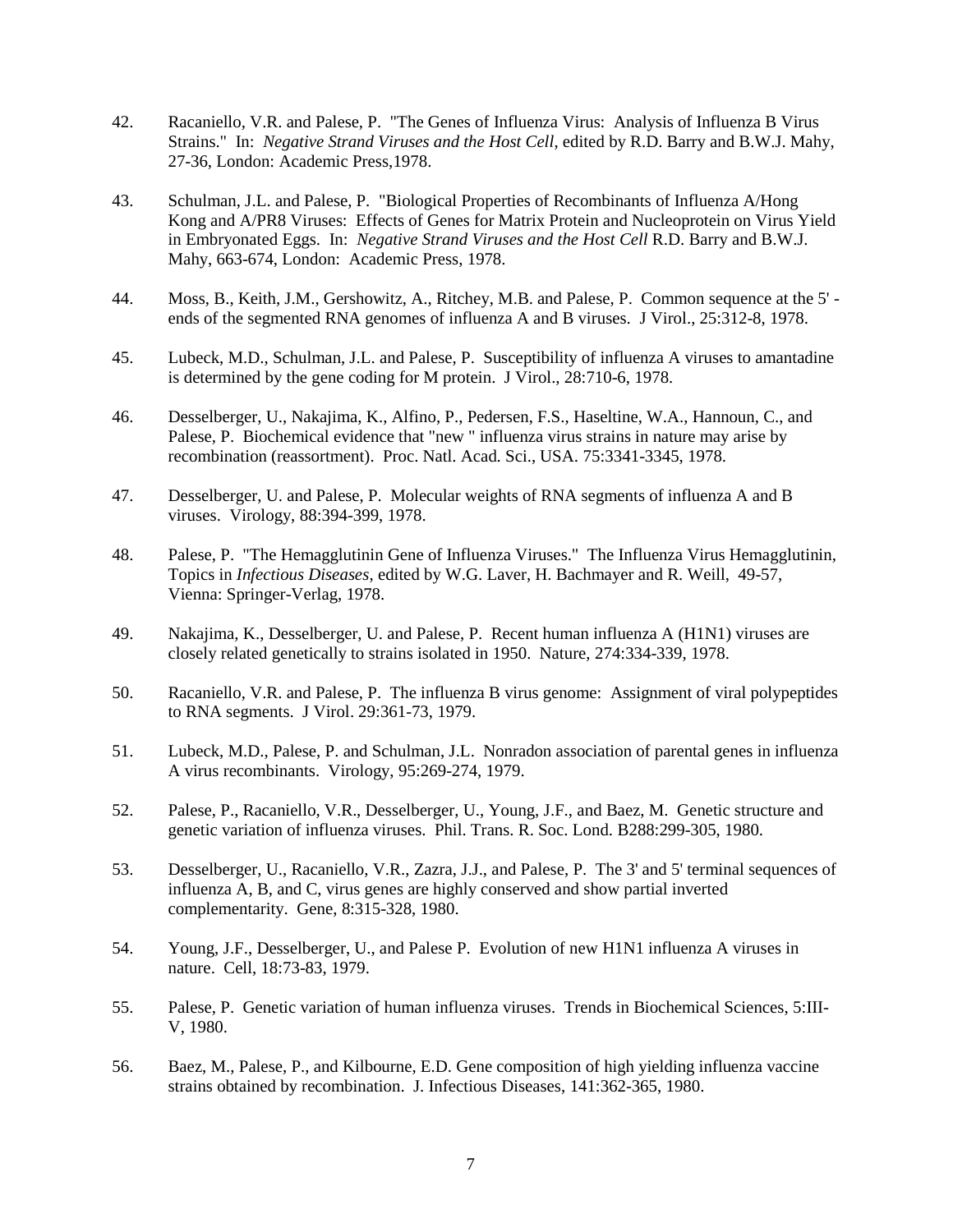42. Racaniello, V.R. and Palese, P. "The Genes of Influenza Virus: Analysis of Influenza B Virus Strains." In: *Negative Strand Viruses and the Host Cell*, edited by R.D. Barry and B.W.J. Mahy, 27-36, London: Academic Press,1978.

43. Schulman, J.L. and Palese, P. "Biological Properties of Recombinants of Influenza A/Hong Kong and A/PR8 Viruses: Effects of Genes for Matrix Protein and Nucleoprotein on Virus Yield in Embryonated Eggs. In: *Negative Strand Viruses and the Host Cell* R.D. Barry and B.W.J. Mahy, 663-674, London: Academic Press, 1978.

44. Moss, B., Keith, J.M., Gershowitz, A., Ritchey, M.B. and Palese, P. Common sequence at the 5' -ends of the segmented RNA genomes of influenza A and B viruses. J Virol., 25:312-8, 1978.

45. Lubeck, M.D., Schulman, J.L. and Palese, P. Susceptibility of influenza A viruses to amantadine is determined by the gene coding for M protein. J Virol., 28:710-6, 1978.

46. Desselberger, U., Nakajima, K., Alfino, P., Pedersen, F.S., Haseltine, W.A., Hannoun, C., and Palese, P. Biochemical evidence that "new " influenza virus strains in nature may arise by recombination (reassortment). Proc. Natl. Acad. Sci., USA. 75:3341-3345, 1978.

47. Desselberger, U. and Palese, P. Molecular weights of RNA segments of influenza A and B viruses. Virology, 88:394-399, 1978.

48. Palese, P. "The Hemagglutinin Gene of Influenza Viruses." The Influenza Virus Hemagglutinin, Topics in *Infectious Diseases*, edited by W.G. Laver, H. Bachmayer and R. Weill, 49-57, Vienna: Springer-Verlag, 1978.

49. Nakajima, K., Desselberger, U. and Palese, P. Recent human influenza A (H1N1) viruses are closely related genetically to strains isolated in 1950. Nature, 274:334-339, 1978.

50. Racaniello, V.R. and Palese, P. The influenza B virus genome: Assignment of viral polypeptides to RNA segments. J Virol. 29:361-73, 1979.

51. Lubeck, M.D., Palese, P. and Schulman, J.L. Nonradon association of parental genes in influenza A virus recombinants. Virology, 95:269-274, 1979.

52. Palese, P., Racaniello, V.R., Desselberger, U., Young, J.F., and Baez, M. Genetic structure and genetic variation of influenza viruses. Phil. Trans. R. Soc. Lond. B288:299-305, 1980.

53. Desselberger, U., Racaniello, V.R., Zazra, J.J., and Palese, P. The 3' and 5' terminal sequences of influenza A, B, and C, virus genes are highly conserved and show partial inverted complementarity. Gene, 8:315-328, 1980.

54. Young, J.F., Desselberger, U., and Palese P. Evolution of new H1N1 influenza A viruses in nature. Cell, 18:73-83, 1979.

55. Palese, P. Genetic variation of human influenza viruses. Trends in Biochemical Sciences, 5:III-V, 1980.

56. Baez, M., Palese, P., and Kilbourne, E.D. Gene composition of high yielding influenza vaccine strains obtained by recombination. J. Infectious Diseases, 141:362-365, 1980.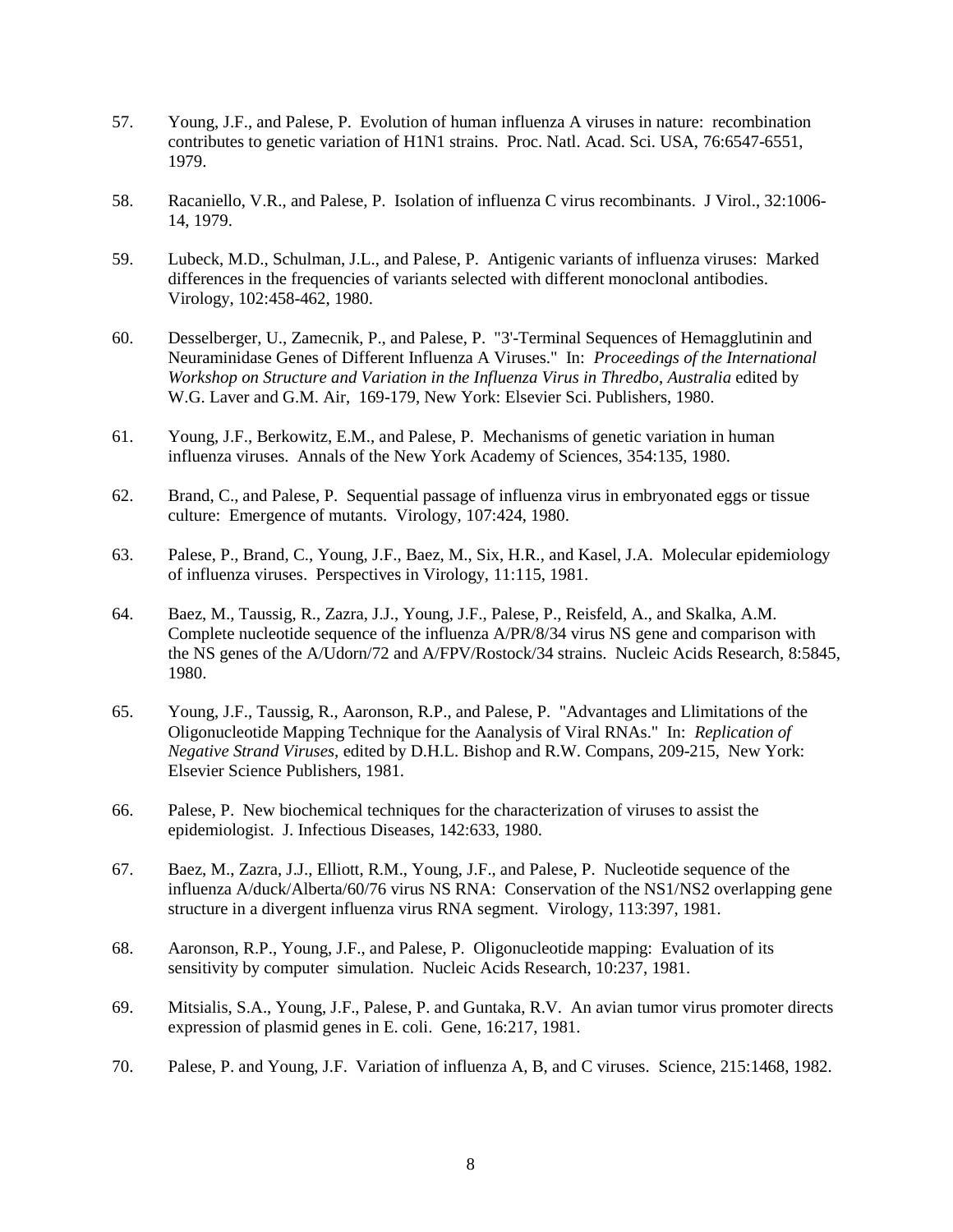57. Young, J.F., and Palese, P. Evolution of human influenza A viruses in nature: recombination contributes to genetic variation of H1N1 strains. Proc. Natl. Acad. Sci. USA, 76:6547-6551, 1979.

58. Racaniello, V.R., and Palese, P. Isolation of influenza C virus recombinants. J Virol., 32:1006-14, 1979.

59. Lubeck, M.D., Schulman, J.L., and Palese, P. Antigenic variants of influenza viruses: Marked differences in the frequencies of variants selected with different monoclonal antibodies. Virology, 102:458-462, 1980.

60. Desselberger, U., Zamecnik, P., and Palese, P. "3'-Terminal Sequences of Hemagglutinin and Neuraminidase Genes of Different Influenza A Viruses." In: *Proceedings of the International Workshop on Structure and Variation in the Influenza Virus in Thredbo, Australia* edited by W.G. Laver and G.M. Air, 169-179, New York: Elsevier Sci. Publishers, 1980.

61. Young, J.F., Berkowitz, E.M., and Palese, P. Mechanisms of genetic variation in human influenza viruses. Annals of the New York Academy of Sciences, 354:135, 1980.

62. Brand, C., and Palese, P. Sequential passage of influenza virus in embryonated eggs or tissue culture: Emergence of mutants. Virology, 107:424, 1980.

63. Palese, P., Brand, C., Young, J.F., Baez, M., Six, H.R., and Kasel, J.A. Molecular epidemiology of influenza viruses. Perspectives in Virology, 11:115, 1981.

64. Baez, M., Taussig, R., Zazra, J.J., Young, J.F., Palese, P., Reisfeld, A., and Skalka, A.M. Complete nucleotide sequence of the influenza A/PR/8/34 virus NS gene and comparison with the NS genes of the A/Udorn/72 and A/FPV/Rostock/34 strains. Nucleic Acids Research, 8:5845, 1980.

65. Young, J.F., Taussig, R., Aaronson, R.P., and Palese, P. "Advantages and Llimitations of the Oligonucleotide Mapping Technique for the Aanalysis of Viral RNAs." In: *Replication of Negative Strand Viruses*, edited by D.H.L. Bishop and R.W. Compans, 209-215, New York: Elsevier Science Publishers, 1981.

66. Palese, P. New biochemical techniques for the characterization of viruses to assist the epidemiologist. J. Infectious Diseases, 142:633, 1980.

67. Baez, M., Zazra, J.J., Elliott, R.M., Young, J.F., and Palese, P. Nucleotide sequence of the influenza A/duck/Alberta/60/76 virus NS RNA: Conservation of the NS1/NS2 overlapping gene structure in a divergent influenza virus RNA segment. Virology, 113:397, 1981.

68. Aaronson, R.P., Young, J.F., and Palese, P. Oligonucleotide mapping: Evaluation of its sensitivity by computer simulation. Nucleic Acids Research, 10:237, 1981.

69. Mitsialis, S.A., Young, J.F., Palese, P. and Guntaka, R.V. An avian tumor virus promoter directs expression of plasmid genes in E. coli. Gene, 16:217, 1981.

70. Palese, P. and Young, J.F. Variation of influenza A, B, and C viruses. Science, 215:1468, 1982.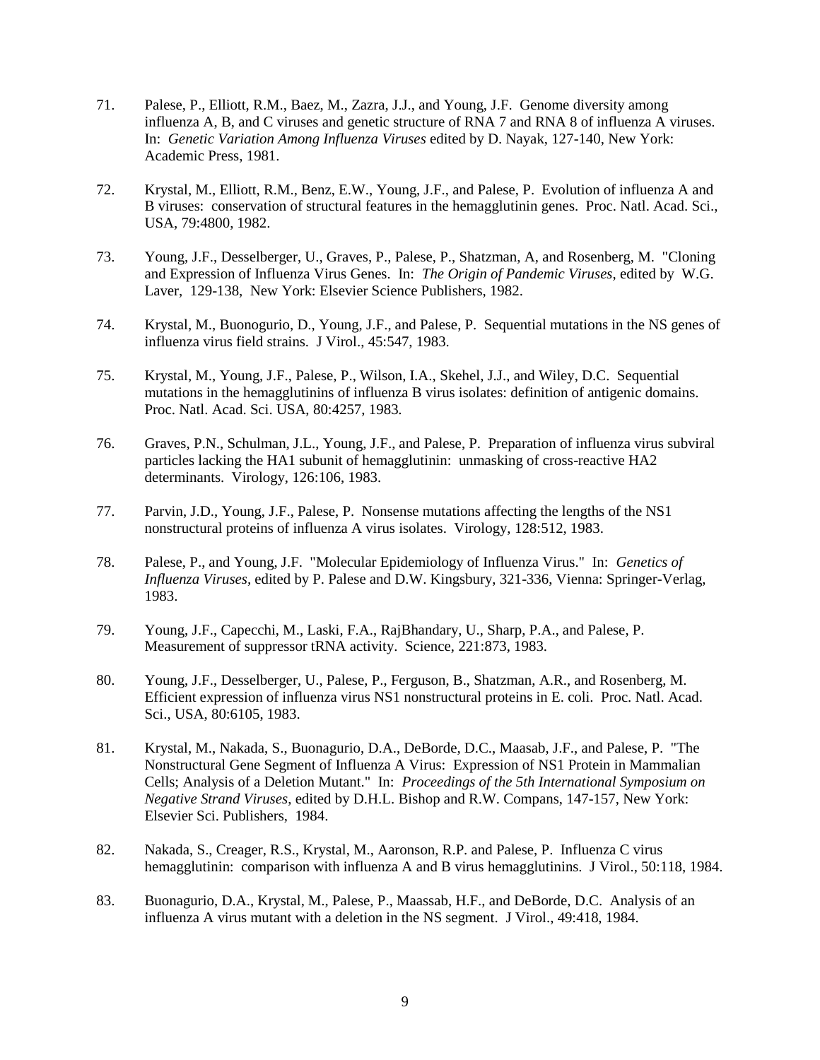71. Palese, P., Elliott, R.M., Baez, M., Zazra, J.J., and Young, J.F. Genome diversity among influenza A, B, and C viruses and genetic structure of RNA 7 and RNA 8 of influenza A viruses. In: *Genetic Variation Among Influenza Viruses* edited by D. Nayak, 127-140, New York: Academic Press, 1981.

72. Krystal, M., Elliott, R.M., Benz, E.W., Young, J.F., and Palese, P. Evolution of influenza A and B viruses: conservation of structural features in the hemagglutinin genes. Proc. Natl. Acad. Sci., USA, 79:4800, 1982.

73. Young, J.F., Desselberger, U., Graves, P., Palese, P., Shatzman, A, and Rosenberg, M. "Cloning and Expression of Influenza Virus Genes. In: *The Origin of Pandemic Viruses*, edited by W.G. Laver, 129-138, New York: Elsevier Science Publishers, 1982.

74. Krystal, M., Buonogurio, D., Young, J.F., and Palese, P. Sequential mutations in the NS genes of influenza virus field strains. J Virol., 45:547, 1983.

75. Krystal, M., Young, J.F., Palese, P., Wilson, I.A., Skehel, J.J., and Wiley, D.C. Sequential mutations in the hemagglutinins of influenza B virus isolates: definition of antigenic domains. Proc. Natl. Acad. Sci. USA, 80:4257, 1983.

76. Graves, P.N., Schulman, J.L., Young, J.F., and Palese, P. Preparation of influenza virus subviral particles lacking the HA1 subunit of hemagglutinin: unmasking of cross-reactive HA2 determinants. Virology, 126:106, 1983.

77. Parvin, J.D., Young, J.F., Palese, P. Nonsense mutations affecting the lengths of the NS1 nonstructural proteins of influenza A virus isolates. Virology, 128:512, 1983.

78. Palese, P., and Young, J.F. "Molecular Epidemiology of Influenza Virus." In: *Genetics of Influenza Viruses*, edited by P. Palese and D.W. Kingsbury, 321-336, Vienna: Springer-Verlag, 1983.

79. Young, J.F., Capecchi, M., Laski, F.A., RajBhandary, U., Sharp, P.A., and Palese, P. Measurement of suppressor tRNA activity. Science, 221:873, 1983.

80. Young, J.F., Desselberger, U., Palese, P., Ferguson, B., Shatzman, A.R., and Rosenberg, M. Efficient expression of influenza virus NS1 nonstructural proteins in E. coli. Proc. Natl. Acad. Sci., USA, 80:6105, 1983.

81. Krystal, M., Nakada, S., Buonagurio, D.A., DeBorde, D.C., Maasab, J.F., and Palese, P. "The Nonstructural Gene Segment of Influenza A Virus: Expression of NS1 Protein in Mammalian Cells; Analysis of a Deletion Mutant." In: *Proceedings of the 5th International Symposium on Negative Strand Viruses*, edited by D.H.L. Bishop and R.W. Compans, 147-157, New York: Elsevier Sci. Publishers, 1984.

82. Nakada, S., Creager, R.S., Krystal, M., Aaronson, R.P. and Palese, P. Influenza C virus hemagglutinin: comparison with influenza A and B virus hemagglutinins. J Virol., 50:118, 1984.

83. Buonagurio, D.A., Krystal, M., Palese, P., Maassab, H.F., and DeBorde, D.C. Analysis of an influenza A virus mutant with a deletion in the NS segment. J Virol., 49:418, 1984.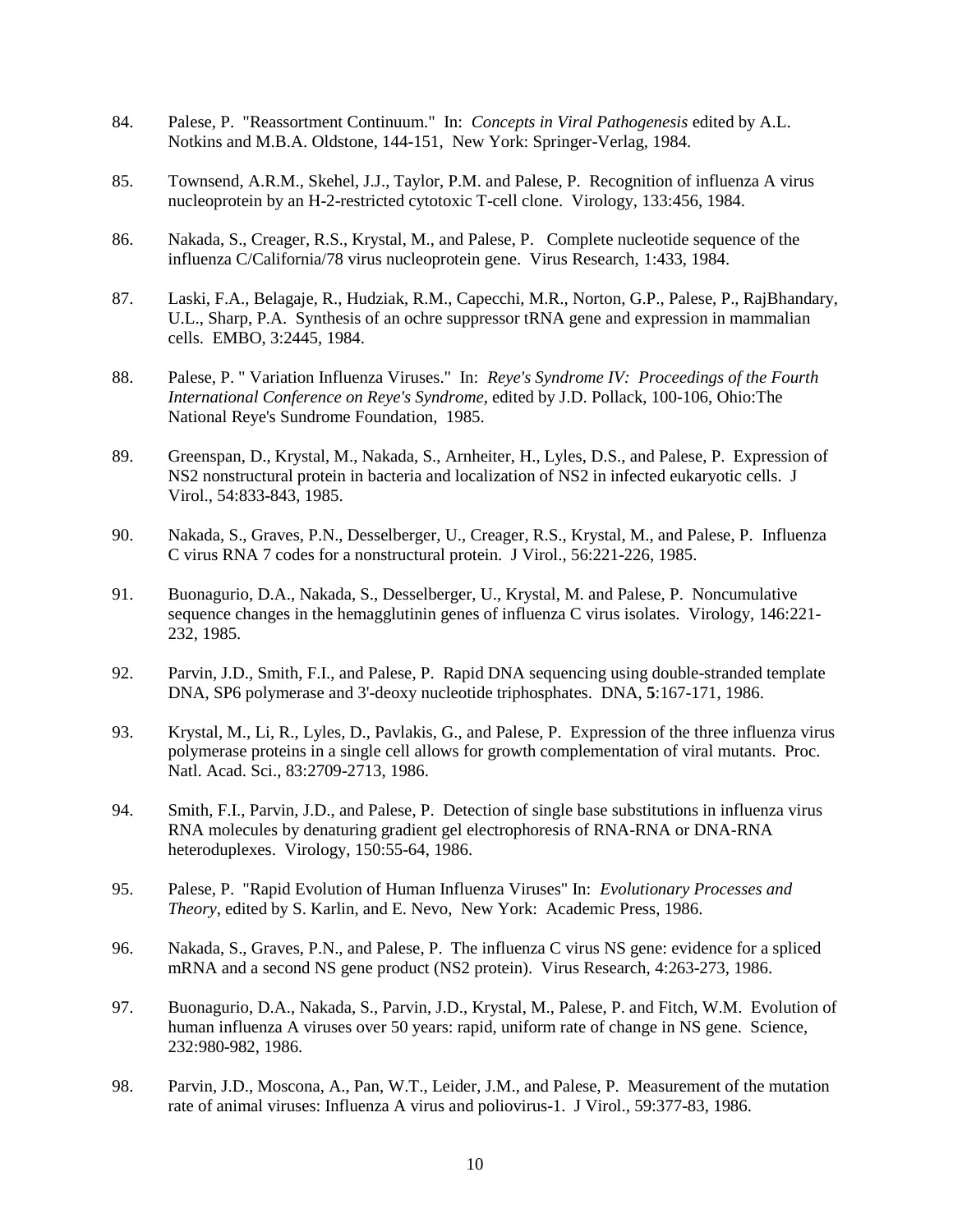84. Palese, P. "Reassortment Continuum." In: *Concepts in Viral Pathogenesis* edited by A.L. Notkins and M.B.A. Oldstone, 144-151, New York: Springer-Verlag, 1984.

85. Townsend, A.R.M., Skehel, J.J., Taylor, P.M. and Palese, P. Recognition of influenza A virus nucleoprotein by an H-2-restricted cytotoxic T-cell clone. Virology, 133:456, 1984.

86. Nakada, S., Creager, R.S., Krystal, M., and Palese, P. Complete nucleotide sequence of the influenza C/California/78 virus nucleoprotein gene. Virus Research, 1:433, 1984.

87. Laski, F.A., Belagaje, R., Hudziak, R.M., Capecchi, M.R., Norton, G.P., Palese, P., RajBhandary, U.L., Sharp, P.A. Synthesis of an ochre suppressor tRNA gene and expression in mammalian cells. EMBO, 3:2445, 1984.

88. Palese, P. " Variation Influenza Viruses." In: *Reye's Syndrome IV: Proceedings of the Fourth International Conference on Reye's Syndrome*, edited by J.D. Pollack, 100-106, Ohio:The National Reye's Sundrome Foundation, 1985.

89. Greenspan, D., Krystal, M., Nakada, S., Arnheiter, H., Lyles, D.S., and Palese, P. Expression of NS2 nonstructural protein in bacteria and localization of NS2 in infected eukaryotic cells. J Virol., 54:833-843, 1985.

90. Nakada, S., Graves, P.N., Desselberger, U., Creager, R.S., Krystal, M., and Palese, P. Influenza C virus RNA 7 codes for a nonstructural protein. J Virol., 56:221-226, 1985.

91. Buonagurio, D.A., Nakada, S., Desselberger, U., Krystal, M. and Palese, P. Noncumulative sequence changes in the hemagglutinin genes of influenza C virus isolates. Virology, 146:221-232, 1985.

92. Parvin, J.D., Smith, F.I., and Palese, P. Rapid DNA sequencing using double-stranded template DNA, SP6 polymerase and 3'-deoxy nucleotide triphosphates. DNA, **5**:167-171, 1986.

93. Krystal, M., Li, R., Lyles, D., Pavlakis, G., and Palese, P. Expression of the three influenza virus polymerase proteins in a single cell allows for growth complementation of viral mutants. Proc. Natl. Acad. Sci., 83:2709-2713, 1986.

94. Smith, F.I., Parvin, J.D., and Palese, P. Detection of single base substitutions in influenza virus RNA molecules by denaturing gradient gel electrophoresis of RNA-RNA or DNA-RNA heteroduplexes. Virology, 150:55-64, 1986.

95. Palese, P. "Rapid Evolution of Human Influenza Viruses" In: *Evolutionary Processes and Theory*, edited by S. Karlin, and E. Nevo, New York: Academic Press, 1986.

96. Nakada, S., Graves, P.N., and Palese, P. The influenza C virus NS gene: evidence for a spliced mRNA and a second NS gene product (NS2 protein). Virus Research, 4:263-273, 1986.

97. Buonagurio, D.A., Nakada, S., Parvin, J.D., Krystal, M., Palese, P. and Fitch, W.M. Evolution of human influenza A viruses over 50 years: rapid, uniform rate of change in NS gene. Science, 232:980-982, 1986.

98. Parvin, J.D., Moscona, A., Pan, W.T., Leider, J.M., and Palese, P. Measurement of the mutation rate of animal viruses: Influenza A virus and poliovirus-1. J Virol., 59:377-83, 1986.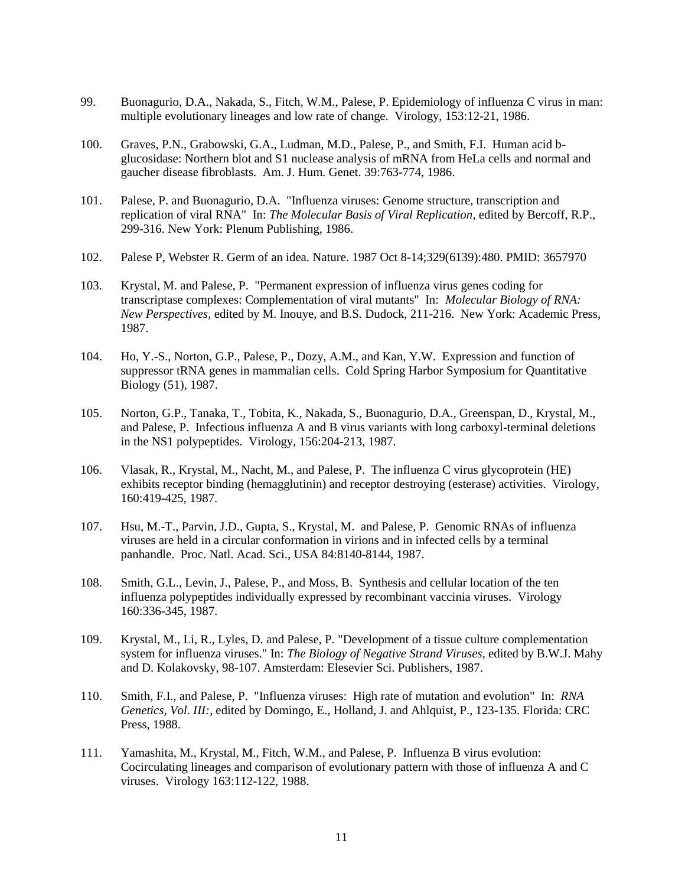99. Buonagurio, D.A., Nakada, S., Fitch, W.M., Palese, P. Epidemiology of influenza C virus in man: multiple evolutionary lineages and low rate of change. Virology, 153:12-21, 1986.

100. Graves, P.N., Grabowski, G.A., Ludman, M.D., Palese, P., and Smith, F.I. Human acid b-glucosidase: Northern blot and S1 nuclease analysis of mRNA from HeLa cells and normal and gaucher disease fibroblasts. Am. J. Hum. Genet. 39:763-774, 1986.

101. Palese, P. and Buonagurio, D.A. "Influenza viruses: Genome structure, transcription and replication of viral RNA" In: *The Molecular Basis of Viral Replication*, edited by Bercoff, R.P., 299-316. New York: Plenum Publishing, 1986.

102. Palese P, Webster R. Germ of an idea. Nature. 1987 Oct 8-14;329(6139):480. PMID: 3657970

103. Krystal, M. and Palese, P. "Permanent expression of influenza virus genes coding for transcriptase complexes: Complementation of viral mutants" In: *Molecular Biology of RNA: New Perspectives*, edited by M. Inouye, and B.S. Dudock, 211-216. New York: Academic Press, 1987.

104. Ho, Y.-S., Norton, G.P., Palese, P., Dozy, A.M., and Kan, Y.W. Expression and function of suppressor tRNA genes in mammalian cells. Cold Spring Harbor Symposium for Quantitative Biology (51), 1987.

105. Norton, G.P., Tanaka, T., Tobita, K., Nakada, S., Buonagurio, D.A., Greenspan, D., Krystal, M., and Palese, P. Infectious influenza A and B virus variants with long carboxyl-terminal deletions in the NS1 polypeptides. Virology, 156:204-213, 1987.

106. Vlasak, R., Krystal, M., Nacht, M., and Palese, P. The influenza C virus glycoprotein (HE) exhibits receptor binding (hemagglutinin) and receptor destroying (esterase) activities. Virology, 160:419-425, 1987.

107. Hsu, M.-T., Parvin, J.D., Gupta, S., Krystal, M. and Palese, P. Genomic RNAs of influenza viruses are held in a circular conformation in virions and in infected cells by a terminal panhandle. Proc. Natl. Acad. Sci., USA 84:8140-8144, 1987.

108. Smith, G.L., Levin, J., Palese, P., and Moss, B. Synthesis and cellular location of the ten influenza polypeptides individually expressed by recombinant vaccinia viruses. Virology 160:336-345, 1987.

109. Krystal, M., Li, R., Lyles, D. and Palese, P. "Development of a tissue culture complementation system for influenza viruses." In: *The Biology of Negative Strand Viruses*, edited by B.W.J. Mahy and D. Kolakovsky, 98-107. Amsterdam: Elesevier Sci. Publishers, 1987.

110. Smith, F.I., and Palese, P. "Influenza viruses: High rate of mutation and evolution" In: *RNA Genetics, Vol. III:*, edited by Domingo, E., Holland, J. and Ahlquist, P., 123-135. Florida: CRC Press, 1988.

111. Yamashita, M., Krystal, M., Fitch, W.M., and Palese, P. Influenza B virus evolution: Cocirculating lineages and comparison of evolutionary pattern with those of influenza A and C viruses. Virology 163:112-122, 1988.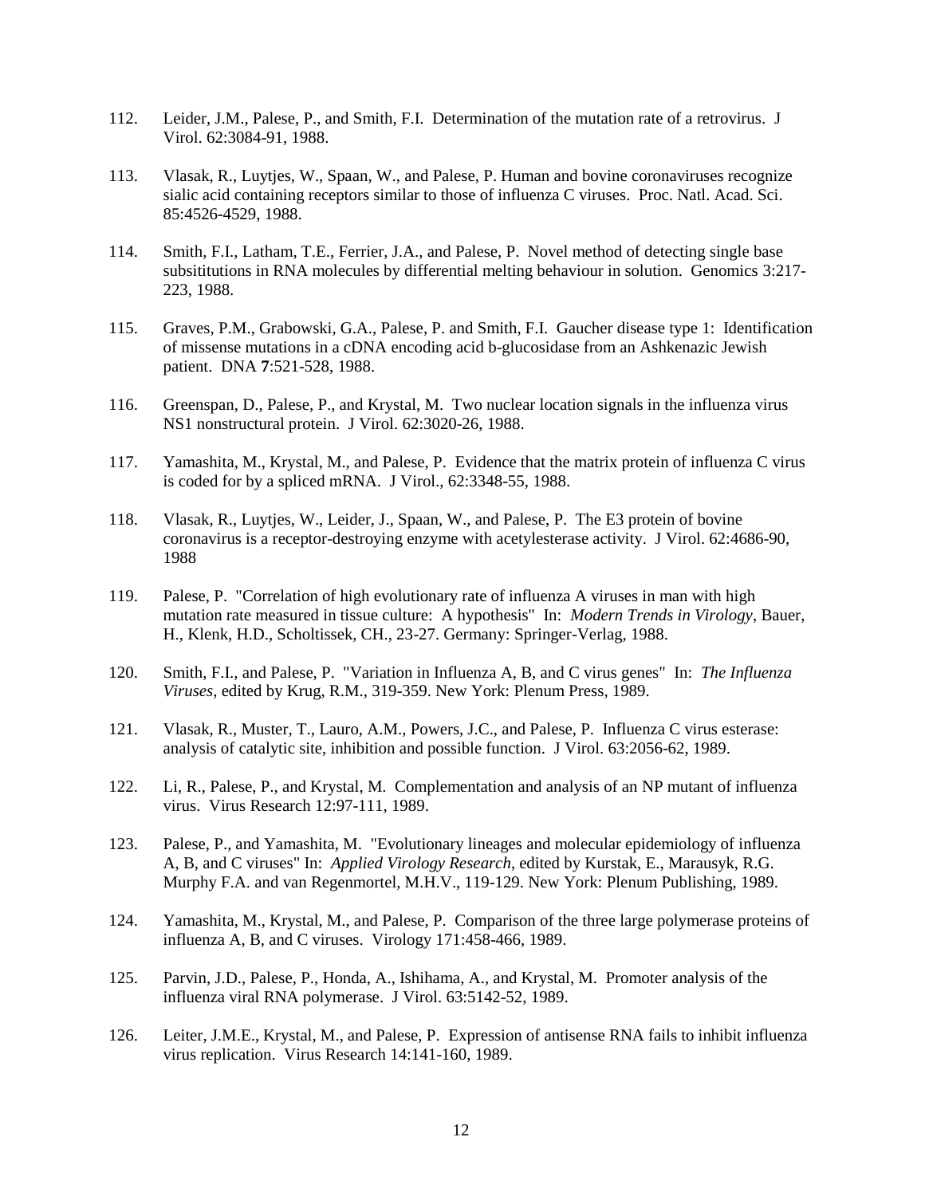112. Leider, J.M., Palese, P., and Smith, F.I. Determination of the mutation rate of a retrovirus. J Virol. 62:3084-91, 1988.

113. Vlasak, R., Luytjes, W., Spaan, W., and Palese, P. Human and bovine coronaviruses recognize sialic acid containing receptors similar to those of influenza C viruses. Proc. Natl. Acad. Sci. 85:4526-4529, 1988.

114. Smith, F.I., Latham, T.E., Ferrier, J.A., and Palese, P. Novel method of detecting single base subsititutions in RNA molecules by differential melting behaviour in solution. Genomics 3:217-223, 1988.

115. Graves, P.M., Grabowski, G.A., Palese, P. and Smith, F.I. Gaucher disease type 1: Identification of missense mutations in a cDNA encoding acid b-glucosidase from an Ashkenazic Jewish patient. DNA **7**:521-528, 1988.

116. Greenspan, D., Palese, P., and Krystal, M. Two nuclear location signals in the influenza virus NS1 nonstructural protein. J Virol. 62:3020-26, 1988.

117. Yamashita, M., Krystal, M., and Palese, P. Evidence that the matrix protein of influenza C virus is coded for by a spliced mRNA. J Virol., 62:3348-55, 1988.

118. Vlasak, R., Luytjes, W., Leider, J., Spaan, W., and Palese, P. The E3 protein of bovine coronavirus is a receptor-destroying enzyme with acetylesterase activity. J Virol. 62:4686-90, 1988

119. Palese, P. "Correlation of high evolutionary rate of influenza A viruses in man with high mutation rate measured in tissue culture: A hypothesis" In: *Modern Trends in Virology*, Bauer, H., Klenk, H.D., Scholtissek, CH., 23-27. Germany: Springer-Verlag, 1988.

120. Smith, F.I., and Palese, P. "Variation in Influenza A, B, and C virus genes" In: *The Influenza Viruses*, edited by Krug, R.M., 319-359. New York: Plenum Press, 1989.

121. Vlasak, R., Muster, T., Lauro, A.M., Powers, J.C., and Palese, P. Influenza C virus esterase: analysis of catalytic site, inhibition and possible function. J Virol. 63:2056-62, 1989.

122. Li, R., Palese, P., and Krystal, M. Complementation and analysis of an NP mutant of influenza virus. Virus Research 12:97-111, 1989.

123. Palese, P., and Yamashita, M. "Evolutionary lineages and molecular epidemiology of influenza A, B, and C viruses" In: *Applied Virology Research*, edited by Kurstak, E., Marausyk, R.G. Murphy F.A. and van Regenmortel, M.H.V., 119-129. New York: Plenum Publishing, 1989.

124. Yamashita, M., Krystal, M., and Palese, P. Comparison of the three large polymerase proteins of influenza A, B, and C viruses. Virology 171:458-466, 1989.

125. Parvin, J.D., Palese, P., Honda, A., Ishihama, A., and Krystal, M. Promoter analysis of the influenza viral RNA polymerase. J Virol. 63:5142-52, 1989.

126. Leiter, J.M.E., Krystal, M., and Palese, P. Expression of antisense RNA fails to inhibit influenza virus replication. Virus Research 14:141-160, 1989.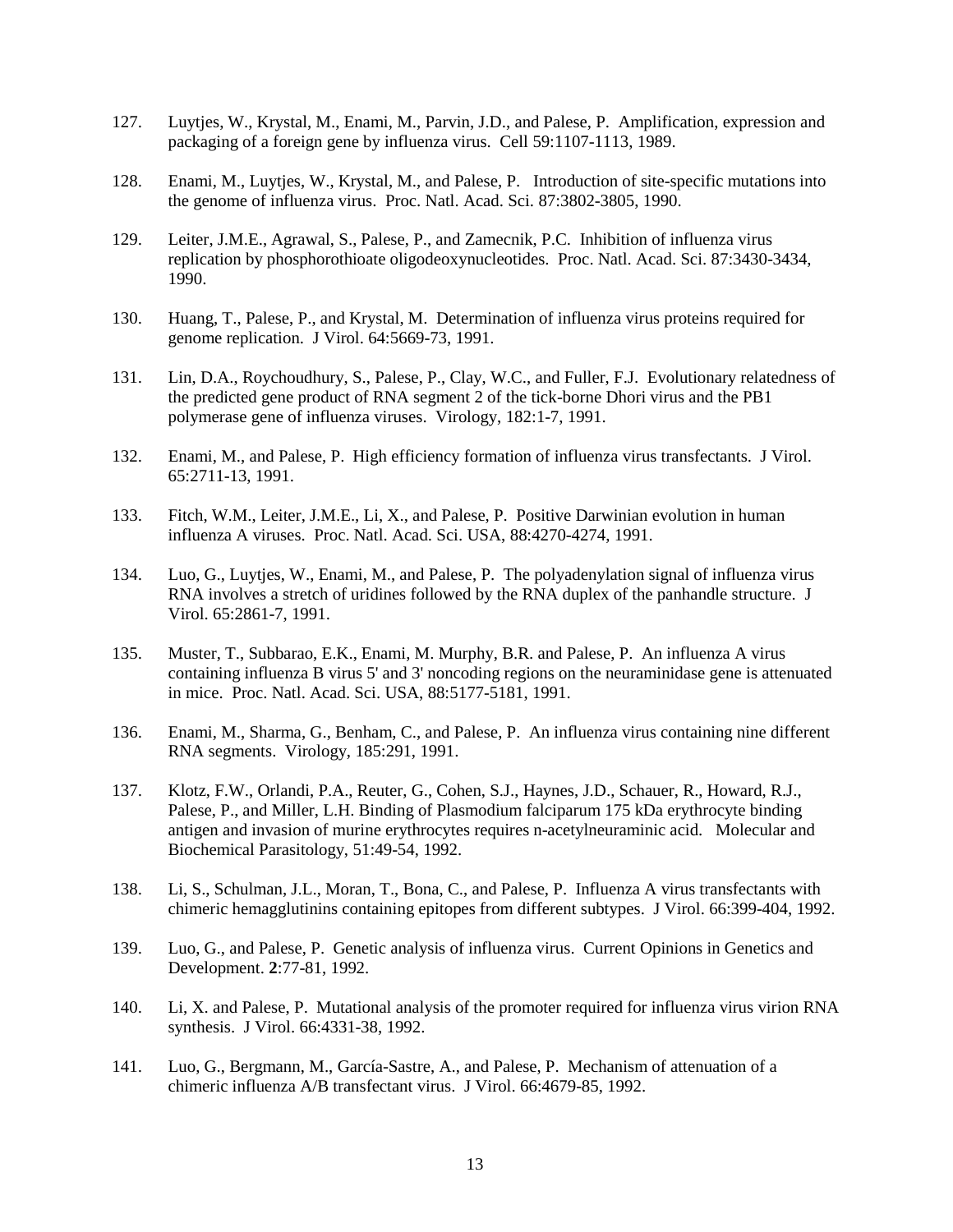127. Luytjes, W., Krystal, M., Enami, M., Parvin, J.D., and Palese, P. Amplification, expression and packaging of a foreign gene by influenza virus. Cell 59:1107-1113, 1989.

128. Enami, M., Luytjes, W., Krystal, M., and Palese, P. Introduction of site-specific mutations into the genome of influenza virus. Proc. Natl. Acad. Sci. 87:3802-3805, 1990.

129. Leiter, J.M.E., Agrawal, S., Palese, P., and Zamecnik, P.C. Inhibition of influenza virus replication by phosphorothioate oligodeoxynucleotides. Proc. Natl. Acad. Sci. 87:3430-3434, 1990.

130. Huang, T., Palese, P., and Krystal, M. Determination of influenza virus proteins required for genome replication. J Virol. 64:5669-73, 1991.

131. Lin, D.A., Roychoudhury, S., Palese, P., Clay, W.C., and Fuller, F.J. Evolutionary relatedness of the predicted gene product of RNA segment 2 of the tick-borne Dhori virus and the PB1 polymerase gene of influenza viruses. Virology, 182:1-7, 1991.

132. Enami, M., and Palese, P. High efficiency formation of influenza virus transfectants. J Virol. 65:2711-13, 1991.

133. Fitch, W.M., Leiter, J.M.E., Li, X., and Palese, P. Positive Darwinian evolution in human influenza A viruses. Proc. Natl. Acad. Sci. USA, 88:4270-4274, 1991.

134. Luo, G., Luytjes, W., Enami, M., and Palese, P. The polyadenylation signal of influenza virus RNA involves a stretch of uridines followed by the RNA duplex of the panhandle structure. J Virol. 65:2861-7, 1991.

135. Muster, T., Subbarao, E.K., Enami, M. Murphy, B.R. and Palese, P. An influenza A virus containing influenza B virus 5' and 3' noncoding regions on the neuraminidase gene is attenuated in mice. Proc. Natl. Acad. Sci. USA, 88:5177-5181, 1991.

136. Enami, M., Sharma, G., Benham, C., and Palese, P. An influenza virus containing nine different RNA segments. Virology, 185:291, 1991.

137. Klotz, F.W., Orlandi, P.A., Reuter, G., Cohen, S.J., Haynes, J.D., Schauer, R., Howard, R.J., Palese, P., and Miller, L.H. Binding of Plasmodium falciparum 175 kDa erythrocyte binding antigen and invasion of murine erythrocytes requires n-acetylneuraminic acid. Molecular and Biochemical Parasitology, 51:49-54, 1992.

138. Li, S., Schulman, J.L., Moran, T., Bona, C., and Palese, P. Influenza A virus transfectants with chimeric hemagglutinins containing epitopes from different subtypes. J Virol. 66:399-404, 1992.

139. Luo, G., and Palese, P. Genetic analysis of influenza virus. Current Opinions in Genetics and Development. **2**:77-81, 1992.

140. Li, X. and Palese, P. Mutational analysis of the promoter required for influenza virus virion RNA synthesis. J Virol. 66:4331-38, 1992.

141. Luo, G., Bergmann, M., García-Sastre, A., and Palese, P. Mechanism of attenuation of a chimeric influenza A/B transfectant virus. J Virol. 66:4679-85, 1992.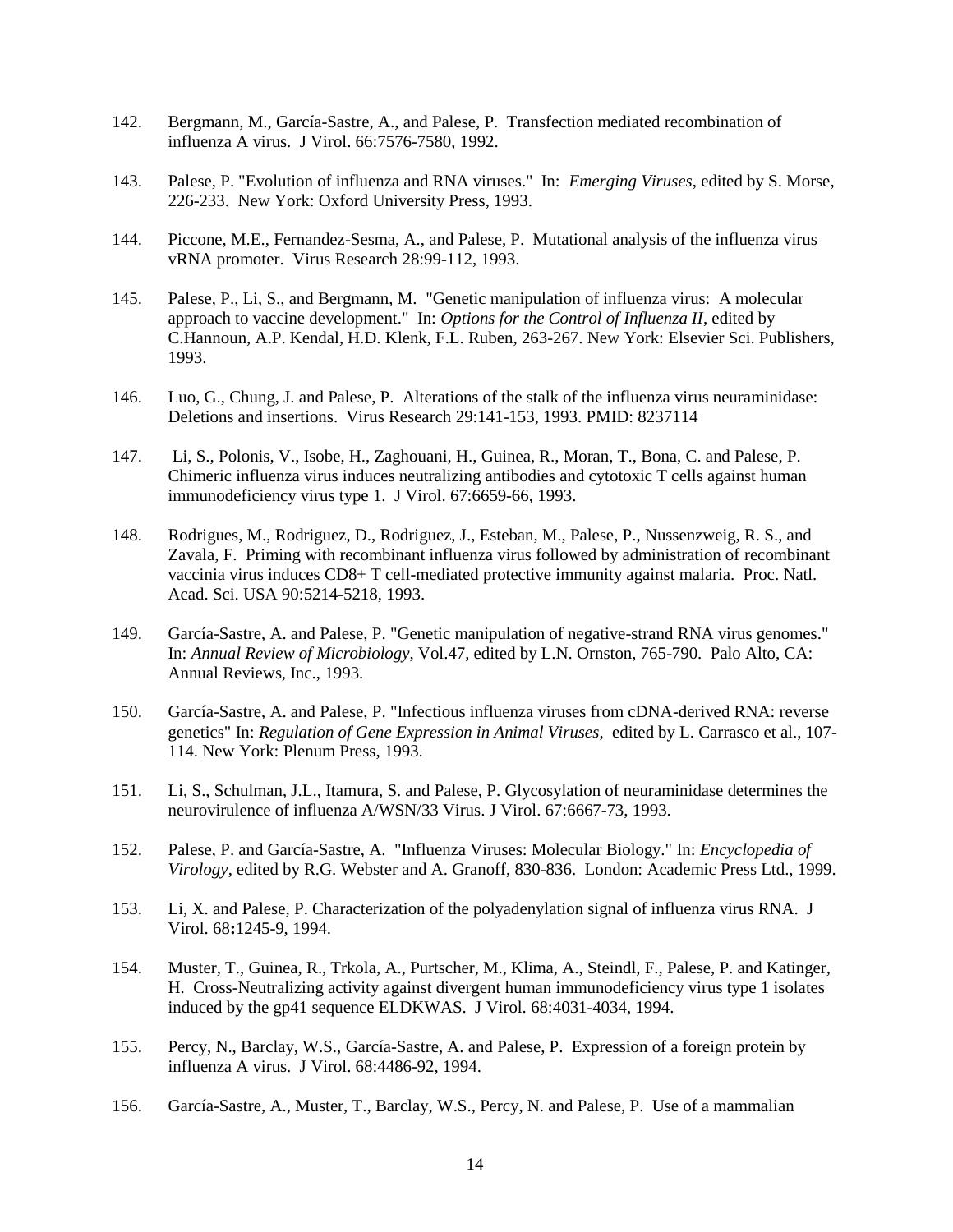142. Bergmann, M., García-Sastre, A., and Palese, P. Transfection mediated recombination of influenza A virus. J Virol. 66:7576-7580, 1992.

143. Palese, P. "Evolution of influenza and RNA viruses." In: *Emerging Viruses*, edited by S. Morse, 226-233. New York: Oxford University Press, 1993.

144. Piccone, M.E., Fernandez-Sesma, A., and Palese, P. Mutational analysis of the influenza virus vRNA promoter. Virus Research 28:99-112, 1993.

145. Palese, P., Li, S., and Bergmann, M. "Genetic manipulation of influenza virus: A molecular approach to vaccine development." In: *Options for the Control of Influenza II*, edited by C.Hannoun, A.P. Kendal, H.D. Klenk, F.L. Ruben, 263-267. New York: Elsevier Sci. Publishers, 1993.

146. Luo, G., Chung, J. and Palese, P. Alterations of the stalk of the influenza virus neuraminidase: Deletions and insertions. Virus Research 29:141-153, 1993. PMID: 8237114

147. Li, S., Polonis, V., Isobe, H., Zaghouani, H., Guinea, R., Moran, T., Bona, C. and Palese, P. Chimeric influenza virus induces neutralizing antibodies and cytotoxic T cells against human immunodeficiency virus type 1. J Virol. 67:6659-66, 1993.

148. Rodrigues, M., Rodriguez, D., Rodriguez, J., Esteban, M., Palese, P., Nussenzweig, R. S., and Zavala, F. Priming with recombinant influenza virus followed by administration of recombinant vaccinia virus induces CD8+ T cell-mediated protective immunity against malaria. Proc. Natl. Acad. Sci. USA 90:5214-5218, 1993.

149. García-Sastre, A. and Palese, P. "Genetic manipulation of negative-strand RNA virus genomes." In: *Annual Review of Microbiology*, Vol.47, edited by L.N. Ornston, 765-790. Palo Alto, CA: Annual Reviews, Inc., 1993.

150. García-Sastre, A. and Palese, P. "Infectious influenza viruses from cDNA-derived RNA: reverse genetics" In: *Regulation of Gene Expression in Animal Viruses*, edited by L. Carrasco et al., 107-114. New York: Plenum Press, 1993.

151. Li, S., Schulman, J.L., Itamura, S. and Palese, P. Glycosylation of neuraminidase determines the neurovirulence of influenza A/WSN/33 Virus. J Virol. 67:6667-73, 1993.

152. Palese, P. and García-Sastre, A. "Influenza Viruses: Molecular Biology." In: *Encyclopedia of Virology*, edited by R.G. Webster and A. Granoff, 830-836. London: Academic Press Ltd., 1999.

153. Li, X. and Palese, P. Characterization of the polyadenylation signal of influenza virus RNA. J Virol. 68**:**1245-9, 1994.

154. Muster, T., Guinea, R., Trkola, A., Purtscher, M., Klima, A., Steindl, F., Palese, P. and Katinger, H. Cross-Neutralizing activity against divergent human immunodeficiency virus type 1 isolates induced by the gp41 sequence ELDKWAS. J Virol. 68:4031-4034, 1994.

155. Percy, N., Barclay, W.S., García-Sastre, A. and Palese, P. Expression of a foreign protein by influenza A virus. J Virol. 68:4486-92, 1994.

156. García-Sastre, A., Muster, T., Barclay, W.S., Percy, N. and Palese, P. Use of a mammalian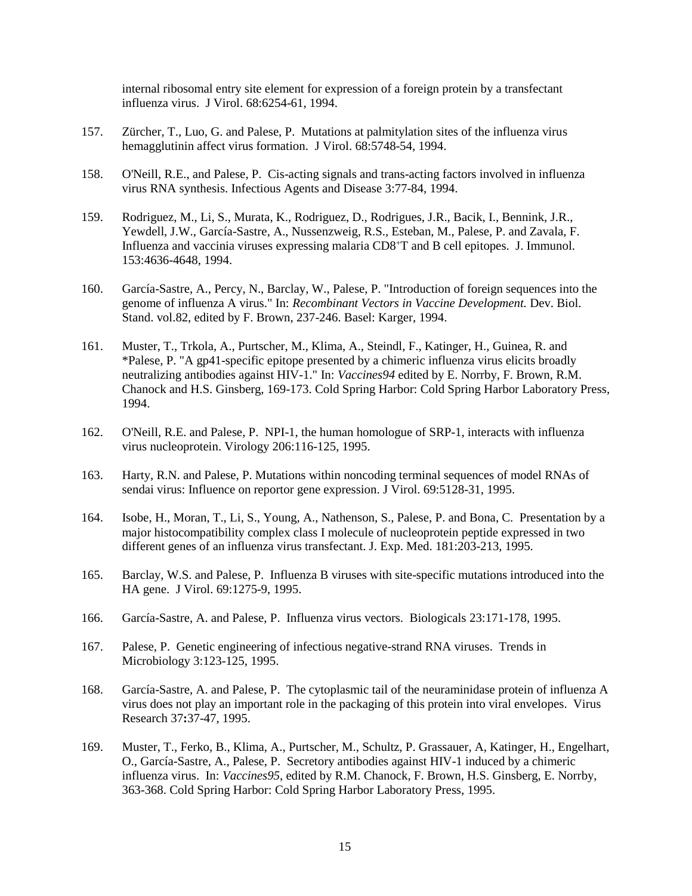internal ribosomal entry site element for expression of a foreign protein by a transfectant influenza virus. J Virol. 68:6254-61, 1994.

157. Zürcher, T., Luo, G. and Palese, P. Mutations at palmitylation sites of the influenza virus hemagglutinin affect virus formation. J Virol. 68:5748-54, 1994.

158. O'Neill, R.E., and Palese, P. Cis-acting signals and trans-acting factors involved in influenza virus RNA synthesis. Infectious Agents and Disease 3:77-84, 1994.

159. Rodriguez, M., Li, S., Murata, K., Rodriguez, D., Rodrigues, J.R., Bacik, I., Bennink, J.R., Yewdell, J.W., García-Sastre, A., Nussenzweig, R.S., Esteban, M., Palese, P. and Zavala, F. Influenza and vaccinia viruses expressing malaria $CD8^{+}$T and B cell epitopes. J. Immunol. 153:4636-4648, 1994.

160. García-Sastre, A., Percy, N., Barclay, W., Palese, P. "Introduction of foreign sequences into the genome of influenza A virus." In: *Recombinant Vectors in Vaccine Development.* Dev. Biol. Stand. vol.82, edited by F. Brown, 237-246. Basel: Karger, 1994.

161. Muster, T., Trkola, A., Purtscher, M., Klima, A., Steindl, F., Katinger, H., Guinea, R. and *Palese, P. "A gp41-specific epitope presented by a chimeric influenza virus elicits broadly neutralizing antibodies against HIV-1." In: *Vaccines94* edited by E. Norrby, F. Brown, R.M. Chanock and H.S. Ginsberg, 169-173. Cold Spring Harbor: Cold Spring Harbor Laboratory Press, 1994.

162. O'Neill, R.E. and Palese, P. NPI-1, the human homologue of SRP-1, interacts with influenza virus nucleoprotein. Virology 206:116-125, 1995.

163. Harty, R.N. and Palese, P. Mutations within noncoding terminal sequences of model RNAs of sendai virus: Influence on reportor gene expression. J Virol. 69:5128-31, 1995.

164. Isobe, H., Moran, T., Li, S., Young, A., Nathenson, S., Palese, P. and Bona, C. Presentation by a major histocompatibility complex class I molecule of nucleoprotein peptide expressed in two different genes of an influenza virus transfectant. J. Exp. Med. 181:203-213, 1995.

165. Barclay, W.S. and Palese, P. Influenza B viruses with site-specific mutations introduced into the HA gene. J Virol. 69:1275-9, 1995.

166. García-Sastre, A. and Palese, P. Influenza virus vectors. Biologicals 23:171-178, 1995.

167. Palese, P. Genetic engineering of infectious negative-strand RNA viruses. Trends in Microbiology 3:123-125, 1995.

168. García-Sastre, A. and Palese, P. The cytoplasmic tail of the neuraminidase protein of influenza A virus does not play an important role in the packaging of this protein into viral envelopes. Virus Research 37**:**37-47, 1995.

169. Muster, T., Ferko, B., Klima, A., Purtscher, M., Schultz, P. Grassauer, A, Katinger, H., Engelhart, O., García-Sastre, A., Palese, P. Secretory antibodies against HIV-1 induced by a chimeric influenza virus. In: *Vaccines95*, edited by R.M. Chanock, F. Brown, H.S. Ginsberg, E. Norrby, 363-368. Cold Spring Harbor: Cold Spring Harbor Laboratory Press, 1995.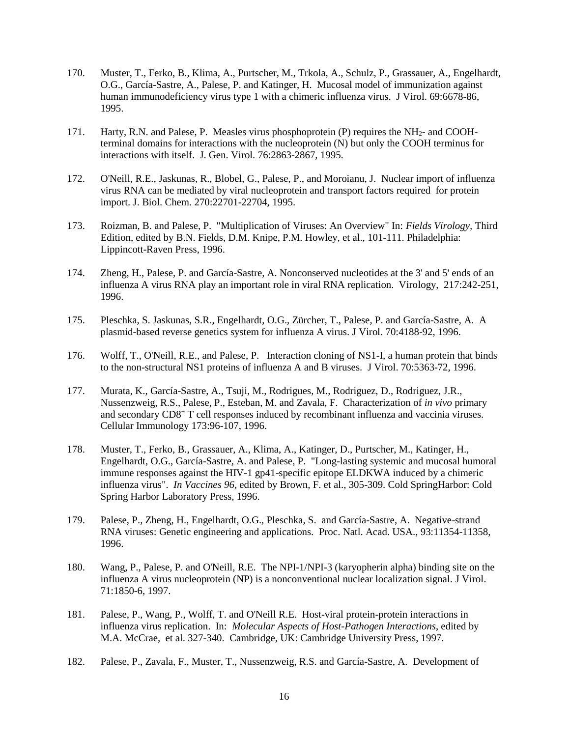170. Muster, T., Ferko, B., Klima, A., Purtscher, M., Trkola, A., Schulz, P., Grassauer, A., Engelhardt, O.G., García-Sastre, A., Palese, P. and Katinger, H. Mucosal model of immunization against human immunodeficiency virus type 1 with a chimeric influenza virus. J Virol. 69:6678-86, 1995.

171. Harty, R.N. and Palese, P. Measles virus phosphoprotein (P) requires the $NH_2$- and COOH-terminal domains for interactions with the nucleoprotein (N) but only the COOH terminus for interactions with itself. J. Gen. Virol. 76:2863-2867, 1995.

172. O'Neill, R.E., Jaskunas, R., Blobel, G., Palese, P., and Moroianu, J. Nuclear import of influenza virus RNA can be mediated by viral nucleoprotein and transport factors required for protein import. J. Biol. Chem. 270:22701-22704, 1995.

173. Roizman, B. and Palese, P. "Multiplication of Viruses: An Overview" In: *Fields Virology*, Third Edition, edited by B.N. Fields, D.M. Knipe, P.M. Howley, et al., 101-111. Philadelphia: Lippincott-Raven Press, 1996.

174. Zheng, H., Palese, P. and García-Sastre, A. Nonconserved nucleotides at the 3' and 5' ends of an influenza A virus RNA play an important role in viral RNA replication. Virology, 217:242-251, 1996.

175. Pleschka, S. Jaskunas, S.R., Engelhardt, O.G., Zürcher, T., Palese, P. and García-Sastre, A. A plasmid-based reverse genetics system for influenza A virus. J Virol. 70:4188-92, 1996.

176. Wolff, T., O'Neill, R.E., and Palese, P. Interaction cloning of NS1-I, a human protein that binds to the non-structural NS1 proteins of influenza A and B viruses. J Virol. 70:5363-72, 1996.

177. Murata, K., García-Sastre, A., Tsuji, M., Rodrigues, M., Rodriguez, D., Rodriguez, J.R., Nussenzweig, R.S., Palese, P., Esteban, M. and Zavala, F. Characterization of *in vivo* primary and secondary $CD8^+$ T cell responses induced by recombinant influenza and vaccinia viruses. Cellular Immunology 173:96-107, 1996.

178. Muster, T., Ferko, B., Grassauer, A., Klima, A., Katinger, D., Purtscher, M., Katinger, H., Engelhardt, O.G., García-Sastre, A. and Palese, P. "Long-lasting systemic and mucosal humoral immune responses against the HIV-1 gp41-specific epitope ELDKWA induced by a chimeric influenza virus". *In Vaccines 96*, edited by Brown, F. et al., 305-309. Cold SpringHarbor: Cold Spring Harbor Laboratory Press, 1996.

179. Palese, P., Zheng, H., Engelhardt, O.G., Pleschka, S. and García-Sastre, A. Negative-strand RNA viruses: Genetic engineering and applications. Proc. Natl. Acad. USA., 93:11354-11358, 1996.

180. Wang, P., Palese, P. and O'Neill, R.E. The NPI-1/NPI-3 (karyopherin alpha) binding site on the influenza A virus nucleoprotein (NP) is a nonconventional nuclear localization signal. J Virol. 71:1850-6, 1997.

181. Palese, P., Wang, P., Wolff, T. and O'Neill R.E. Host-viral protein-protein interactions in influenza virus replication. In: *Molecular Aspects of Host-Pathogen Interactions*, edited by M.A. McCrae, et al. 327-340. Cambridge, UK: Cambridge University Press, 1997.

182. Palese, P., Zavala, F., Muster, T., Nussenzweig, R.S. and García-Sastre, A. Development of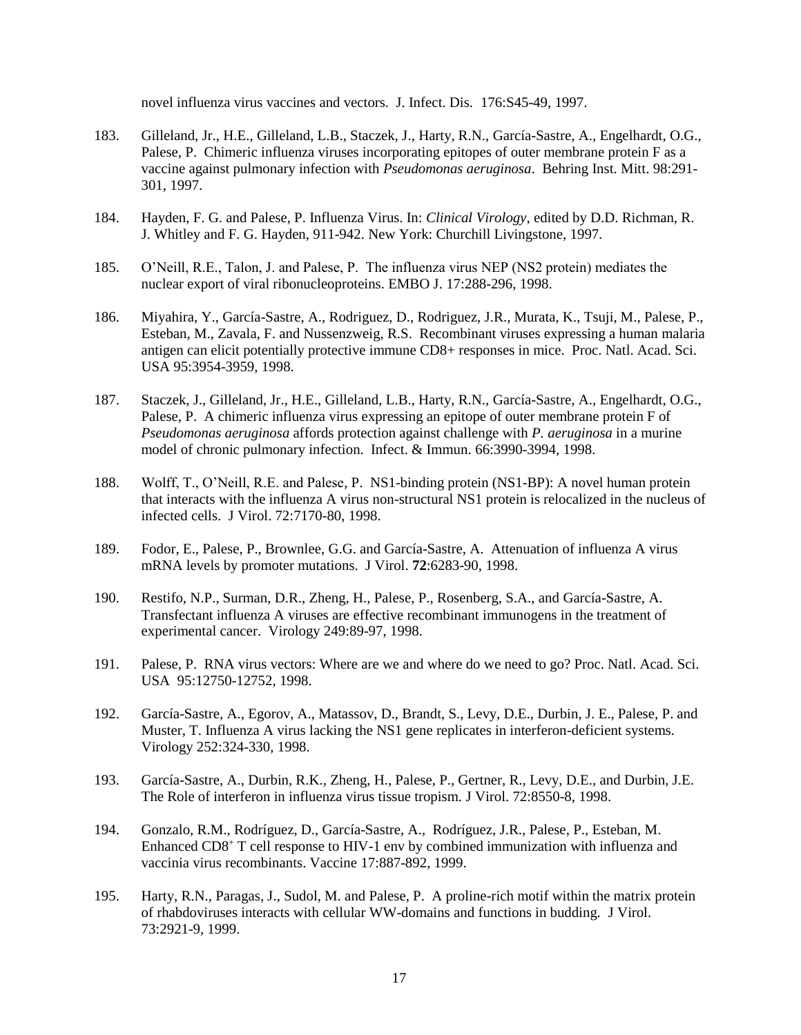novel influenza virus vaccines and vectors. J. Infect. Dis. 176:S45-49, 1997.

183. Gilleland, Jr., H.E., Gilleland, L.B., Staczek, J., Harty, R.N., García-Sastre, A., Engelhardt, O.G., Palese, P. Chimeric influenza viruses incorporating epitopes of outer membrane protein F as a vaccine against pulmonary infection with *Pseudomonas aeruginosa*. Behring Inst. Mitt. 98:291-301, 1997.

184. Hayden, F. G. and Palese, P. Influenza Virus. In: *Clinical Virology*, edited by D.D. Richman, R. J. Whitley and F. G. Hayden, 911-942. New York: Churchill Livingstone, 1997.

185. O'Neill, R.E., Talon, J. and Palese, P. The influenza virus NEP (NS2 protein) mediates the nuclear export of viral ribonucleoproteins. EMBO J. 17:288-296, 1998.

186. Miyahira, Y., García-Sastre, A., Rodriguez, D., Rodriguez, J.R., Murata, K., Tsuji, M., Palese, P., Esteban, M., Zavala, F. and Nussenzweig, R.S. Recombinant viruses expressing a human malaria antigen can elicit potentially protective immune CD8+ responses in mice. Proc. Natl. Acad. Sci. USA 95:3954-3959, 1998.

187. Staczek, J., Gilleland, Jr., H.E., Gilleland, L.B., Harty, R.N., García-Sastre, A., Engelhardt, O.G., Palese, P. A chimeric influenza virus expressing an epitope of outer membrane protein F of *Pseudomonas aeruginosa* affords protection against challenge with *P. aeruginosa* in a murine model of chronic pulmonary infection. Infect. & Immun. 66:3990-3994, 1998.

188. Wolff, T., O'Neill, R.E. and Palese, P. NS1-binding protein (NS1-BP): A novel human protein that interacts with the influenza A virus non-structural NS1 protein is relocalized in the nucleus of infected cells. J Virol. 72:7170-80, 1998.

189. Fodor, E., Palese, P., Brownlee, G.G. and García-Sastre, A. Attenuation of influenza A virus mRNA levels by promoter mutations. J Virol. **72**:6283-90, 1998.

190. Restifo, N.P., Surman, D.R., Zheng, H., Palese, P., Rosenberg, S.A., and García-Sastre, A. Transfectant influenza A viruses are effective recombinant immunogens in the treatment of experimental cancer. Virology 249:89-97, 1998.

191. Palese, P. RNA virus vectors: Where are we and where do we need to go? Proc. Natl. Acad. Sci. USA 95:12750-12752, 1998.

192. García-Sastre, A., Egorov, A., Matassov, D., Brandt, S., Levy, D.E., Durbin, J. E., Palese, P. and Muster, T. Influenza A virus lacking the NS1 gene replicates in interferon-deficient systems. Virology 252:324-330, 1998.

193. García-Sastre, A., Durbin, R.K., Zheng, H., Palese, P., Gertner, R., Levy, D.E., and Durbin, J.E. The Role of interferon in influenza virus tissue tropism. J Virol. 72:8550-8, 1998.

194. Gonzalo, R.M., Rodríguez, D., García-Sastre, A., Rodríguez, J.R., Palese, P., Esteban, M. Enhanced $CD8^+$ T cell response to HIV-1 env by combined immunization with influenza and vaccinia virus recombinants. Vaccine 17:887-892, 1999.

195. Harty, R.N., Paragas, J., Sudol, M. and Palese, P. A proline-rich motif within the matrix protein of rhabdoviruses interacts with cellular WW-domains and functions in budding. J Virol. 73:2921-9, 1999.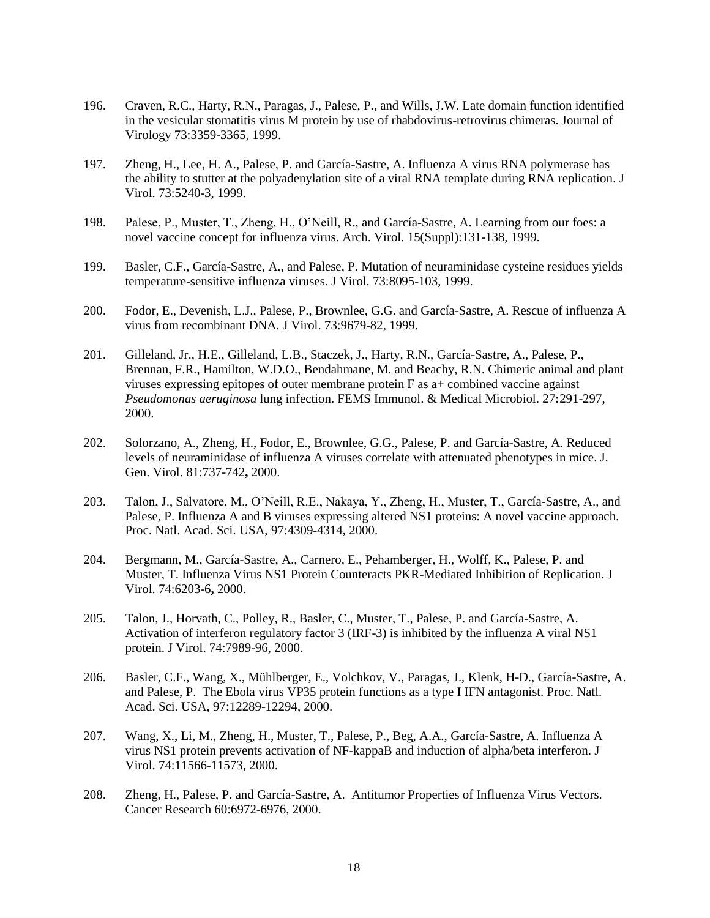196. Craven, R.C., Harty, R.N., Paragas, J., Palese, P., and Wills, J.W. Late domain function identified in the vesicular stomatitis virus M protein by use of rhabdovirus-retrovirus chimeras. Journal of Virology 73:3359-3365, 1999.

197. Zheng, H., Lee, H. A., Palese, P. and García-Sastre, A. Influenza A virus RNA polymerase has the ability to stutter at the polyadenylation site of a viral RNA template during RNA replication. J Virol. 73:5240-3, 1999.

198. Palese, P., Muster, T., Zheng, H., O'Neill, R., and García-Sastre, A. Learning from our foes: a novel vaccine concept for influenza virus. Arch. Virol. 15(Suppl):131-138, 1999.

199. Basler, C.F., García-Sastre, A., and Palese, P. Mutation of neuraminidase cysteine residues yields temperature-sensitive influenza viruses. J Virol. 73:8095-103, 1999.

200. Fodor, E., Devenish, L.J., Palese, P., Brownlee, G.G. and García-Sastre, A. Rescue of influenza A virus from recombinant DNA. J Virol. 73:9679-82, 1999.

201. Gilleland, Jr., H.E., Gilleland, L.B., Staczek, J., Harty, R.N., García-Sastre, A., Palese, P., Brennan, F.R., Hamilton, W.D.O., Bendahmane, M. and Beachy, R.N. Chimeric animal and plant viruses expressing epitopes of outer membrane protein F as a+ combined vaccine against *Pseudomonas aeruginosa* lung infection. FEMS Immunol. & Medical Microbiol. 27**:**291-297, 2000.

202. Solorzano, A., Zheng, H., Fodor, E., Brownlee, G.G., Palese, P. and García-Sastre, A. Reduced levels of neuraminidase of influenza A viruses correlate with attenuated phenotypes in mice. J. Gen. Virol. 81:737-742**,** 2000.

203. Talon, J., Salvatore, M., O'Neill, R.E., Nakaya, Y., Zheng, H., Muster, T., García-Sastre, A., and Palese, P. Influenza A and B viruses expressing altered NS1 proteins: A novel vaccine approach. Proc. Natl. Acad. Sci. USA, 97:4309-4314, 2000.

204. Bergmann, M., García-Sastre, A., Carnero, E., Pehamberger, H., Wolff, K., Palese, P. and Muster, T. Influenza Virus NS1 Protein Counteracts PKR-Mediated Inhibition of Replication. J Virol. 74:6203-6**,** 2000.

205. Talon, J., Horvath, C., Polley, R., Basler, C., Muster, T., Palese, P. and García-Sastre, A. Activation of interferon regulatory factor 3 (IRF-3) is inhibited by the influenza A viral NS1 protein. J Virol. 74:7989-96, 2000.

206. Basler, C.F., Wang, X., Mühlberger, E., Volchkov, V., Paragas, J., Klenk, H-D., García-Sastre, A. and Palese, P. The Ebola virus VP35 protein functions as a type I IFN antagonist. Proc. Natl. Acad. Sci. USA, 97:12289-12294, 2000.

207. Wang, X., Li, M., Zheng, H., Muster, T., Palese, P., Beg, A.A., García-Sastre, A. Influenza A virus NS1 protein prevents activation of NF-kappaB and induction of alpha/beta interferon. J Virol. 74:11566-11573, 2000.

208. Zheng, H., Palese, P. and García-Sastre, A. Antitumor Properties of Influenza Virus Vectors. Cancer Research 60:6972-6976, 2000.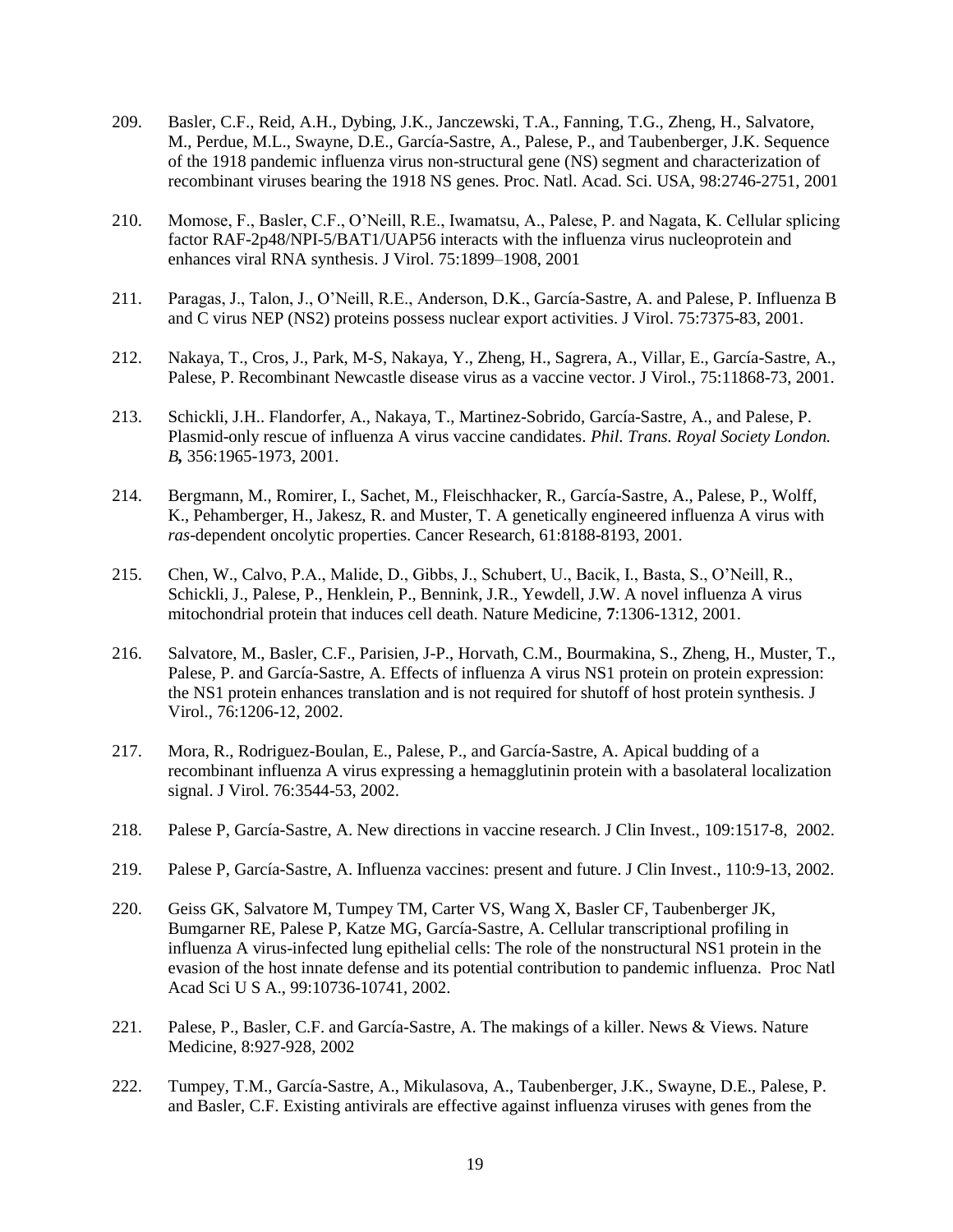209. Basler, C.F., Reid, A.H., Dybing, J.K., Janczewski, T.A., Fanning, T.G., Zheng, H., Salvatore, M., Perdue, M.L., Swayne, D.E., García-Sastre, A., Palese, P., and Taubenberger, J.K. Sequence of the 1918 pandemic influenza virus non-structural gene (NS) segment and characterization of recombinant viruses bearing the 1918 NS genes. Proc. Natl. Acad. Sci. USA, 98:2746-2751, 2001

210. Momose, F., Basler, C.F., O'Neill, R.E., Iwamatsu, A., Palese, P. and Nagata, K. Cellular splicing factor RAF-2p48/NPI-5/BAT1/UAP56 interacts with the influenza virus nucleoprotein and enhances viral RNA synthesis. J Virol. 75:1899–1908, 2001

211. Paragas, J., Talon, J., O'Neill, R.E., Anderson, D.K., García-Sastre, A. and Palese, P. Influenza B and C virus NEP (NS2) proteins possess nuclear export activities. J Virol. 75:7375-83, 2001.

212. Nakaya, T., Cros, J., Park, M-S, Nakaya, Y., Zheng, H., Sagrera, A., Villar, E., García-Sastre, A., Palese, P. Recombinant Newcastle disease virus as a vaccine vector. J Virol., 75:11868-73, 2001.

213. Schickli, J.H.. Flandorfer, A., Nakaya, T., Martinez-Sobrido, García-Sastre, A., and Palese, P. Plasmid-only rescue of influenza A virus vaccine candidates. *Phil. Trans. Royal Society London. B***,** 356:1965-1973, 2001.

214. Bergmann, M., Romirer, I., Sachet, M., Fleischhacker, R., García-Sastre, A., Palese, P., Wolff, K., Pehamberger, H., Jakesz, R. and Muster, T. A genetically engineered influenza A virus with *ras*-dependent oncolytic properties. Cancer Research, 61:8188-8193, 2001.

215. Chen, W., Calvo, P.A., Malide, D., Gibbs, J., Schubert, U., Bacik, I., Basta, S., O'Neill, R., Schickli, J., Palese, P., Henklein, P., Bennink, J.R., Yewdell, J.W. A novel influenza A virus mitochondrial protein that induces cell death. Nature Medicine, **7**:1306-1312, 2001.

216. Salvatore, M., Basler, C.F., Parisien, J-P., Horvath, C.M., Bourmakina, S., Zheng, H., Muster, T., Palese, P. and García-Sastre, A. Effects of influenza A virus NS1 protein on protein expression: the NS1 protein enhances translation and is not required for shutoff of host protein synthesis. J Virol., 76:1206-12, 2002.

217. Mora, R., Rodriguez-Boulan, E., Palese, P., and García-Sastre, A. Apical budding of a recombinant influenza A virus expressing a hemagglutinin protein with a basolateral localization signal. J Virol. 76:3544-53, 2002.

218. Palese P, García-Sastre, A. New directions in vaccine research. J Clin Invest., 109:1517-8, 2002.

219. Palese P, García-Sastre, A. Influenza vaccines: present and future. J Clin Invest., 110:9-13, 2002.

220. Geiss GK, Salvatore M, Tumpey TM, Carter VS, Wang X, Basler CF, Taubenberger JK, Bumgarner RE, Palese P, Katze MG, García-Sastre, A. Cellular transcriptional profiling in influenza A virus-infected lung epithelial cells: The role of the nonstructural NS1 protein in the evasion of the host innate defense and its potential contribution to pandemic influenza. Proc Natl Acad Sci U S A., 99:10736-10741, 2002.

221. Palese, P., Basler, C.F. and García-Sastre, A. The makings of a killer. News & Views. Nature Medicine, 8:927-928, 2002

222. Tumpey, T.M., García-Sastre, A., Mikulasova, A., Taubenberger, J.K., Swayne, D.E., Palese, P. and Basler, C.F. Existing antivirals are effective against influenza viruses with genes from the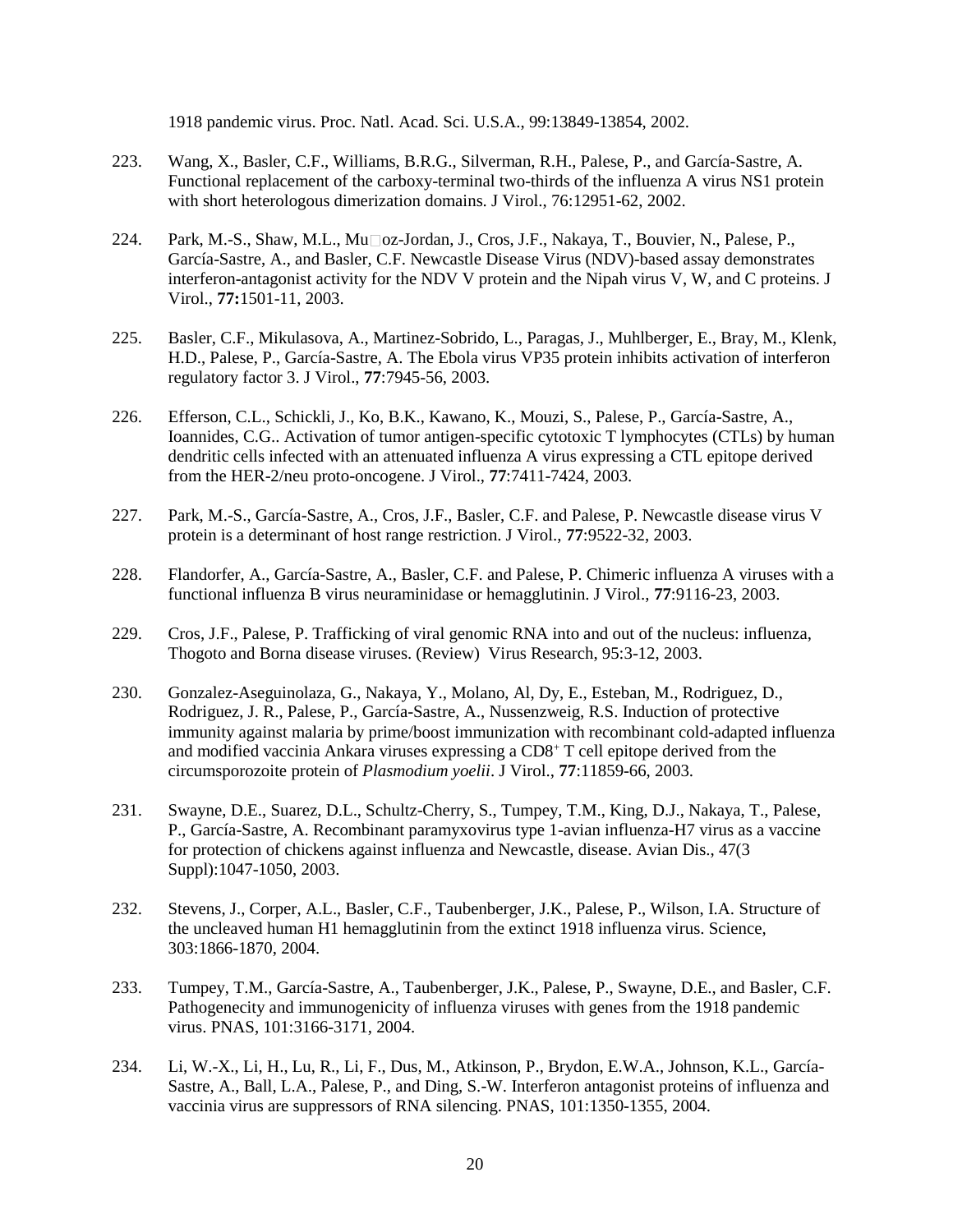1918 pandemic virus. Proc. Natl. Acad. Sci. U.S.A., 99:13849-13854, 2002.

223. Wang, X., Basler, C.F., Williams, B.R.G., Silverman, R.H., Palese, P., and García-Sastre, A. Functional replacement of the carboxy-terminal two-thirds of the influenza A virus NS1 protein with short heterologous dimerization domains. J Virol., 76:12951-62, 2002.

224. Park, M.-S., Shaw, M.L., Mu□oz-Jordan, J., Cros, J.F., Nakaya, T., Bouvier, N., Palese, P., García-Sastre, A., and Basler, C.F. Newcastle Disease Virus (NDV)-based assay demonstrates interferon-antagonist activity for the NDV V protein and the Nipah virus V, W, and C proteins. J Virol., **77:**1501-11, 2003.

225. Basler, C.F., Mikulasova, A., Martinez-Sobrido, L., Paragas, J., Muhlberger, E., Bray, M., Klenk, H.D., Palese, P., García-Sastre, A. The Ebola virus VP35 protein inhibits activation of interferon regulatory factor 3. J Virol., **77**:7945-56, 2003.

226. Efferson, C.L., Schickli, J., Ko, B.K., Kawano, K., Mouzi, S., Palese, P., García-Sastre, A., Ioannides, C.G.. Activation of tumor antigen-specific cytotoxic T lymphocytes (CTLs) by human dendritic cells infected with an attenuated influenza A virus expressing a CTL epitope derived from the HER-2/neu proto-oncogene. J Virol., **77**:7411-7424, 2003.

227. Park, M.-S., García-Sastre, A., Cros, J.F., Basler, C.F. and Palese, P. Newcastle disease virus V protein is a determinant of host range restriction. J Virol., **77**:9522-32, 2003.

228. Flandorfer, A., García-Sastre, A., Basler, C.F. and Palese, P. Chimeric influenza A viruses with a functional influenza B virus neuraminidase or hemagglutinin. J Virol., **77**:9116-23, 2003.

229. Cros, J.F., Palese, P. Trafficking of viral genomic RNA into and out of the nucleus: influenza, Thogoto and Borna disease viruses. (Review) Virus Research, 95:3-12, 2003.

230. Gonzalez-Aseguinolaza, G., Nakaya, Y., Molano, Al, Dy, E., Esteban, M., Rodriguez, D., Rodriguez, J. R., Palese, P., García-Sastre, A., Nussenzweig, R.S. Induction of protective immunity against malaria by prime/boost immunization with recombinant cold-adapted influenza and modified vaccinia Ankara viruses expressing a CD8$^+$ T cell epitope derived from the circumsporozoite protein of *Plasmodium yoelii*. J Virol., **77**:11859-66, 2003.

231. Swayne, D.E., Suarez, D.L., Schultz-Cherry, S., Tumpey, T.M., King, D.J., Nakaya, T., Palese, P., García-Sastre, A. Recombinant paramyxovirus type 1-avian influenza-H7 virus as a vaccine for protection of chickens against influenza and Newcastle, disease. Avian Dis., 47(3 Suppl):1047-1050, 2003.

232. Stevens, J., Corper, A.L., Basler, C.F., Taubenberger, J.K., Palese, P., Wilson, I.A. Structure of the uncleaved human H1 hemagglutinin from the extinct 1918 influenza virus. Science, 303:1866-1870, 2004.

233. Tumpey, T.M., García-Sastre, A., Taubenberger, J.K., Palese, P., Swayne, D.E., and Basler, C.F. Pathogenecity and immunogenicity of influenza viruses with genes from the 1918 pandemic virus. PNAS, 101:3166-3171, 2004.

234. Li, W.-X., Li, H., Lu, R., Li, F., Dus, M., Atkinson, P., Brydon, E.W.A., Johnson, K.L., García-Sastre, A., Ball, L.A., Palese, P., and Ding, S.-W. Interferon antagonist proteins of influenza and vaccinia virus are suppressors of RNA silencing. PNAS, 101:1350-1355, 2004.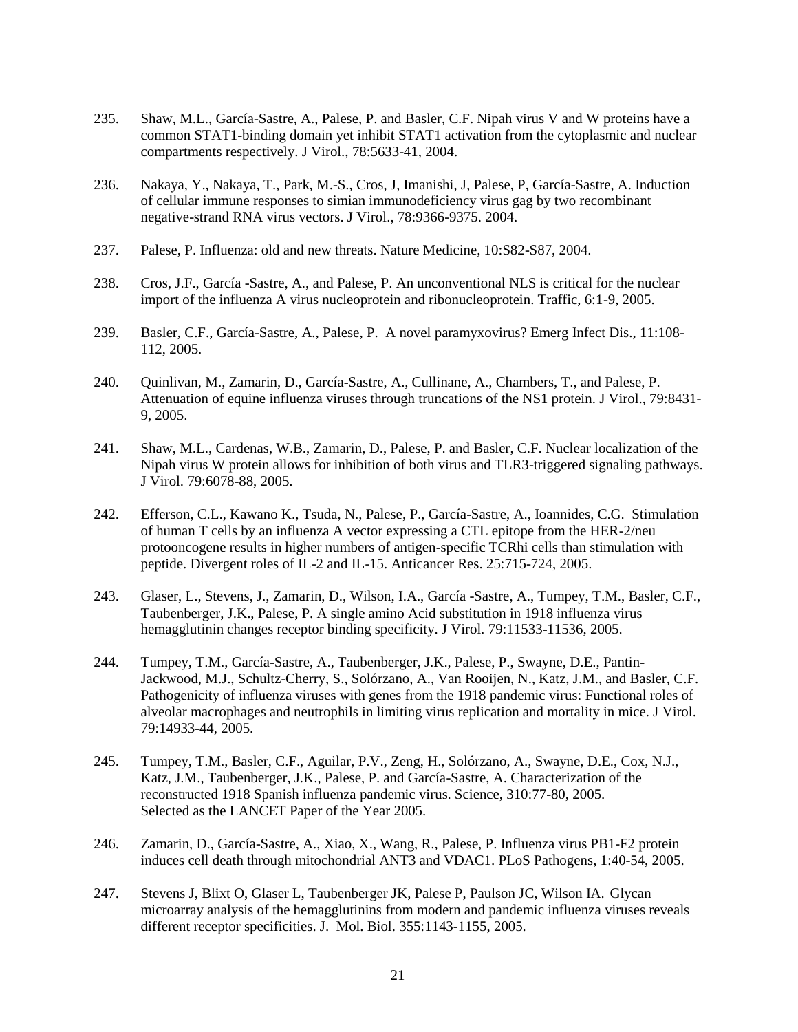235. Shaw, M.L., García-Sastre, A., Palese, P. and Basler, C.F. Nipah virus V and W proteins have a common STAT1-binding domain yet inhibit STAT1 activation from the cytoplasmic and nuclear compartments respectively. J Virol., 78:5633-41, 2004.

236. Nakaya, Y., Nakaya, T., Park, M.-S., Cros, J, Imanishi, J, Palese, P, García-Sastre, A. Induction of cellular immune responses to simian immunodeficiency virus gag by two recombinant negative-strand RNA virus vectors. J Virol., 78:9366-9375. 2004.

237. Palese, P. Influenza: old and new threats. Nature Medicine, 10:S82-S87, 2004.

238. Cros, J.F., García -Sastre, A., and Palese, P. An unconventional NLS is critical for the nuclear import of the influenza A virus nucleoprotein and ribonucleoprotein. Traffic, 6:1-9, 2005.

239. Basler, C.F., García-Sastre, A., Palese, P. A novel paramyxovirus? Emerg Infect Dis., 11:108-112, 2005.

240. Quinlivan, M., Zamarin, D., García-Sastre, A., Cullinane, A., Chambers, T., and Palese, P. Attenuation of equine influenza viruses through truncations of the NS1 protein. J Virol., 79:8431-9, 2005.

241. Shaw, M.L., Cardenas, W.B., Zamarin, D., Palese, P. and Basler, C.F. Nuclear localization of the Nipah virus W protein allows for inhibition of both virus and TLR3-triggered signaling pathways. J Virol. 79:6078-88, 2005.

242. Efferson, C.L., Kawano K., Tsuda, N., Palese, P., García-Sastre, A., Ioannides, C.G. Stimulation of human T cells by an influenza A vector expressing a CTL epitope from the HER-2/neu protooncogene results in higher numbers of antigen-specific TCRhi cells than stimulation with peptide. Divergent roles of IL-2 and IL-15. Anticancer Res. 25:715-724, 2005.

243. Glaser, L., Stevens, J., Zamarin, D., Wilson, I.A., García -Sastre, A., Tumpey, T.M., Basler, C.F., Taubenberger, J.K., Palese, P. A single amino Acid substitution in 1918 influenza virus hemagglutinin changes receptor binding specificity. J Virol. 79:11533-11536, 2005.

244. Tumpey, T.M., García-Sastre, A., Taubenberger, J.K., Palese, P., Swayne, D.E., Pantin-Jackwood, M.J., Schultz-Cherry, S., Solórzano, A., Van Rooijen, N., Katz, J.M., and Basler, C.F. Pathogenicity of influenza viruses with genes from the 1918 pandemic virus: Functional roles of alveolar macrophages and neutrophils in limiting virus replication and mortality in mice. J Virol. 79:14933-44, 2005.

245. Tumpey, T.M., Basler, C.F., Aguilar, P.V., Zeng, H., Solórzano, A., Swayne, D.E., Cox, N.J., Katz, J.M., Taubenberger, J.K., Palese, P. and García-Sastre, A. Characterization of the reconstructed 1918 Spanish influenza pandemic virus. Science, 310:77-80, 2005.
Selected as the LANCET Paper of the Year 2005.

246. Zamarin, D., García-Sastre, A., Xiao, X., Wang, R., Palese, P. Influenza virus PB1-F2 protein induces cell death through mitochondrial ANT3 and VDAC1. PLoS Pathogens, 1:40-54, 2005.

247. Stevens J, Blixt O, Glaser L, Taubenberger JK, Palese P, Paulson JC, Wilson IA. Glycan microarray analysis of the hemagglutinins from modern and pandemic influenza viruses reveals different receptor specificities. J. Mol. Biol. 355:1143-1155, 2005.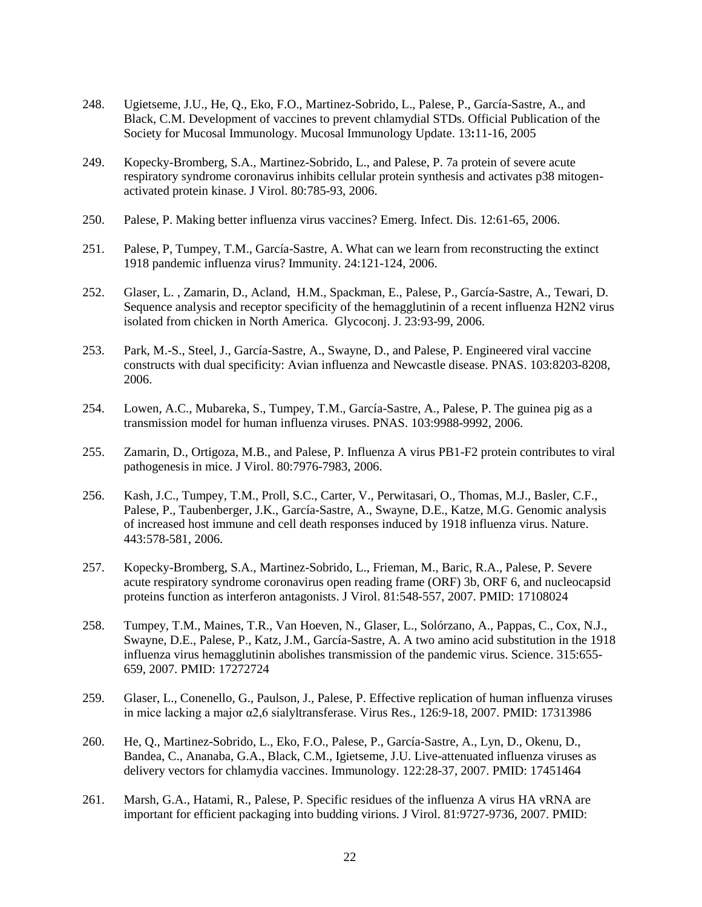248. Ugietseme, J.U., He, Q., Eko, F.O., Martinez-Sobrido, L., Palese, P., García-Sastre, A., and Black, C.M. Development of vaccines to prevent chlamydial STDs. Official Publication of the Society for Mucosal Immunology. Mucosal Immunology Update. 13**:**11-16, 2005

249. Kopecky-Bromberg, S.A., Martinez-Sobrido, L., and Palese, P. 7a protein of severe acute respiratory syndrome coronavirus inhibits cellular protein synthesis and activates p38 mitogen-activated protein kinase. J Virol. 80:785-93, 2006.

250. Palese, P. Making better influenza virus vaccines? Emerg. Infect. Dis. 12:61-65, 2006.

251. Palese, P, Tumpey, T.M., García-Sastre, A. What can we learn from reconstructing the extinct 1918 pandemic influenza virus? Immunity. 24:121-124, 2006.

252. Glaser, L. , Zamarin, D., Acland, H.M., Spackman, E., Palese, P., García-Sastre, A., Tewari, D. Sequence analysis and receptor specificity of the hemagglutinin of a recent influenza H2N2 virus isolated from chicken in North America. Glycoconj. J. 23:93-99, 2006.

253. Park, M.-S., Steel, J., García-Sastre, A., Swayne, D., and Palese, P. Engineered viral vaccine constructs with dual specificity: Avian influenza and Newcastle disease. PNAS. 103:8203-8208, 2006.

254. Lowen, A.C., Mubareka, S., Tumpey, T.M., García-Sastre, A., Palese, P. The guinea pig as a transmission model for human influenza viruses. PNAS. 103:9988-9992, 2006.

255. Zamarin, D., Ortigoza, M.B., and Palese, P. Influenza A virus PB1-F2 protein contributes to viral pathogenesis in mice. J Virol. 80:7976-7983, 2006.

256. Kash, J.C., Tumpey, T.M., Proll, S.C., Carter, V., Perwitasari, O., Thomas, M.J., Basler, C.F., Palese, P., Taubenberger, J.K., García-Sastre, A., Swayne, D.E., Katze, M.G. Genomic analysis of increased host immune and cell death responses induced by 1918 influenza virus. Nature. 443:578-581, 2006.

257. Kopecky-Bromberg, S.A., Martinez-Sobrido, L., Frieman, M., Baric, R.A., Palese, P. Severe acute respiratory syndrome coronavirus open reading frame (ORF) 3b, ORF 6, and nucleocapsid proteins function as interferon antagonists. J Virol. 81:548-557, 2007. PMID: 17108024

258. Tumpey, T.M., Maines, T.R., Van Hoeven, N., Glaser, L., Solórzano, A., Pappas, C., Cox, N.J., Swayne, D.E., Palese, P., Katz, J.M., García-Sastre, A. A two amino acid substitution in the 1918 influenza virus hemagglutinin abolishes transmission of the pandemic virus. Science. 315:655-659, 2007. PMID: 17272724

259. Glaser, L., Conenello, G., Paulson, J., Palese, P. Effective replication of human influenza viruses in mice lacking a major α2,6 sialyltransferase. Virus Res., 126:9-18, 2007. PMID: 17313986

260. He, Q., Martinez-Sobrido, L., Eko, F.O., Palese, P., García-Sastre, A., Lyn, D., Okenu, D., Bandea, C., Ananaba, G.A., Black, C.M., Igietseme, J.U. Live-attenuated influenza viruses as delivery vectors for chlamydia vaccines. Immunology. 122:28-37, 2007. PMID: 17451464

261. Marsh, G.A., Hatami, R., Palese, P. Specific residues of the influenza A virus HA vRNA are important for efficient packaging into budding virions. J Virol. 81:9727-9736, 2007. PMID: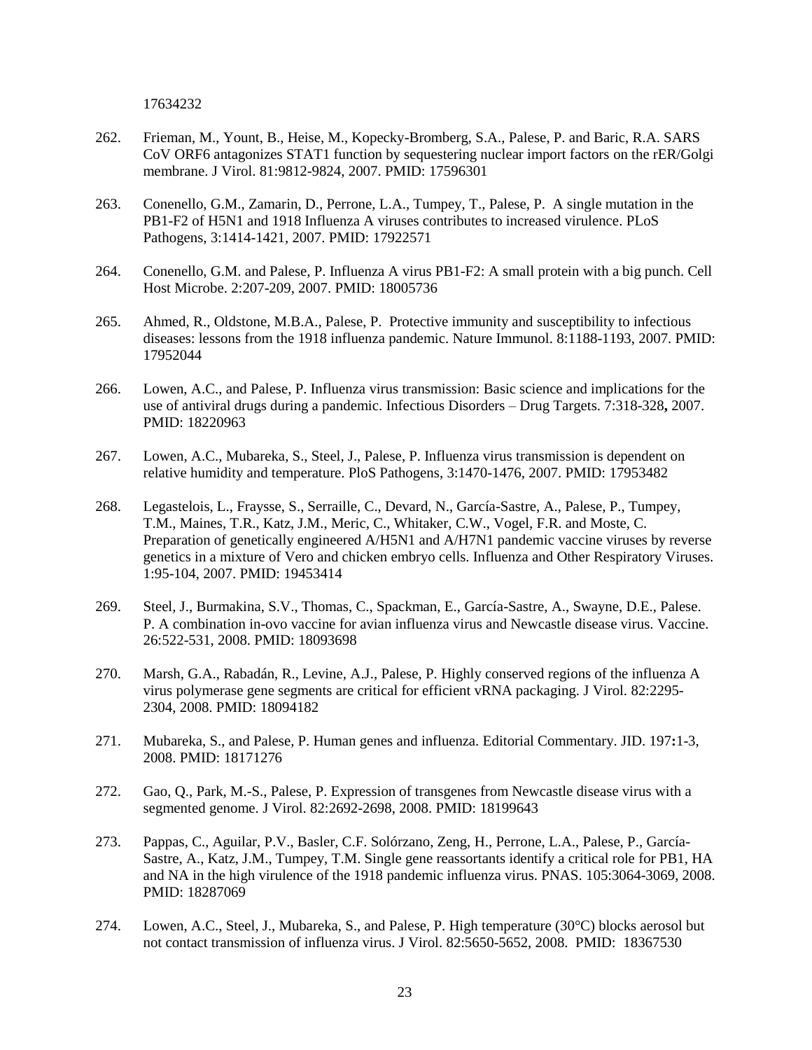17634232

262. Frieman, M., Yount, B., Heise, M., Kopecky-Bromberg, S.A., Palese, P. and Baric, R.A. SARS CoV ORF6 antagonizes STAT1 function by sequestering nuclear import factors on the rER/Golgi membrane. J Virol. 81:9812-9824, 2007. PMID: 17596301

263. Conenello, G.M., Zamarin, D., Perrone, L.A., Tumpey, T., Palese, P. A single mutation in the PB1-F2 of H5N1 and 1918 Influenza A viruses contributes to increased virulence. PLoS Pathogens, 3:1414-1421, 2007. PMID: 17922571

264. Conenello, G.M. and Palese, P. Influenza A virus PB1-F2: A small protein with a big punch. Cell Host Microbe. 2:207-209, 2007. PMID: 18005736

265. Ahmed, R., Oldstone, M.B.A., Palese, P. Protective immunity and susceptibility to infectious diseases: lessons from the 1918 influenza pandemic. Nature Immunol. 8:1188-1193, 2007. PMID: 17952044

266. Lowen, A.C., and Palese, P. Influenza virus transmission: Basic science and implications for the use of antiviral drugs during a pandemic. Infectious Disorders – Drug Targets. 7:318-328**,** 2007. PMID: 18220963

267. Lowen, A.C., Mubareka, S., Steel, J., Palese, P. Influenza virus transmission is dependent on relative humidity and temperature. PloS Pathogens, 3:1470-1476, 2007. PMID: 17953482

268. Legastelois, L., Fraysse, S., Serraille, C., Devard, N., García-Sastre, A., Palese, P., Tumpey, T.M., Maines, T.R., Katz, J.M., Meric, C., Whitaker, C.W., Vogel, F.R. and Moste, C. Preparation of genetically engineered A/H5N1 and A/H7N1 pandemic vaccine viruses by reverse genetics in a mixture of Vero and chicken embryo cells. Influenza and Other Respiratory Viruses. 1:95-104, 2007. PMID: 19453414

269. Steel, J., Burmakina, S.V., Thomas, C., Spackman, E., García-Sastre, A., Swayne, D.E., Palese. P. A combination in-ovo vaccine for avian influenza virus and Newcastle disease virus. Vaccine. 26:522-531, 2008. PMID: 18093698

270. Marsh, G.A., Rabadán, R., Levine, A.J., Palese, P. Highly conserved regions of the influenza A virus polymerase gene segments are critical for efficient vRNA packaging. J Virol. 82:2295-2304, 2008. PMID: 18094182

271. Mubareka, S., and Palese, P. Human genes and influenza. Editorial Commentary. JID. 197**:**1-3, 2008. PMID: 18171276

272. Gao, Q., Park, M.-S., Palese, P. Expression of transgenes from Newcastle disease virus with a segmented genome. J Virol. 82:2692-2698, 2008. PMID: 18199643

273. Pappas, C., Aguilar, P.V., Basler, C.F. Solórzano, Zeng, H., Perrone, L.A., Palese, P., García-Sastre, A., Katz, J.M., Tumpey, T.M. Single gene reassortants identify a critical role for PB1, HA and NA in the high virulence of the 1918 pandemic influenza virus. PNAS. 105:3064-3069, 2008. PMID: 18287069

274. Lowen, A.C., Steel, J., Mubareka, S., and Palese, P. High temperature (30°C) blocks aerosol but not contact transmission of influenza virus. J Virol. 82:5650-5652, 2008. PMID: 18367530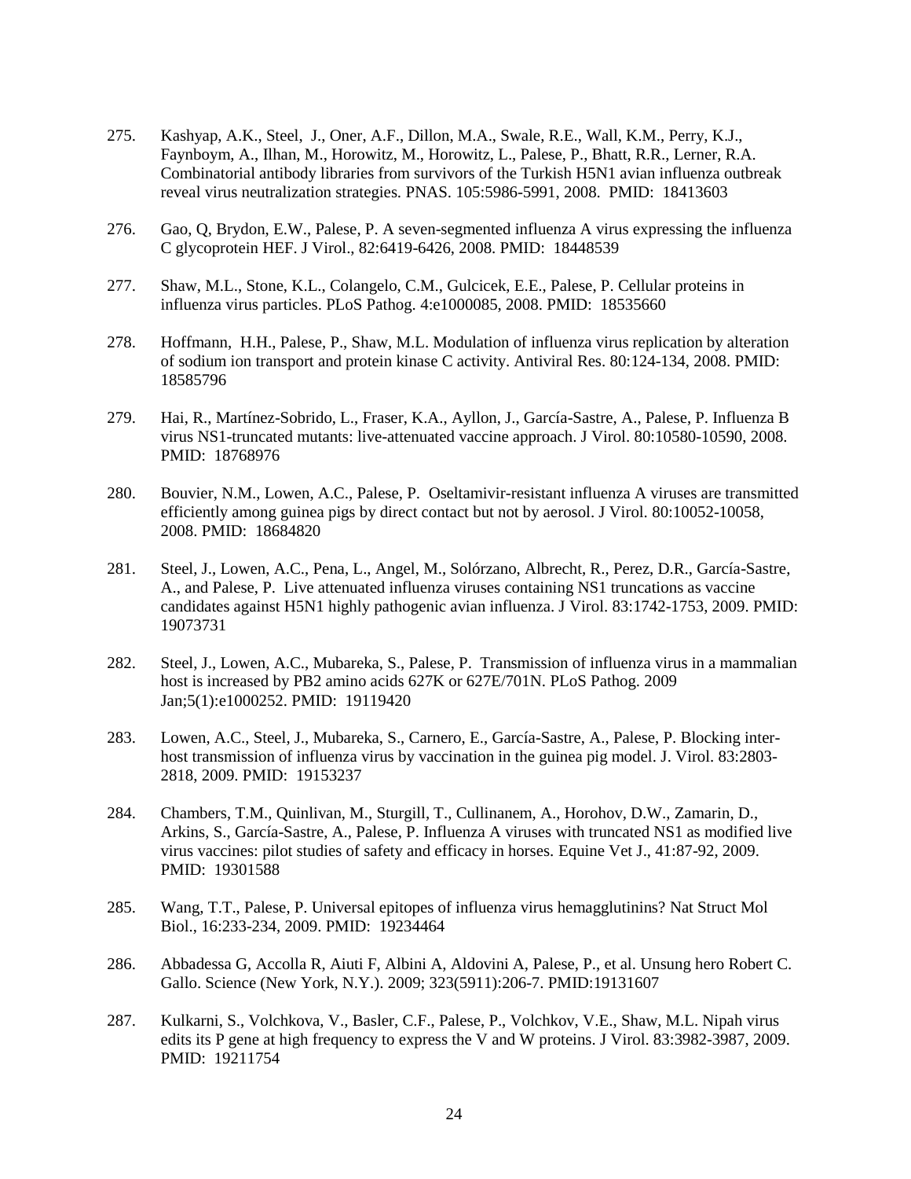275. Kashyap, A.K., Steel, J., Oner, A.F., Dillon, M.A., Swale, R.E., Wall, K.M., Perry, K.J., Faynboym, A., Ilhan, M., Horowitz, M., Horowitz, L., Palese, P., Bhatt, R.R., Lerner, R.A. Combinatorial antibody libraries from survivors of the Turkish H5N1 avian influenza outbreak reveal virus neutralization strategies. PNAS. 105:5986-5991, 2008. PMID: 18413603

276. Gao, Q, Brydon, E.W., Palese, P. A seven-segmented influenza A virus expressing the influenza C glycoprotein HEF. J Virol., 82:6419-6426, 2008. PMID: 18448539

277. Shaw, M.L., Stone, K.L., Colangelo, C.M., Gulcicek, E.E., Palese, P. Cellular proteins in influenza virus particles. PLoS Pathog. 4:e1000085, 2008. PMID: 18535660

278. Hoffmann, H.H., Palese, P., Shaw, M.L. Modulation of influenza virus replication by alteration of sodium ion transport and protein kinase C activity. Antiviral Res. 80:124-134, 2008. PMID: 18585796

279. Hai, R., Martínez-Sobrido, L., Fraser, K.A., Ayllon, J., García-Sastre, A., Palese, P. Influenza B virus NS1-truncated mutants: live-attenuated vaccine approach. J Virol. 80:10580-10590, 2008. PMID: 18768976

280. Bouvier, N.M., Lowen, A.C., Palese, P. Oseltamivir-resistant influenza A viruses are transmitted efficiently among guinea pigs by direct contact but not by aerosol. J Virol. 80:10052-10058, 2008. PMID: 18684820

281. Steel, J., Lowen, A.C., Pena, L., Angel, M., Solórzano, Albrecht, R., Perez, D.R., García-Sastre, A., and Palese, P. Live attenuated influenza viruses containing NS1 truncations as vaccine candidates against H5N1 highly pathogenic avian influenza. J Virol. 83:1742-1753, 2009. PMID: 19073731

282. Steel, J., Lowen, A.C., Mubareka, S., Palese, P. Transmission of influenza virus in a mammalian host is increased by PB2 amino acids 627K or 627E/701N. PLoS Pathog. 2009 Jan;5(1):e1000252. PMID: 19119420

283. Lowen, A.C., Steel, J., Mubareka, S., Carnero, E., García-Sastre, A., Palese, P. Blocking inter-host transmission of influenza virus by vaccination in the guinea pig model. J. Virol. 83:2803-2818, 2009. PMID: 19153237

284. Chambers, T.M., Quinlivan, M., Sturgill, T., Cullinanem, A., Horohov, D.W., Zamarin, D., Arkins, S., García-Sastre, A., Palese, P. Influenza A viruses with truncated NS1 as modified live virus vaccines: pilot studies of safety and efficacy in horses. Equine Vet J., 41:87-92, 2009. PMID: 19301588

285. Wang, T.T., Palese, P. Universal epitopes of influenza virus hemagglutinins? Nat Struct Mol Biol., 16:233-234, 2009. PMID: 19234464

286. Abbadessa G, Accolla R, Aiuti F, Albini A, Aldovini A, Palese, P., et al. Unsung hero Robert C. Gallo. Science (New York, N.Y.). 2009; 323(5911):206-7. PMID:19131607

287. Kulkarni, S., Volchkova, V., Basler, C.F., Palese, P., Volchkov, V.E., Shaw, M.L. Nipah virus edits its P gene at high frequency to express the V and W proteins. J Virol. 83:3982-3987, 2009. PMID: 19211754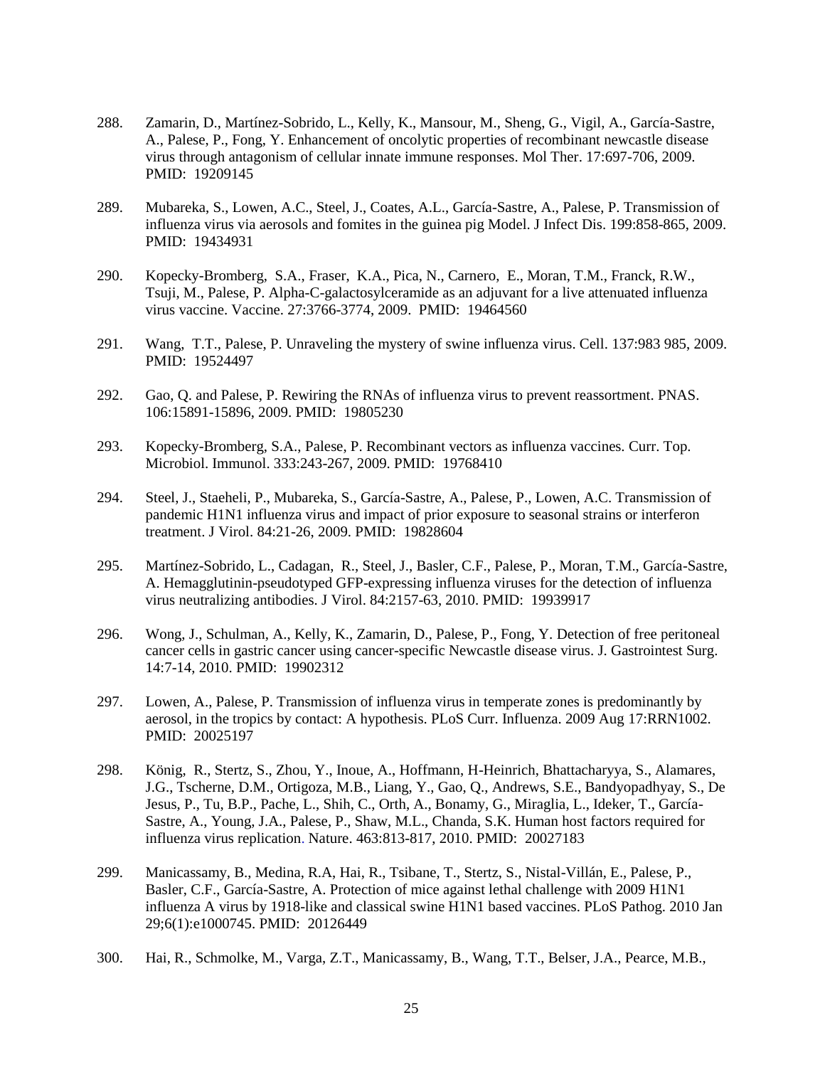288. Zamarin, D., Martínez-Sobrido, L., Kelly, K., Mansour, M., Sheng, G., Vigil, A., García-Sastre, A., Palese, P., Fong, Y. Enhancement of oncolytic properties of recombinant newcastle disease virus through antagonism of cellular innate immune responses. Mol Ther. 17:697-706, 2009. PMID: 19209145

289. Mubareka, S., Lowen, A.C., Steel, J., Coates, A.L., García-Sastre, A., Palese, P. Transmission of influenza virus via aerosols and fomites in the guinea pig Model. J Infect Dis. 199:858-865, 2009. PMID: 19434931

290. Kopecky-Bromberg, S.A., Fraser, K.A., Pica, N., Carnero, E., Moran, T.M., Franck, R.W., Tsuji, M., Palese, P. Alpha-C-galactosylceramide as an adjuvant for a live attenuated influenza virus vaccine. Vaccine. 27:3766-3774, 2009. PMID: 19464560

291. Wang, T.T., Palese, P. Unraveling the mystery of swine influenza virus. Cell. 137:983 985, 2009. PMID: 19524497

292. Gao, Q. and Palese, P. Rewiring the RNAs of influenza virus to prevent reassortment. PNAS. 106:15891-15896, 2009. PMID: 19805230

293. Kopecky-Bromberg, S.A., Palese, P. Recombinant vectors as influenza vaccines. Curr. Top. Microbiol. Immunol. 333:243-267, 2009. PMID: 19768410

294. Steel, J., Staeheli, P., Mubareka, S., García-Sastre, A., Palese, P., Lowen, A.C. Transmission of pandemic H1N1 influenza virus and impact of prior exposure to seasonal strains or interferon treatment. J Virol. 84:21-26, 2009. PMID: 19828604

295. Martínez-Sobrido, L., Cadagan, R., Steel, J., Basler, C.F., Palese, P., Moran, T.M., García-Sastre, A. Hemagglutinin-pseudotyped GFP-expressing influenza viruses for the detection of influenza virus neutralizing antibodies. J Virol. 84:2157-63, 2010. PMID: 19939917

296. Wong, J., Schulman, A., Kelly, K., Zamarin, D., Palese, P., Fong, Y. Detection of free peritoneal cancer cells in gastric cancer using cancer-specific Newcastle disease virus. J. Gastrointest Surg. 14:7-14, 2010. PMID: 19902312

297. Lowen, A., Palese, P. Transmission of influenza virus in temperate zones is predominantly by aerosol, in the tropics by contact: A hypothesis. PLoS Curr. Influenza. 2009 Aug 17:RRN1002. PMID: 20025197

298. König, R., Stertz, S., Zhou, Y., Inoue, A., Hoffmann, H-Heinrich, Bhattacharyya, S., Alamares, J.G., Tscherne, D.M., Ortigoza, M.B., Liang, Y., Gao, Q., Andrews, S.E., Bandyopadhyay, S., De Jesus, P., Tu, B.P., Pache, L., Shih, C., Orth, A., Bonamy, G., Miraglia, L., Ideker, T., García-Sastre, A., Young, J.A., Palese, P., Shaw, M.L., Chanda, S.K. Human host factors required for influenza virus replication. Nature. 463:813-817, 2010. PMID: 20027183

299. Manicassamy, B., Medina, R.A, Hai, R., Tsibane, T., Stertz, S., Nistal-Villán, E., Palese, P., Basler, C.F., García-Sastre, A. Protection of mice against lethal challenge with 2009 H1N1 influenza A virus by 1918-like and classical swine H1N1 based vaccines. PLoS Pathog. 2010 Jan 29;6(1):e1000745. PMID: 20126449

300. Hai, R., Schmolke, M., Varga, Z.T., Manicassamy, B., Wang, T.T., Belser, J.A., Pearce, M.B.,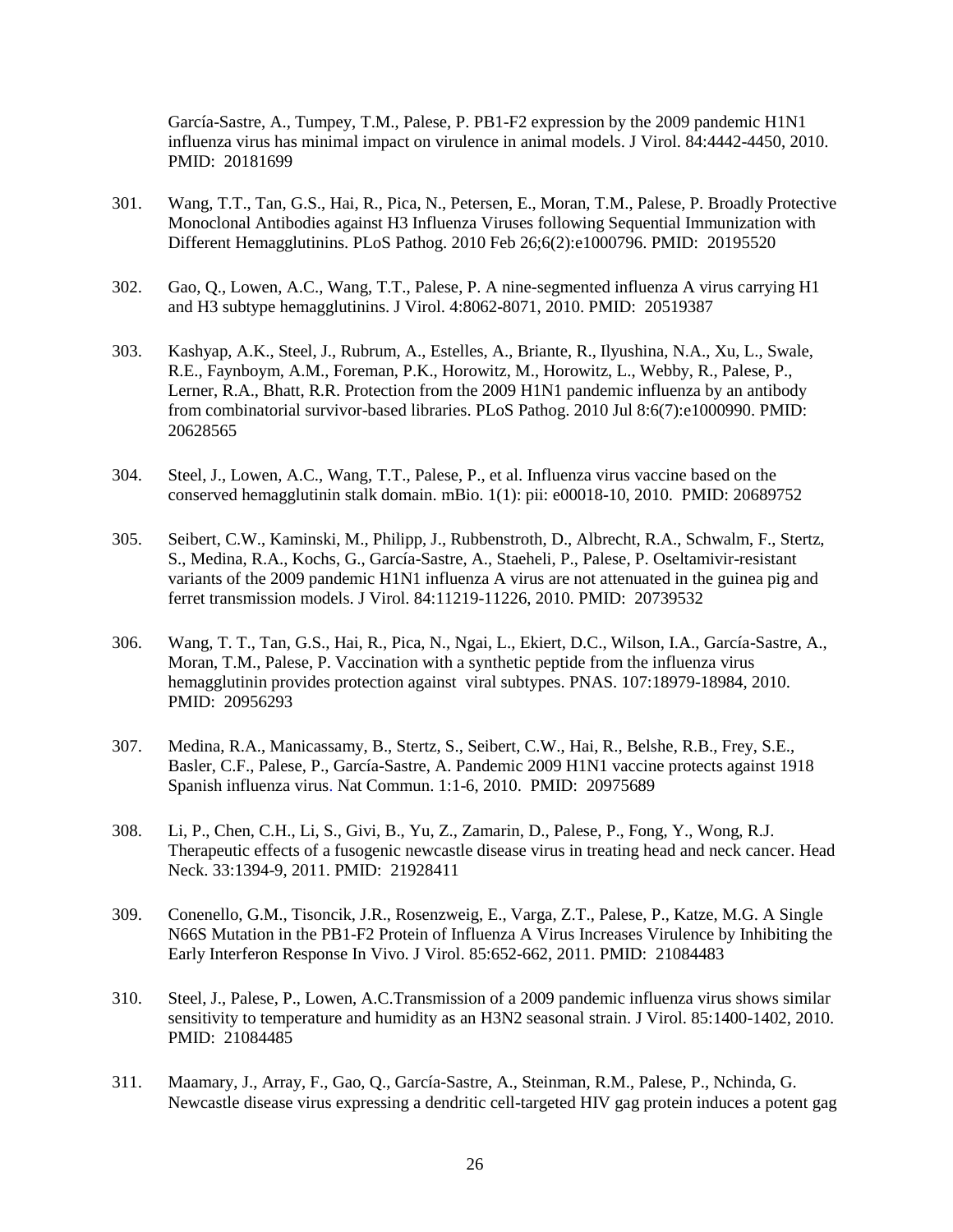García-Sastre, A., Tumpey, T.M., Palese, P. PB1-F2 expression by the 2009 pandemic H1N1 influenza virus has minimal impact on virulence in animal models. J Virol. 84:4442-4450, 2010. PMID: 20181699

301. Wang, T.T., Tan, G.S., Hai, R., Pica, N., Petersen, E., Moran, T.M., Palese, P. Broadly Protective Monoclonal Antibodies against H3 Influenza Viruses following Sequential Immunization with Different Hemagglutinins. PLoS Pathog. 2010 Feb 26;6(2):e1000796. PMID: 20195520

302. Gao, Q., Lowen, A.C., Wang, T.T., Palese, P. A nine-segmented influenza A virus carrying H1 and H3 subtype hemagglutinins. J Virol. 4:8062-8071, 2010. PMID: 20519387

303. Kashyap, A.K., Steel, J., Rubrum, A., Estelles, A., Briante, R., Ilyushina, N.A., Xu, L., Swale, R.E., Faynboym, A.M., Foreman, P.K., Horowitz, M., Horowitz, L., Webby, R., Palese, P., Lerner, R.A., Bhatt, R.R. Protection from the 2009 H1N1 pandemic influenza by an antibody from combinatorial survivor-based libraries. PLoS Pathog. 2010 Jul 8:6(7):e1000990. PMID: 20628565

304. Steel, J., Lowen, A.C., Wang, T.T., Palese, P., et al. Influenza virus vaccine based on the conserved hemagglutinin stalk domain. mBio. 1(1): pii: e00018-10, 2010. PMID: 20689752

305. Seibert, C.W., Kaminski, M., Philipp, J., Rubbenstroth, D., Albrecht, R.A., Schwalm, F., Stertz, S., Medina, R.A., Kochs, G., García-Sastre, A., Staeheli, P., Palese, P. Oseltamivir-resistant variants of the 2009 pandemic H1N1 influenza A virus are not attenuated in the guinea pig and ferret transmission models. J Virol. 84:11219-11226, 2010. PMID: 20739532

306. Wang, T. T., Tan, G.S., Hai, R., Pica, N., Ngai, L., Ekiert, D.C., Wilson, I.A., García-Sastre, A., Moran, T.M., Palese, P. Vaccination with a synthetic peptide from the influenza virus hemagglutinin provides protection against viral subtypes. PNAS. 107:18979-18984, 2010. PMID: 20956293

307. Medina, R.A., Manicassamy, B., Stertz, S., Seibert, C.W., Hai, R., Belshe, R.B., Frey, S.E., Basler, C.F., Palese, P., García-Sastre, A. Pandemic 2009 H1N1 vaccine protects against 1918 Spanish influenza virus. Nat Commun. 1:1-6, 2010. PMID: 20975689

308. Li, P., Chen, C.H., Li, S., Givi, B., Yu, Z., Zamarin, D., Palese, P., Fong, Y., Wong, R.J. Therapeutic effects of a fusogenic newcastle disease virus in treating head and neck cancer. Head Neck. 33:1394-9, 2011. PMID: 21928411

309. Conenello, G.M., Tisoncik, J.R., Rosenzweig, E., Varga, Z.T., Palese, P., Katze, M.G. A Single N66S Mutation in the PB1-F2 Protein of Influenza A Virus Increases Virulence by Inhibiting the Early Interferon Response In Vivo. J Virol. 85:652-662, 2011. PMID: 21084483

310. Steel, J., Palese, P., Lowen, A.C.Transmission of a 2009 pandemic influenza virus shows similar sensitivity to temperature and humidity as an H3N2 seasonal strain. J Virol. 85:1400-1402, 2010. PMID: 21084485

311. Maamary, J., Array, F., Gao, Q., García-Sastre, A., Steinman, R.M., Palese, P., Nchinda, G. Newcastle disease virus expressing a dendritic cell-targeted HIV gag protein induces a potent gag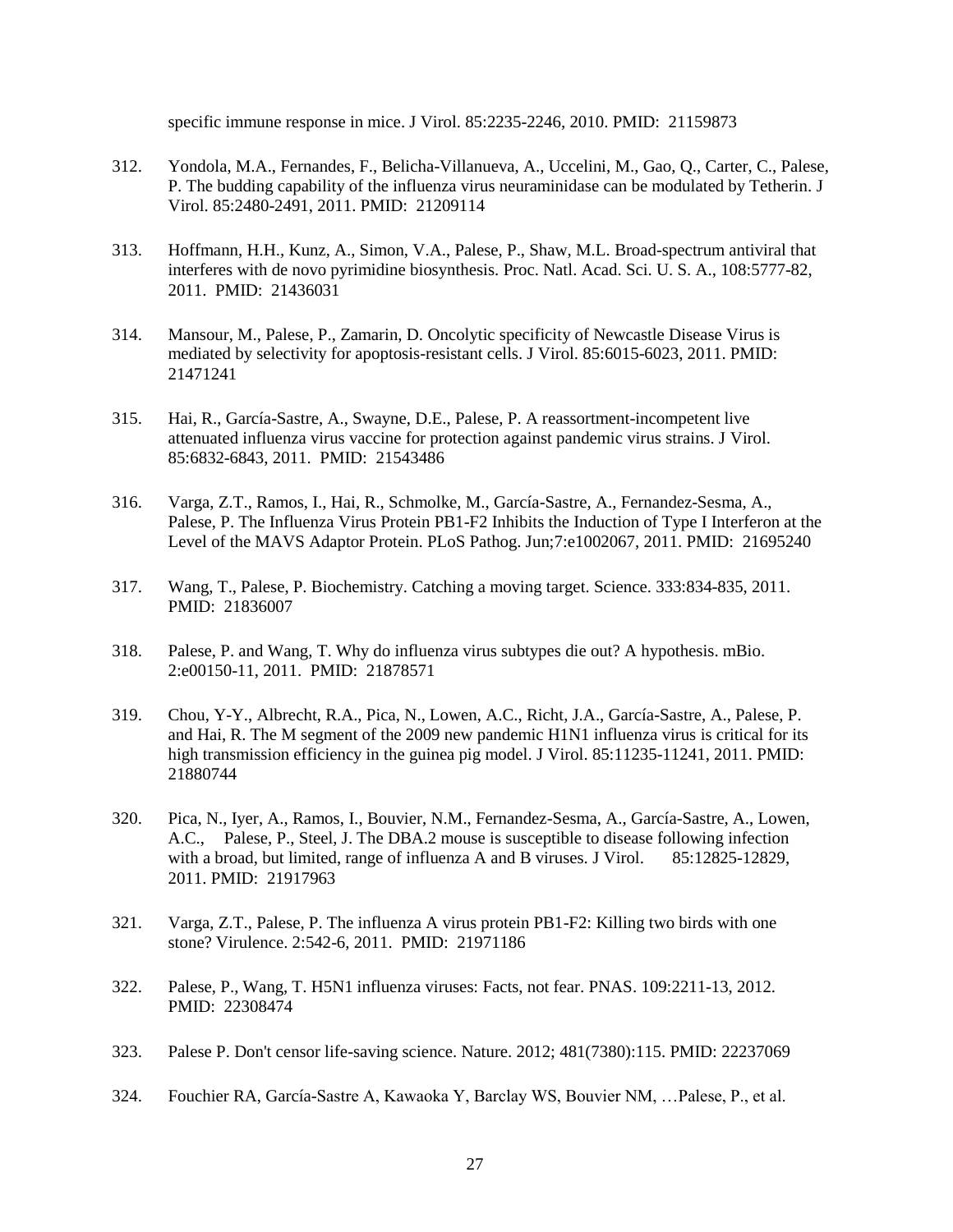specific immune response in mice. J Virol. 85:2235-2246, 2010. PMID: 21159873

312. Yondola, M.A., Fernandes, F., Belicha-Villanueva, A., Uccelini, M., Gao, Q., Carter, C., Palese, P. The budding capability of the influenza virus neuraminidase can be modulated by Tetherin. J Virol. 85:2480-2491, 2011. PMID: 21209114

313. Hoffmann, H.H., Kunz, A., Simon, V.A., Palese, P., Shaw, M.L. Broad-spectrum antiviral that interferes with de novo pyrimidine biosynthesis. Proc. Natl. Acad. Sci. U. S. A., 108:5777-82, 2011. PMID: 21436031

314. Mansour, M., Palese, P., Zamarin, D. Oncolytic specificity of Newcastle Disease Virus is mediated by selectivity for apoptosis-resistant cells. J Virol. 85:6015-6023, 2011. PMID: 21471241

315. Hai, R., García-Sastre, A., Swayne, D.E., Palese, P. A reassortment-incompetent live attenuated influenza virus vaccine for protection against pandemic virus strains. J Virol. 85:6832-6843, 2011. PMID: 21543486

316. Varga, Z.T., Ramos, I., Hai, R., Schmolke, M., García-Sastre, A., Fernandez-Sesma, A., Palese, P. The Influenza Virus Protein PB1-F2 Inhibits the Induction of Type I Interferon at the Level of the MAVS Adaptor Protein. PLoS Pathog. Jun;7:e1002067, 2011. PMID: 21695240

317. Wang, T., Palese, P. Biochemistry. Catching a moving target. Science. 333:834-835, 2011. PMID: 21836007

318. Palese, P. and Wang, T. Why do influenza virus subtypes die out? A hypothesis. mBio. 2:e00150-11, 2011. PMID: 21878571

319. Chou, Y-Y., Albrecht, R.A., Pica, N., Lowen, A.C., Richt, J.A., García-Sastre, A., Palese, P. and Hai, R. The M segment of the 2009 new pandemic H1N1 influenza virus is critical for its high transmission efficiency in the guinea pig model. J Virol. 85:11235-11241, 2011. PMID: 21880744

320. Pica, N., Iyer, A., Ramos, I., Bouvier, N.M., Fernandez-Sesma, A., García-Sastre, A., Lowen, A.C., Palese, P., Steel, J. The DBA.2 mouse is susceptible to disease following infection with a broad, but limited, range of influenza A and B viruses. J Virol. 85:12825-12829, 2011. PMID: 21917963

321. Varga, Z.T., Palese, P. The influenza A virus protein PB1-F2: Killing two birds with one stone? Virulence. 2:542-6, 2011. PMID: 21971186

322. Palese, P., Wang, T. H5N1 influenza viruses: Facts, not fear. PNAS. 109:2211-13, 2012. PMID: 22308474

323. Palese P. Don't censor life-saving science. Nature. 2012; 481(7380):115. PMID: 22237069

324. Fouchier RA, García-Sastre A, Kawaoka Y, Barclay WS, Bouvier NM, …Palese, P., et al.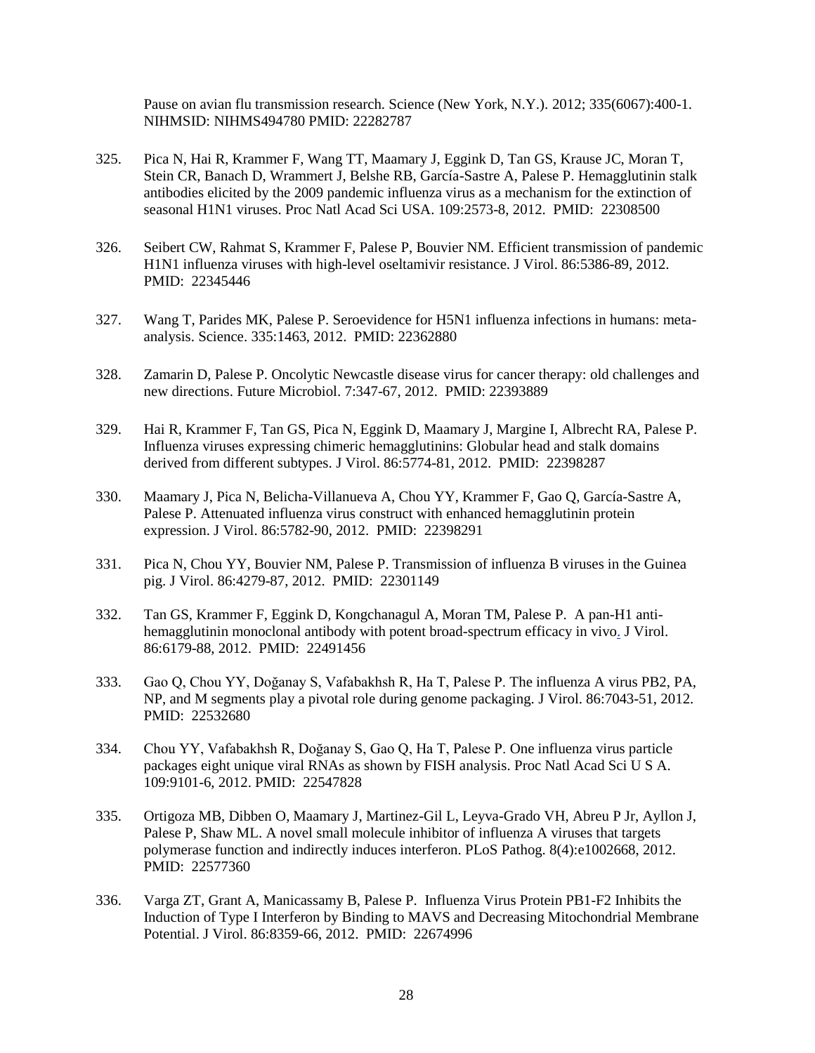Pause on avian flu transmission research. Science (New York, N.Y.). 2012; 335(6067):400-1. NIHMSID: NIHMS494780 PMID: 22282787

325. Pica N, Hai R, Krammer F, Wang TT, Maamary J, Eggink D, Tan GS, Krause JC, Moran T, Stein CR, Banach D, Wrammert J, Belshe RB, García-Sastre A, Palese P. Hemagglutinin stalk antibodies elicited by the 2009 pandemic influenza virus as a mechanism for the extinction of seasonal H1N1 viruses. Proc Natl Acad Sci USA. 109:2573-8, 2012. PMID: 22308500

326. Seibert CW, Rahmat S, Krammer F, Palese P, Bouvier NM. Efficient transmission of pandemic H1N1 influenza viruses with high-level oseltamivir resistance. J Virol. 86:5386-89, 2012. PMID: 22345446

327. Wang T, Parides MK, Palese P. Seroevidence for H5N1 influenza infections in humans: meta-analysis. Science. 335:1463, 2012. PMID: 22362880

328. Zamarin D, Palese P. Oncolytic Newcastle disease virus for cancer therapy: old challenges and new directions. Future Microbiol. 7:347-67, 2012. PMID: 22393889

329. Hai R, Krammer F, Tan GS, Pica N, Eggink D, Maamary J, Margine I, Albrecht RA, Palese P. Influenza viruses expressing chimeric hemagglutinins: Globular head and stalk domains derived from different subtypes. J Virol. 86:5774-81, 2012. PMID: 22398287

330. Maamary J, Pica N, Belicha-Villanueva A, Chou YY, Krammer F, Gao Q, García-Sastre A, Palese P. Attenuated influenza virus construct with enhanced hemagglutinin protein expression. J Virol. 86:5782-90, 2012. PMID: 22398291

331. Pica N, Chou YY, Bouvier NM, Palese P. Transmission of influenza B viruses in the Guinea pig. J Virol. 86:4279-87, 2012. PMID: 22301149

332. Tan GS, Krammer F, Eggink D, Kongchanagul A, Moran TM, Palese P. A pan-H1 anti-hemagglutinin monoclonal antibody with potent broad-spectrum efficacy in vivo. J Virol. 86:6179-88, 2012. PMID: 22491456

333. Gao Q, Chou YY, Doğanay S, Vafabakhsh R, Ha T, Palese P. The influenza A virus PB2, PA, NP, and M segments play a pivotal role during genome packaging. J Virol. 86:7043-51, 2012. PMID: 22532680

334. Chou YY, Vafabakhsh R, Doğanay S, Gao Q, Ha T, Palese P. One influenza virus particle packages eight unique viral RNAs as shown by FISH analysis. Proc Natl Acad Sci U S A. 109:9101-6, 2012. PMID: 22547828

335. Ortigoza MB, Dibben O, Maamary J, Martinez-Gil L, Leyva-Grado VH, Abreu P Jr, Ayllon J, Palese P, Shaw ML. A novel small molecule inhibitor of influenza A viruses that targets polymerase function and indirectly induces interferon. PLoS Pathog. 8(4):e1002668, 2012. PMID: 22577360

336. Varga ZT, Grant A, Manicassamy B, Palese P. Influenza Virus Protein PB1-F2 Inhibits the Induction of Type I Interferon by Binding to MAVS and Decreasing Mitochondrial Membrane Potential. J Virol. 86:8359-66, 2012. PMID: 22674996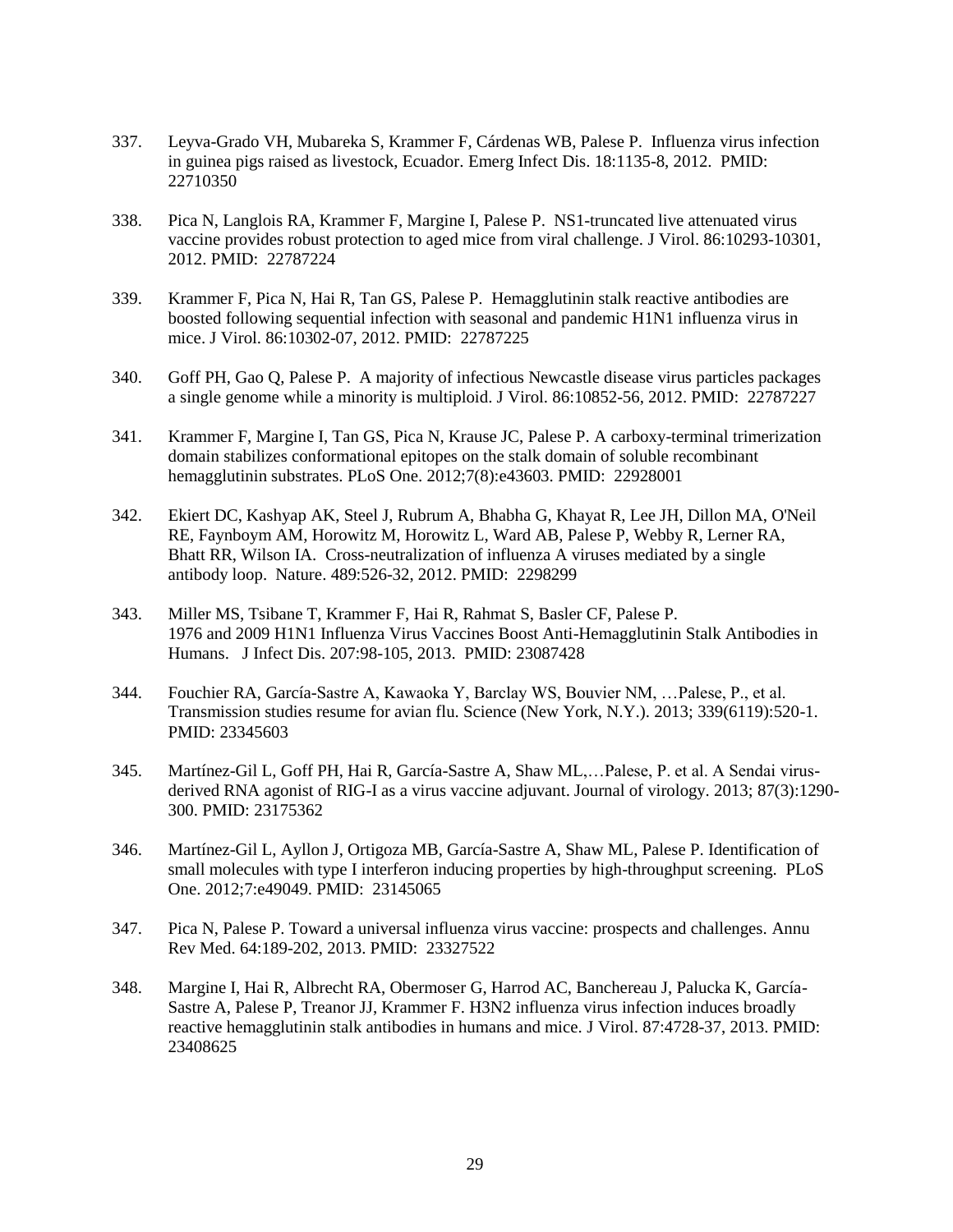337. Leyva-Grado VH, Mubareka S, Krammer F, Cárdenas WB, Palese P. Influenza virus infection in guinea pigs raised as livestock, Ecuador. Emerg Infect Dis. 18:1135-8, 2012. PMID: 22710350

338. Pica N, Langlois RA, Krammer F, Margine I, Palese P. NS1-truncated live attenuated virus vaccine provides robust protection to aged mice from viral challenge. J Virol. 86:10293-10301, 2012. PMID: 22787224

339. Krammer F, Pica N, Hai R, Tan GS, Palese P. Hemagglutinin stalk reactive antibodies are boosted following sequential infection with seasonal and pandemic H1N1 influenza virus in mice. J Virol. 86:10302-07, 2012. PMID: 22787225

340. Goff PH, Gao Q, Palese P. A majority of infectious Newcastle disease virus particles packages a single genome while a minority is multiploid. J Virol. 86:10852-56, 2012. PMID: 22787227

341. Krammer F, Margine I, Tan GS, Pica N, Krause JC, Palese P. A carboxy-terminal trimerization domain stabilizes conformational epitopes on the stalk domain of soluble recombinant hemagglutinin substrates. PLoS One. 2012;7(8):e43603. PMID: 22928001

342. Ekiert DC, Kashyap AK, Steel J, Rubrum A, Bhabha G, Khayat R, Lee JH, Dillon MA, O'Neil RE, Faynboym AM, Horowitz M, Horowitz L, Ward AB, Palese P, Webby R, Lerner RA, Bhatt RR, Wilson IA. Cross-neutralization of influenza A viruses mediated by a single antibody loop. Nature. 489:526-32, 2012. PMID: 2298299

343. Miller MS, Tsibane T, Krammer F, Hai R, Rahmat S, Basler CF, Palese P. 1976 and 2009 H1N1 Influenza Virus Vaccines Boost Anti-Hemagglutinin Stalk Antibodies in Humans. J Infect Dis. 207:98-105, 2013. PMID: 23087428

344. Fouchier RA, García-Sastre A, Kawaoka Y, Barclay WS, Bouvier NM, …Palese, P., et al. Transmission studies resume for avian flu. Science (New York, N.Y.). 2013; 339(6119):520-1. PMID: 23345603

345. Martínez-Gil L, Goff PH, Hai R, García-Sastre A, Shaw ML,…Palese, P. et al. A Sendai virus-derived RNA agonist of RIG-I as a virus vaccine adjuvant. Journal of virology. 2013; 87(3):1290-300. PMID: 23175362

346. Martínez-Gil L, Ayllon J, Ortigoza MB, García-Sastre A, Shaw ML, Palese P. Identification of small molecules with type I interferon inducing properties by high-throughput screening. PLoS One. 2012;7:e49049. PMID: 23145065

347. Pica N, Palese P. Toward a universal influenza virus vaccine: prospects and challenges. Annu Rev Med. 64:189-202, 2013. PMID: 23327522

348. Margine I, Hai R, Albrecht RA, Obermoser G, Harrod AC, Banchereau J, Palucka K, García-Sastre A, Palese P, Treanor JJ, Krammer F. H3N2 influenza virus infection induces broadly reactive hemagglutinin stalk antibodies in humans and mice. J Virol. 87:4728-37, 2013. PMID: 23408625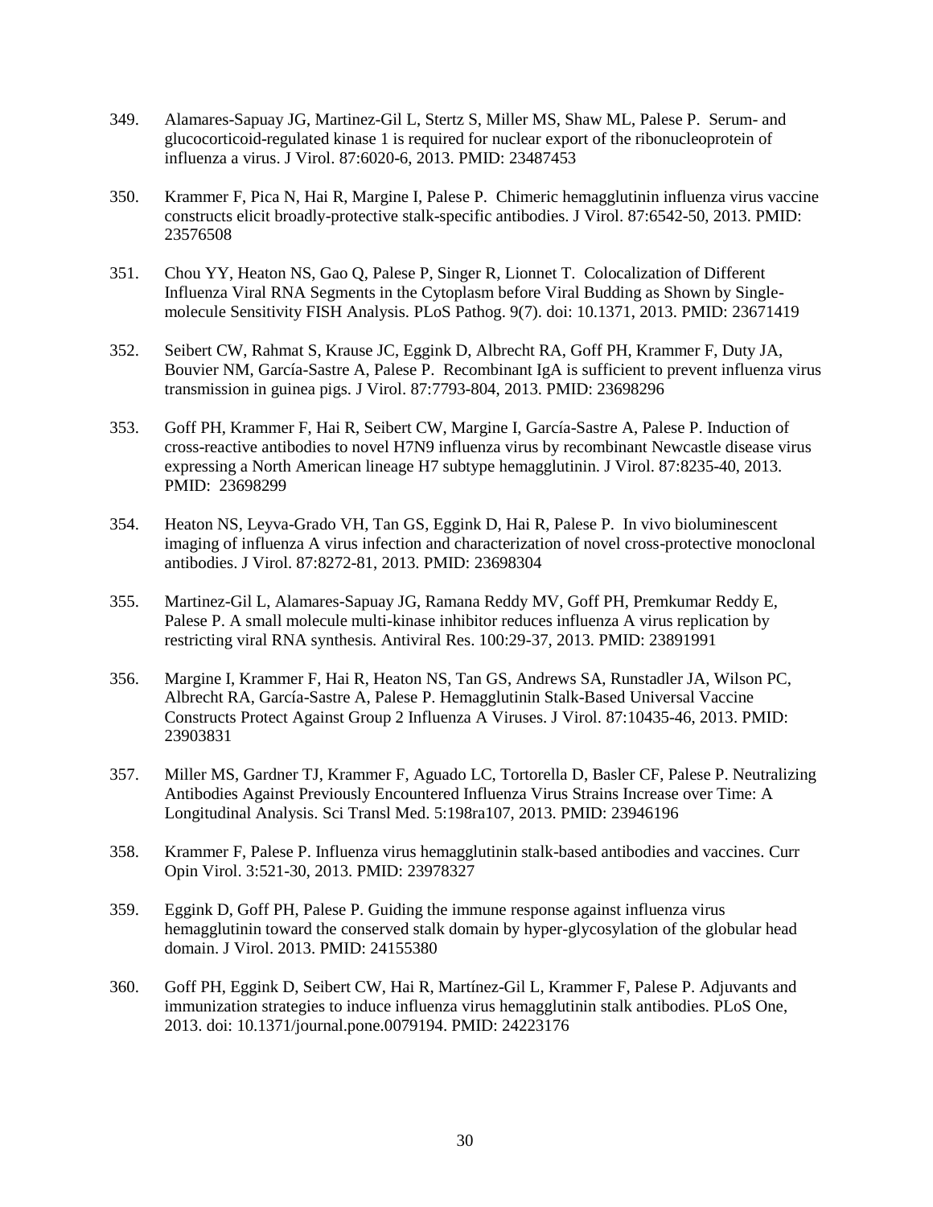349. Alamares-Sapuay JG, Martinez-Gil L, Stertz S, Miller MS, Shaw ML, Palese P. Serum- and glucocorticoid-regulated kinase 1 is required for nuclear export of the ribonucleoprotein of influenza a virus. J Virol. 87:6020-6, 2013. PMID: 23487453

350. Krammer F, Pica N, Hai R, Margine I, Palese P. Chimeric hemagglutinin influenza virus vaccine constructs elicit broadly-protective stalk-specific antibodies. J Virol. 87:6542-50, 2013. PMID: 23576508

351. Chou YY, Heaton NS, Gao Q, Palese P, Singer R, Lionnet T. Colocalization of Different Influenza Viral RNA Segments in the Cytoplasm before Viral Budding as Shown by Single-molecule Sensitivity FISH Analysis. PLoS Pathog. 9(7). doi: 10.1371, 2013. PMID: 23671419

352. Seibert CW, Rahmat S, Krause JC, Eggink D, Albrecht RA, Goff PH, Krammer F, Duty JA, Bouvier NM, García-Sastre A, Palese P. Recombinant IgA is sufficient to prevent influenza virus transmission in guinea pigs. J Virol. 87:7793-804, 2013. PMID: 23698296

353. Goff PH, Krammer F, Hai R, Seibert CW, Margine I, García-Sastre A, Palese P. Induction of cross-reactive antibodies to novel H7N9 influenza virus by recombinant Newcastle disease virus expressing a North American lineage H7 subtype hemagglutinin. J Virol. 87:8235-40, 2013. PMID: 23698299

354. Heaton NS, Leyva-Grado VH, Tan GS, Eggink D, Hai R, Palese P. In vivo bioluminescent imaging of influenza A virus infection and characterization of novel cross-protective monoclonal antibodies. J Virol. 87:8272-81, 2013. PMID: 23698304

355. Martinez-Gil L, Alamares-Sapuay JG, Ramana Reddy MV, Goff PH, Premkumar Reddy E, Palese P. A small molecule multi-kinase inhibitor reduces influenza A virus replication by restricting viral RNA synthesis. Antiviral Res. 100:29-37, 2013. PMID: 23891991

356. Margine I, Krammer F, Hai R, Heaton NS, Tan GS, Andrews SA, Runstadler JA, Wilson PC, Albrecht RA, García-Sastre A, Palese P. Hemagglutinin Stalk-Based Universal Vaccine Constructs Protect Against Group 2 Influenza A Viruses. J Virol. 87:10435-46, 2013. PMID: 23903831

357. Miller MS, Gardner TJ, Krammer F, Aguado LC, Tortorella D, Basler CF, Palese P. Neutralizing Antibodies Against Previously Encountered Influenza Virus Strains Increase over Time: A Longitudinal Analysis. Sci Transl Med. 5:198ra107, 2013. PMID: 23946196

358. Krammer F, Palese P. Influenza virus hemagglutinin stalk-based antibodies and vaccines. Curr Opin Virol. 3:521-30, 2013. PMID: 23978327

359. Eggink D, Goff PH, Palese P. Guiding the immune response against influenza virus hemagglutinin toward the conserved stalk domain by hyper-glycosylation of the globular head domain. J Virol. 2013. PMID: 24155380

360. Goff PH, Eggink D, Seibert CW, Hai R, Martínez-Gil L, Krammer F, Palese P. Adjuvants and immunization strategies to induce influenza virus hemagglutinin stalk antibodies. PLoS One, 2013. doi: 10.1371/journal.pone.0079194. PMID: 24223176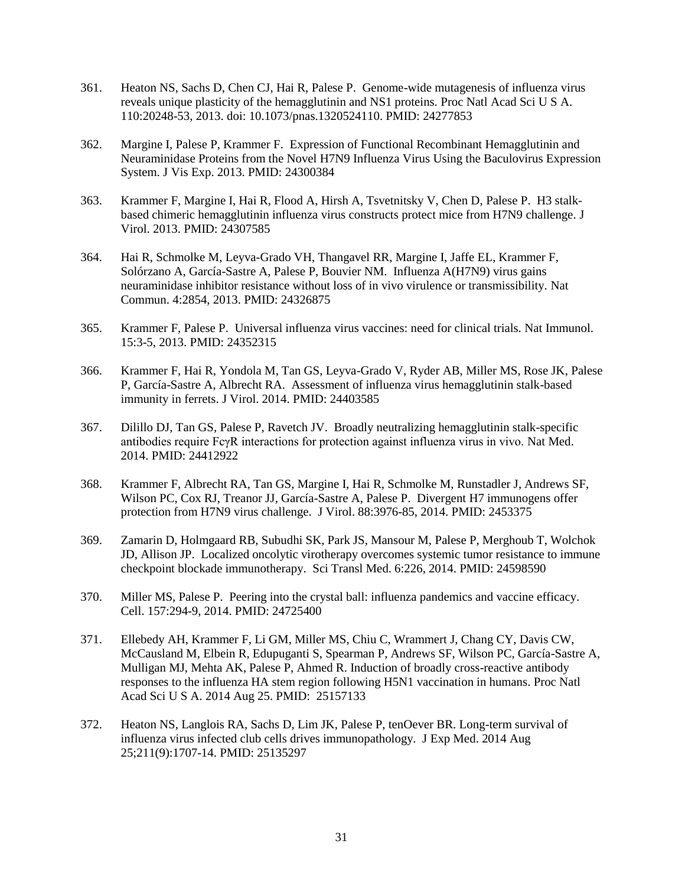361. Heaton NS, Sachs D, Chen CJ, Hai R, Palese P. Genome-wide mutagenesis of influenza virus reveals unique plasticity of the hemagglutinin and NS1 proteins. Proc Natl Acad Sci U S A. 110:20248-53, 2013. doi: 10.1073/pnas.1320524110. PMID: 24277853

362. Margine I, Palese P, Krammer F. Expression of Functional Recombinant Hemagglutinin and Neuraminidase Proteins from the Novel H7N9 Influenza Virus Using the Baculovirus Expression System. J Vis Exp. 2013. PMID: 24300384

363. Krammer F, Margine I, Hai R, Flood A, Hirsh A, Tsvetnitsky V, Chen D, Palese P. H3 stalk-based chimeric hemagglutinin influenza virus constructs protect mice from H7N9 challenge. J Virol. 2013. PMID: 24307585

364. Hai R, Schmolke M, Leyva-Grado VH, Thangavel RR, Margine I, Jaffe EL, Krammer F, Solórzano A, García-Sastre A, Palese P, Bouvier NM. Influenza A(H7N9) virus gains neuraminidase inhibitor resistance without loss of in vivo virulence or transmissibility. Nat Commun. 4:2854, 2013. PMID: 24326875

365. Krammer F, Palese P. Universal influenza virus vaccines: need for clinical trials. Nat Immunol. 15:3-5, 2013. PMID: 24352315

366. Krammer F, Hai R, Yondola M, Tan GS, Leyva-Grado V, Ryder AB, Miller MS, Rose JK, Palese P, García-Sastre A, Albrecht RA. Assessment of influenza virus hemagglutinin stalk-based immunity in ferrets. J Virol. 2014. PMID: 24403585

367. Dilillo DJ, Tan GS, Palese P, Ravetch JV. Broadly neutralizing hemagglutinin stalk-specific antibodies require FcγR interactions for protection against influenza virus in vivo. Nat Med. 2014. PMID: 24412922

368. Krammer F, Albrecht RA, Tan GS, Margine I, Hai R, Schmolke M, Runstadler J, Andrews SF, Wilson PC, Cox RJ, Treanor JJ, García-Sastre A, Palese P. Divergent H7 immunogens offer protection from H7N9 virus challenge. J Virol. 88:3976-85, 2014. PMID: 2453375

369. Zamarin D, Holmgaard RB, Subudhi SK, Park JS, Mansour M, Palese P, Merghoub T, Wolchok JD, Allison JP. Localized oncolytic virotherapy overcomes systemic tumor resistance to immune checkpoint blockade immunotherapy. Sci Transl Med. 6:226, 2014. PMID: 24598590

370. Miller MS, Palese P. Peering into the crystal ball: influenza pandemics and vaccine efficacy. Cell. 157:294-9, 2014. PMID: 24725400

371. Ellebedy AH, Krammer F, Li GM, Miller MS, Chiu C, Wrammert J, Chang CY, Davis CW, McCausland M, Elbein R, Edupuganti S, Spearman P, Andrews SF, Wilson PC, García-Sastre A, Mulligan MJ, Mehta AK, Palese P, Ahmed R. Induction of broadly cross-reactive antibody responses to the influenza HA stem region following H5N1 vaccination in humans. Proc Natl Acad Sci U S A. 2014 Aug 25. PMID: 25157133

372. Heaton NS, Langlois RA, Sachs D, Lim JK, Palese P, tenOever BR. Long-term survival of influenza virus infected club cells drives immunopathology. J Exp Med. 2014 Aug 25;211(9):1707-14. PMID: 25135297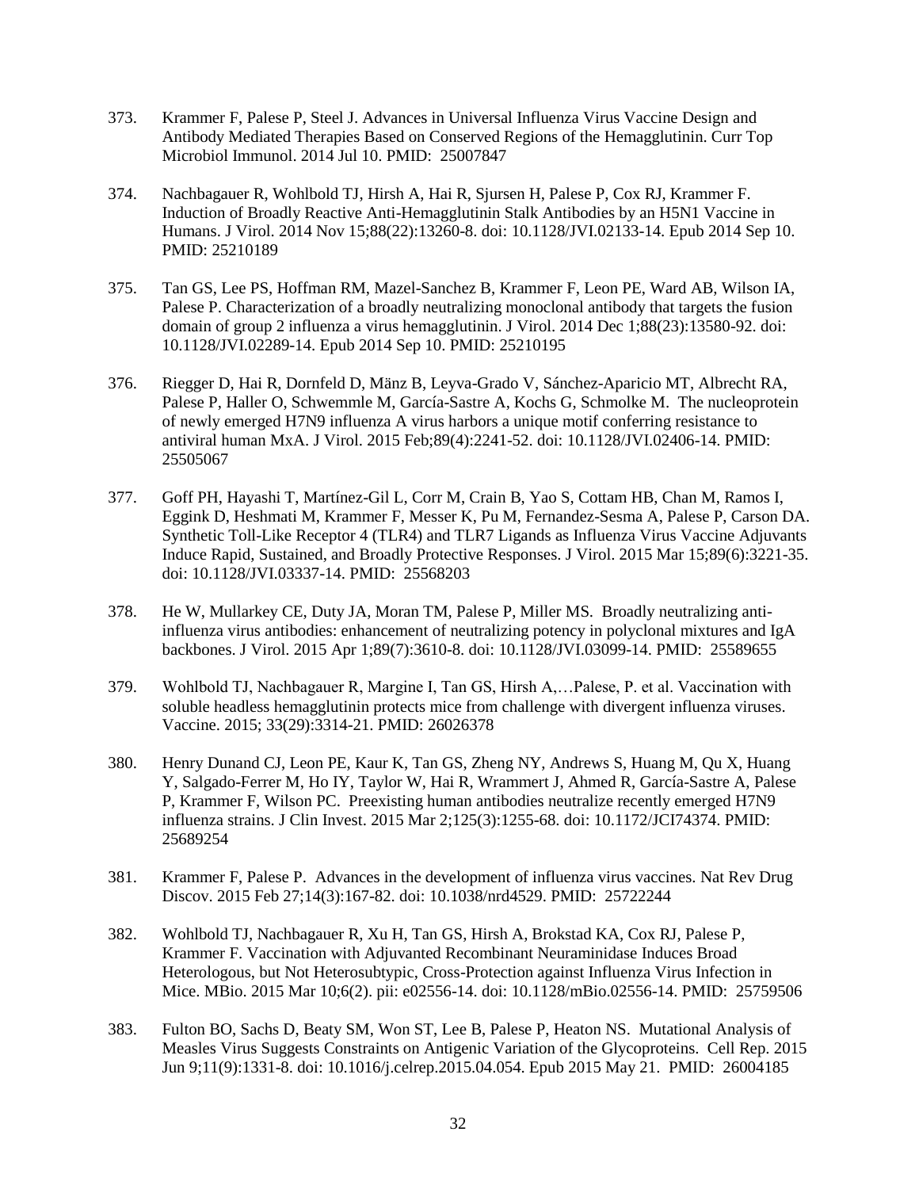373. Krammer F, Palese P, Steel J. Advances in Universal Influenza Virus Vaccine Design and Antibody Mediated Therapies Based on Conserved Regions of the Hemagglutinin. Curr Top Microbiol Immunol. 2014 Jul 10. PMID: 25007847

374. Nachbagauer R, Wohlbold TJ, Hirsh A, Hai R, Sjursen H, Palese P, Cox RJ, Krammer F. Induction of Broadly Reactive Anti-Hemagglutinin Stalk Antibodies by an H5N1 Vaccine in Humans. J Virol. 2014 Nov 15;88(22):13260-8. doi: 10.1128/JVI.02133-14. Epub 2014 Sep 10. PMID: 25210189

375. Tan GS, Lee PS, Hoffman RM, Mazel-Sanchez B, Krammer F, Leon PE, Ward AB, Wilson IA, Palese P. Characterization of a broadly neutralizing monoclonal antibody that targets the fusion domain of group 2 influenza a virus hemagglutinin. J Virol. 2014 Dec 1;88(23):13580-92. doi: 10.1128/JVI.02289-14. Epub 2014 Sep 10. PMID: 25210195

376. Riegger D, Hai R, Dornfeld D, Mänz B, Leyva-Grado V, Sánchez-Aparicio MT, Albrecht RA, Palese P, Haller O, Schwemmle M, García-Sastre A, Kochs G, Schmolke M. The nucleoprotein of newly emerged H7N9 influenza A virus harbors a unique motif conferring resistance to antiviral human MxA. J Virol. 2015 Feb;89(4):2241-52. doi: 10.1128/JVI.02406-14. PMID: 25505067

377. Goff PH, Hayashi T, Martínez-Gil L, Corr M, Crain B, Yao S, Cottam HB, Chan M, Ramos I, Eggink D, Heshmati M, Krammer F, Messer K, Pu M, Fernandez-Sesma A, Palese P, Carson DA. Synthetic Toll-Like Receptor 4 (TLR4) and TLR7 Ligands as Influenza Virus Vaccine Adjuvants Induce Rapid, Sustained, and Broadly Protective Responses. J Virol. 2015 Mar 15;89(6):3221-35. doi: 10.1128/JVI.03337-14. PMID: 25568203

378. He W, Mullarkey CE, Duty JA, Moran TM, Palese P, Miller MS. Broadly neutralizing anti-influenza virus antibodies: enhancement of neutralizing potency in polyclonal mixtures and IgA backbones. J Virol. 2015 Apr 1;89(7):3610-8. doi: 10.1128/JVI.03099-14. PMID: 25589655

379. Wohlbold TJ, Nachbagauer R, Margine I, Tan GS, Hirsh A,…Palese, P. et al. Vaccination with soluble headless hemagglutinin protects mice from challenge with divergent influenza viruses. Vaccine. 2015; 33(29):3314-21. PMID: 26026378

380. Henry Dunand CJ, Leon PE, Kaur K, Tan GS, Zheng NY, Andrews S, Huang M, Qu X, Huang Y, Salgado-Ferrer M, Ho IY, Taylor W, Hai R, Wrammert J, Ahmed R, García-Sastre A, Palese P, Krammer F, Wilson PC. Preexisting human antibodies neutralize recently emerged H7N9 influenza strains. J Clin Invest. 2015 Mar 2;125(3):1255-68. doi: 10.1172/JCI74374. PMID: 25689254

381. Krammer F, Palese P. Advances in the development of influenza virus vaccines. Nat Rev Drug Discov. 2015 Feb 27;14(3):167-82. doi: 10.1038/nrd4529. PMID: 25722244

382. Wohlbold TJ, Nachbagauer R, Xu H, Tan GS, Hirsh A, Brokstad KA, Cox RJ, Palese P, Krammer F. Vaccination with Adjuvanted Recombinant Neuraminidase Induces Broad Heterologous, but Not Heterosubtypic, Cross-Protection against Influenza Virus Infection in Mice. MBio. 2015 Mar 10;6(2). pii: e02556-14. doi: 10.1128/mBio.02556-14. PMID: 25759506

383. Fulton BO, Sachs D, Beaty SM, Won ST, Lee B, Palese P, Heaton NS. Mutational Analysis of Measles Virus Suggests Constraints on Antigenic Variation of the Glycoproteins. Cell Rep. 2015 Jun 9;11(9):1331-8. doi: 10.1016/j.celrep.2015.04.054. Epub 2015 May 21. PMID: 26004185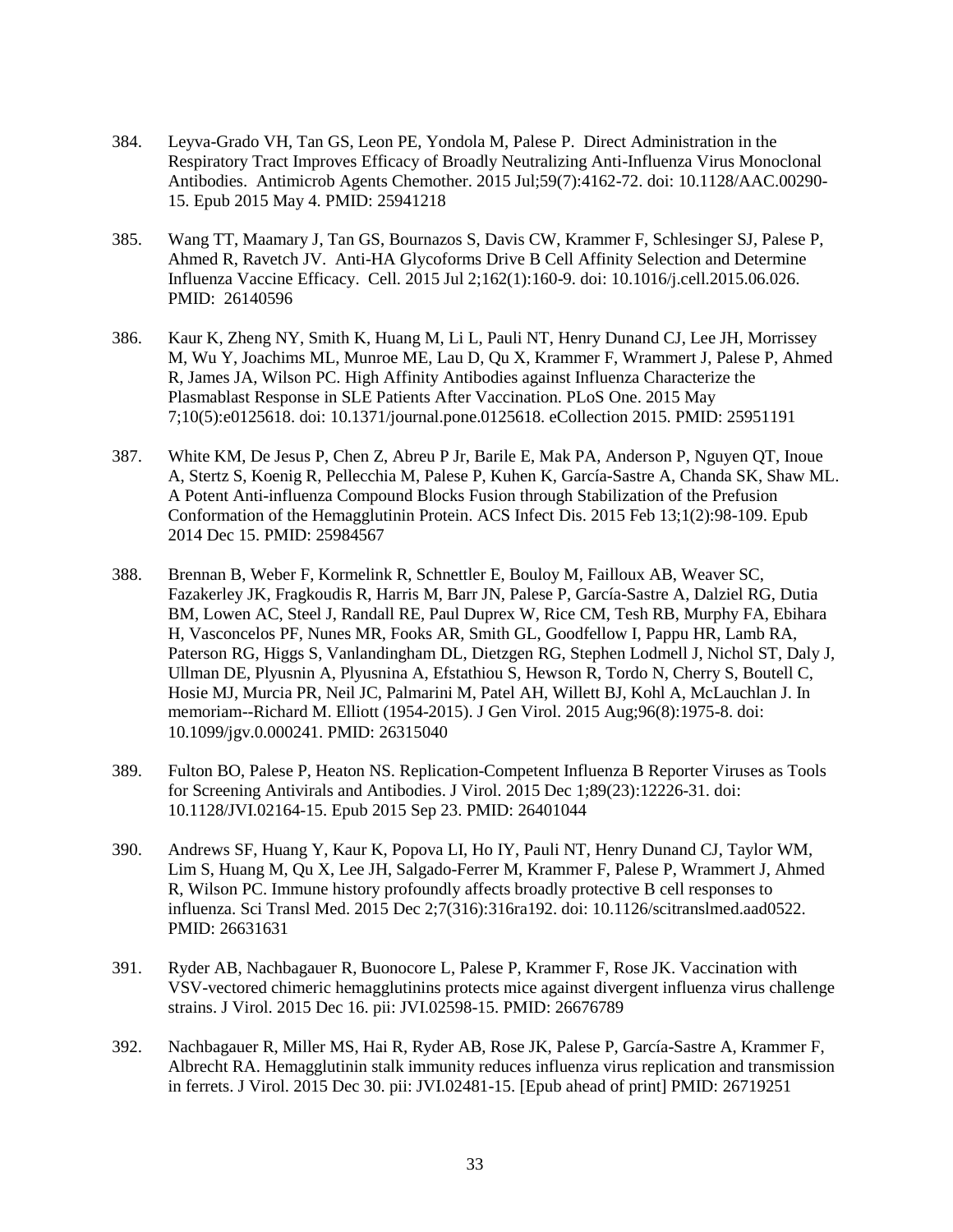384. Leyva-Grado VH, Tan GS, Leon PE, Yondola M, Palese P. Direct Administration in the Respiratory Tract Improves Efficacy of Broadly Neutralizing Anti-Influenza Virus Monoclonal Antibodies. Antimicrob Agents Chemother. 2015 Jul;59(7):4162-72. doi: 10.1128/AAC.00290-15. Epub 2015 May 4. PMID: 25941218

385. Wang TT, Maamary J, Tan GS, Bournazos S, Davis CW, Krammer F, Schlesinger SJ, Palese P, Ahmed R, Ravetch JV. Anti-HA Glycoforms Drive B Cell Affinity Selection and Determine Influenza Vaccine Efficacy. Cell. 2015 Jul 2;162(1):160-9. doi: 10.1016/j.cell.2015.06.026. PMID: 26140596

386. Kaur K, Zheng NY, Smith K, Huang M, Li L, Pauli NT, Henry Dunand CJ, Lee JH, Morrissey M, Wu Y, Joachims ML, Munroe ME, Lau D, Qu X, Krammer F, Wrammert J, Palese P, Ahmed R, James JA, Wilson PC. High Affinity Antibodies against Influenza Characterize the Plasmablast Response in SLE Patients After Vaccination. PLoS One. 2015 May 7;10(5):e0125618. doi: 10.1371/journal.pone.0125618. eCollection 2015. PMID: 25951191

387. White KM, De Jesus P, Chen Z, Abreu P Jr, Barile E, Mak PA, Anderson P, Nguyen QT, Inoue A, Stertz S, Koenig R, Pellecchia M, Palese P, Kuhen K, García-Sastre A, Chanda SK, Shaw ML. A Potent Anti-influenza Compound Blocks Fusion through Stabilization of the Prefusion Conformation of the Hemagglutinin Protein. ACS Infect Dis. 2015 Feb 13;1(2):98-109. Epub 2014 Dec 15. PMID: 25984567

388. Brennan B, Weber F, Kormelink R, Schnettler E, Bouloy M, Failloux AB, Weaver SC, Fazakerley JK, Fragkoudis R, Harris M, Barr JN, Palese P, García-Sastre A, Dalziel RG, Dutia BM, Lowen AC, Steel J, Randall RE, Paul Duprex W, Rice CM, Tesh RB, Murphy FA, Ebihara H, Vasconcelos PF, Nunes MR, Fooks AR, Smith GL, Goodfellow I, Pappu HR, Lamb RA, Paterson RG, Higgs S, Vanlandingham DL, Dietzgen RG, Stephen Lodmell J, Nichol ST, Daly J, Ullman DE, Plyusnin A, Plyusnina A, Efstathiou S, Hewson R, Tordo N, Cherry S, Boutell C, Hosie MJ, Murcia PR, Neil JC, Palmarini M, Patel AH, Willett BJ, Kohl A, McLauchlan J. In memoriam--Richard M. Elliott (1954-2015). J Gen Virol. 2015 Aug;96(8):1975-8. doi: 10.1099/jgv.0.000241. PMID: 26315040

389. Fulton BO, Palese P, Heaton NS. Replication-Competent Influenza B Reporter Viruses as Tools for Screening Antivirals and Antibodies. J Virol. 2015 Dec 1;89(23):12226-31. doi: 10.1128/JVI.02164-15. Epub 2015 Sep 23. PMID: 26401044

390. Andrews SF, Huang Y, Kaur K, Popova LI, Ho IY, Pauli NT, Henry Dunand CJ, Taylor WM, Lim S, Huang M, Qu X, Lee JH, Salgado-Ferrer M, Krammer F, Palese P, Wrammert J, Ahmed R, Wilson PC. Immune history profoundly affects broadly protective B cell responses to influenza. Sci Transl Med. 2015 Dec 2;7(316):316ra192. doi: 10.1126/scitranslmed.aad0522. PMID: 26631631

391. Ryder AB, Nachbagauer R, Buonocore L, Palese P, Krammer F, Rose JK. Vaccination with VSV-vectored chimeric hemagglutinins protects mice against divergent influenza virus challenge strains. J Virol. 2015 Dec 16. pii: JVI.02598-15. PMID: 26676789

392. Nachbagauer R, Miller MS, Hai R, Ryder AB, Rose JK, Palese P, García-Sastre A, Krammer F, Albrecht RA. Hemagglutinin stalk immunity reduces influenza virus replication and transmission in ferrets. J Virol. 2015 Dec 30. pii: JVI.02481-15. [Epub ahead of print] PMID: 26719251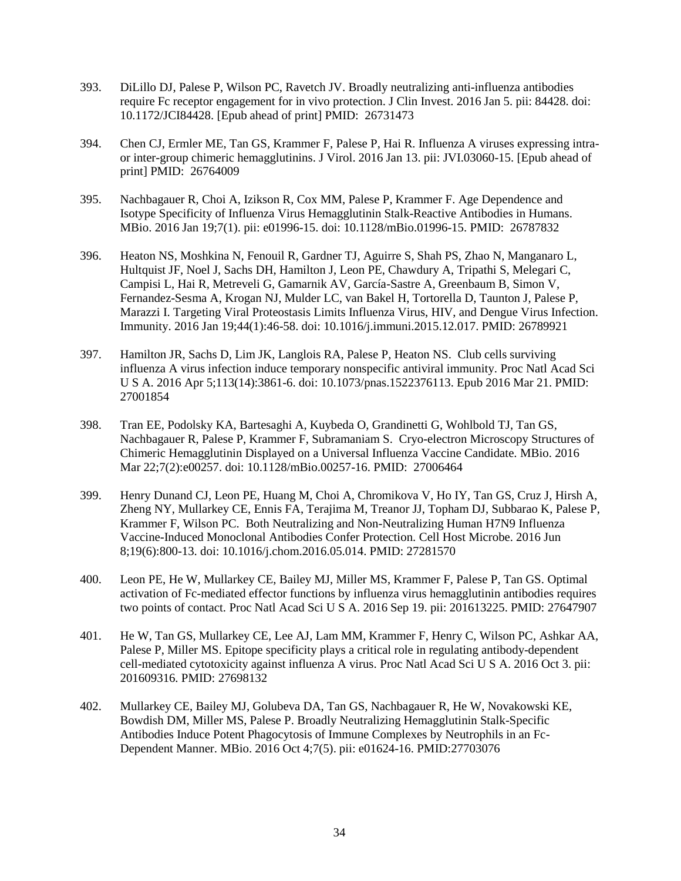393. DiLillo DJ, Palese P, Wilson PC, Ravetch JV. Broadly neutralizing anti-influenza antibodies require Fc receptor engagement for in vivo protection. J Clin Invest. 2016 Jan 5. pii: 84428. doi: 10.1172/JCI84428. [Epub ahead of print] PMID: 26731473

394. Chen CJ, Ermler ME, Tan GS, Krammer F, Palese P, Hai R. Influenza A viruses expressing intra- or inter-group chimeric hemagglutinins. J Virol. 2016 Jan 13. pii: JVI.03060-15. [Epub ahead of print] PMID: 26764009

395. Nachbagauer R, Choi A, Izikson R, Cox MM, Palese P, Krammer F. Age Dependence and Isotype Specificity of Influenza Virus Hemagglutinin Stalk-Reactive Antibodies in Humans. MBio. 2016 Jan 19;7(1). pii: e01996-15. doi: 10.1128/mBio.01996-15. PMID: 26787832

396. Heaton NS, Moshkina N, Fenouil R, Gardner TJ, Aguirre S, Shah PS, Zhao N, Manganaro L, Hultquist JF, Noel J, Sachs DH, Hamilton J, Leon PE, Chawdury A, Tripathi S, Melegari C, Campisi L, Hai R, Metreveli G, Gamarnik AV, García-Sastre A, Greenbaum B, Simon V, Fernandez-Sesma A, Krogan NJ, Mulder LC, van Bakel H, Tortorella D, Taunton J, Palese P, Marazzi I. Targeting Viral Proteostasis Limits Influenza Virus, HIV, and Dengue Virus Infection. Immunity. 2016 Jan 19;44(1):46-58. doi: 10.1016/j.immuni.2015.12.017. PMID: 26789921

397. Hamilton JR, Sachs D, Lim JK, Langlois RA, Palese P, Heaton NS. Club cells surviving influenza A virus infection induce temporary nonspecific antiviral immunity. Proc Natl Acad Sci U S A. 2016 Apr 5;113(14):3861-6. doi: 10.1073/pnas.1522376113. Epub 2016 Mar 21. PMID: 27001854

398. Tran EE, Podolsky KA, Bartesaghi A, Kuybeda O, Grandinetti G, Wohlbold TJ, Tan GS, Nachbagauer R, Palese P, Krammer F, Subramaniam S. Cryo-electron Microscopy Structures of Chimeric Hemagglutinin Displayed on a Universal Influenza Vaccine Candidate. MBio. 2016 Mar 22;7(2):e00257. doi: 10.1128/mBio.00257-16. PMID: 27006464

399. Henry Dunand CJ, Leon PE, Huang M, Choi A, Chromikova V, Ho IY, Tan GS, Cruz J, Hirsh A, Zheng NY, Mullarkey CE, Ennis FA, Terajima M, Treanor JJ, Topham DJ, Subbarao K, Palese P, Krammer F, Wilson PC. Both Neutralizing and Non-Neutralizing Human H7N9 Influenza Vaccine-Induced Monoclonal Antibodies Confer Protection. Cell Host Microbe. 2016 Jun 8;19(6):800-13. doi: 10.1016/j.chom.2016.05.014. PMID: 27281570

400. Leon PE, He W, Mullarkey CE, Bailey MJ, Miller MS, Krammer F, Palese P, Tan GS. Optimal activation of Fc-mediated effector functions by influenza virus hemagglutinin antibodies requires two points of contact. Proc Natl Acad Sci U S A. 2016 Sep 19. pii: 201613225. PMID: 27647907

401. He W, Tan GS, Mullarkey CE, Lee AJ, Lam MM, Krammer F, Henry C, Wilson PC, Ashkar AA, Palese P, Miller MS. Epitope specificity plays a critical role in regulating antibody-dependent cell-mediated cytotoxicity against influenza A virus. Proc Natl Acad Sci U S A. 2016 Oct 3. pii: 201609316. PMID: 27698132

402. Mullarkey CE, Bailey MJ, Golubeva DA, Tan GS, Nachbagauer R, He W, Novakowski KE, Bowdish DM, Miller MS, Palese P. Broadly Neutralizing Hemagglutinin Stalk-Specific Antibodies Induce Potent Phagocytosis of Immune Complexes by Neutrophils in an Fc-Dependent Manner. MBio. 2016 Oct 4;7(5). pii: e01624-16. PMID:27703076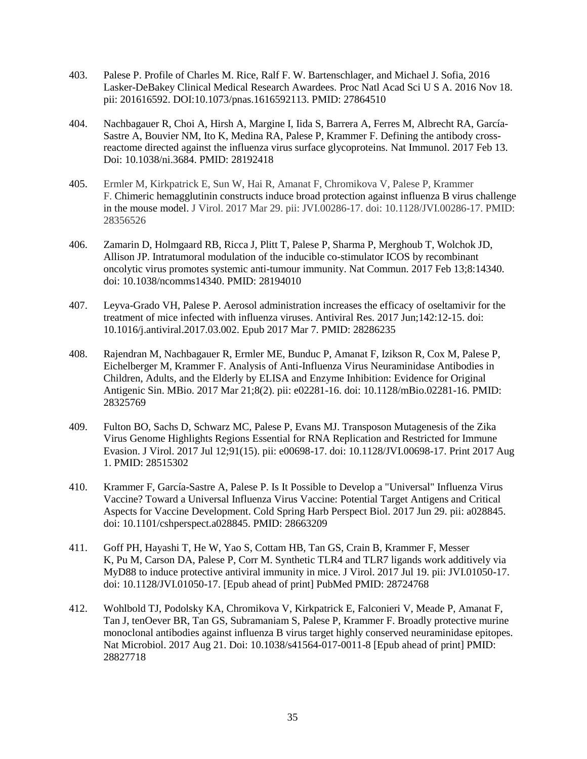403. Palese P. Profile of Charles M. Rice, Ralf F. W. Bartenschlager, and Michael J. Sofia, 2016 Lasker-DeBakey Clinical Medical Research Awardees. Proc Natl Acad Sci U S A. 2016 Nov 18. pii: 201616592. DOI:10.1073/pnas.1616592113. PMID: 27864510

404. Nachbagauer R, Choi A, Hirsh A, Margine I, Iida S, Barrera A, Ferres M, Albrecht RA, García-Sastre A, Bouvier NM, Ito K, Medina RA, Palese P, Krammer F. Defining the antibody cross-reactome directed against the influenza virus surface glycoproteins. Nat Immunol. 2017 Feb 13. Doi: 10.1038/ni.3684. PMID: 28192418

405. Ermler M, Kirkpatrick E, Sun W, Hai R, Amanat F, Chromikova V, Palese P, Krammer F. Chimeric hemagglutinin constructs induce broad protection against influenza B virus challenge in the mouse model. J Virol. 2017 Mar 29. pii: JVI.00286-17. doi: 10.1128/JVI.00286-17. PMID: 28356526

406. Zamarin D, Holmgaard RB, Ricca J, Plitt T, Palese P, Sharma P, Merghoub T, Wolchok JD, Allison JP. Intratumoral modulation of the inducible co-stimulator ICOS by recombinant oncolytic virus promotes systemic anti-tumour immunity. Nat Commun. 2017 Feb 13;8:14340. doi: 10.1038/ncomms14340. PMID: 28194010

407. Leyva-Grado VH, Palese P. Aerosol administration increases the efficacy of oseltamivir for the treatment of mice infected with influenza viruses. Antiviral Res. 2017 Jun;142:12-15. doi: 10.1016/j.antiviral.2017.03.002. Epub 2017 Mar 7. PMID: 28286235

408. Rajendran M, Nachbagauer R, Ermler ME, Bunduc P, Amanat F, Izikson R, Cox M, Palese P, Eichelberger M, Krammer F. Analysis of Anti-Influenza Virus Neuraminidase Antibodies in Children, Adults, and the Elderly by ELISA and Enzyme Inhibition: Evidence for Original Antigenic Sin. MBio. 2017 Mar 21;8(2). pii: e02281-16. doi: 10.1128/mBio.02281-16. PMID: 28325769

409. Fulton BO, Sachs D, Schwarz MC, Palese P, Evans MJ. Transposon Mutagenesis of the Zika Virus Genome Highlights Regions Essential for RNA Replication and Restricted for Immune Evasion. J Virol. 2017 Jul 12;91(15). pii: e00698-17. doi: 10.1128/JVI.00698-17. Print 2017 Aug 1. PMID: 28515302

410. Krammer F, García-Sastre A, Palese P. Is It Possible to Develop a "Universal" Influenza Virus Vaccine? Toward a Universal Influenza Virus Vaccine: Potential Target Antigens and Critical Aspects for Vaccine Development. Cold Spring Harb Perspect Biol. 2017 Jun 29. pii: a028845. doi: 10.1101/cshperspect.a028845. PMID: 28663209

411. Goff PH, Hayashi T, He W, Yao S, Cottam HB, Tan GS, Crain B, Krammer F, Messer K, Pu M, Carson DA, Palese P, Corr M. Synthetic TLR4 and TLR7 ligands work additively via MyD88 to induce protective antiviral immunity in mice. J Virol. 2017 Jul 19. pii: JVI.01050-17. doi: 10.1128/JVI.01050-17. [Epub ahead of print] PubMed PMID: 28724768

412. Wohlbold TJ, Podolsky KA, Chromikova V, Kirkpatrick E, Falconieri V, Meade P, Amanat F, Tan J, tenOever BR, Tan GS, Subramaniam S, Palese P, Krammer F. Broadly protective murine monoclonal antibodies against influenza B virus target highly conserved neuraminidase epitopes. Nat Microbiol. 2017 Aug 21. Doi: 10.1038/s41564-017-0011-8 [Epub ahead of print] PMID: 28827718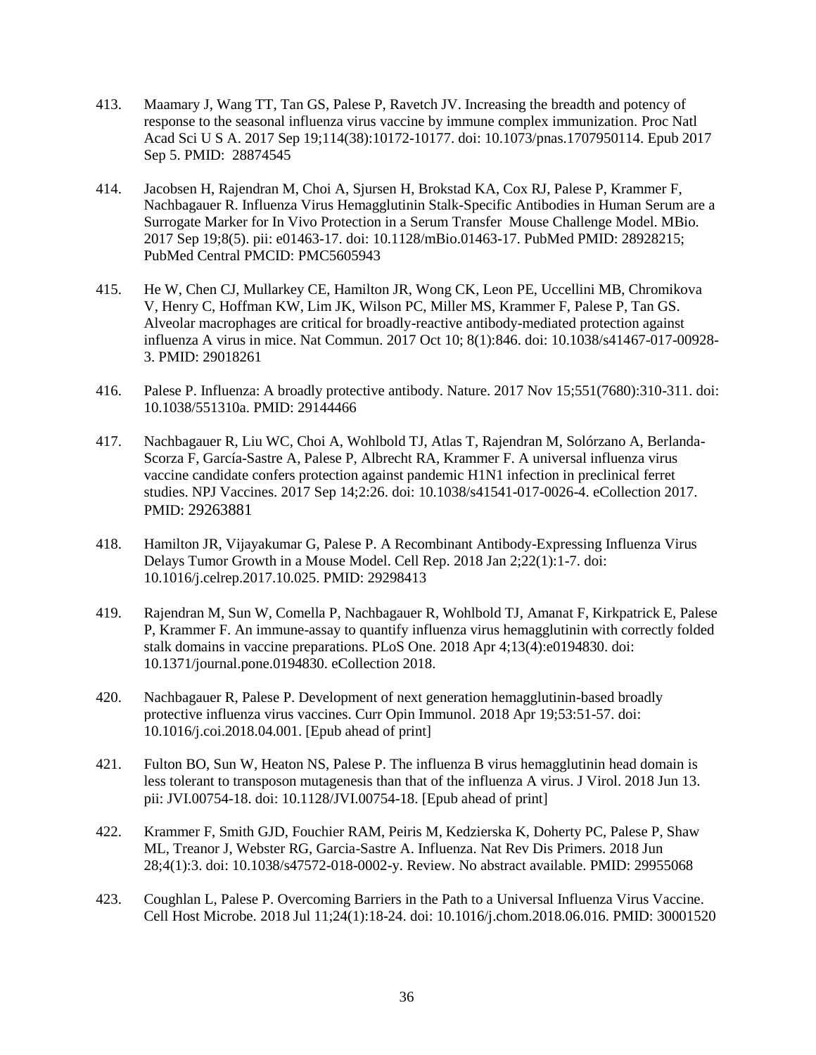413. Maamary J, Wang TT, Tan GS, Palese P, Ravetch JV. Increasing the breadth and potency of response to the seasonal influenza virus vaccine by immune complex immunization. Proc Natl Acad Sci U S A. 2017 Sep 19;114(38):10172-10177. doi: 10.1073/pnas.1707950114. Epub 2017 Sep 5. PMID: 28874545

414. Jacobsen H, Rajendran M, Choi A, Sjursen H, Brokstad KA, Cox RJ, Palese P, Krammer F, Nachbagauer R. Influenza Virus Hemagglutinin Stalk-Specific Antibodies in Human Serum are a Surrogate Marker for In Vivo Protection in a Serum Transfer Mouse Challenge Model. MBio. 2017 Sep 19;8(5). pii: e01463-17. doi: 10.1128/mBio.01463-17. PubMed PMID: 28928215; PubMed Central PMCID: PMC5605943

415. He W, Chen CJ, Mullarkey CE, Hamilton JR, Wong CK, Leon PE, Uccellini MB, Chromikova V, Henry C, Hoffman KW, Lim JK, Wilson PC, Miller MS, Krammer F, Palese P, Tan GS. Alveolar macrophages are critical for broadly-reactive antibody-mediated protection against influenza A virus in mice. Nat Commun. 2017 Oct 10; 8(1):846. doi: 10.1038/s41467-017-00928-3. PMID: 29018261

416. Palese P. Influenza: A broadly protective antibody. Nature. 2017 Nov 15;551(7680):310-311. doi: 10.1038/551310a. PMID: 29144466

417. Nachbagauer R, Liu WC, Choi A, Wohlbold TJ, Atlas T, Rajendran M, Solórzano A, Berlanda-Scorza F, García-Sastre A, Palese P, Albrecht RA, Krammer F. A universal influenza virus vaccine candidate confers protection against pandemic H1N1 infection in preclinical ferret studies. NPJ Vaccines. 2017 Sep 14;2:26. doi: 10.1038/s41541-017-0026-4. eCollection 2017. PMID: 29263881

418. Hamilton JR, Vijayakumar G, Palese P. A Recombinant Antibody-Expressing Influenza Virus Delays Tumor Growth in a Mouse Model. Cell Rep. 2018 Jan 2;22(1):1-7. doi: 10.1016/j.celrep.2017.10.025. PMID: 29298413

419. Rajendran M, Sun W, Comella P, Nachbagauer R, Wohlbold TJ, Amanat F, Kirkpatrick E, Palese P, Krammer F. An immune-assay to quantify influenza virus hemagglutinin with correctly folded stalk domains in vaccine preparations. PLoS One. 2018 Apr 4;13(4):e0194830. doi: 10.1371/journal.pone.0194830. eCollection 2018.

420. Nachbagauer R, Palese P. Development of next generation hemagglutinin-based broadly protective influenza virus vaccines. Curr Opin Immunol. 2018 Apr 19;53:51-57. doi: 10.1016/j.coi.2018.04.001. [Epub ahead of print]

421. Fulton BO, Sun W, Heaton NS, Palese P. The influenza B virus hemagglutinin head domain is less tolerant to transposon mutagenesis than that of the influenza A virus. J Virol. 2018 Jun 13. pii: JVI.00754-18. doi: 10.1128/JVI.00754-18. [Epub ahead of print]

422. Krammer F, Smith GJD, Fouchier RAM, Peiris M, Kedzierska K, Doherty PC, Palese P, Shaw ML, Treanor J, Webster RG, Garcia-Sastre A. Influenza. Nat Rev Dis Primers. 2018 Jun 28;4(1):3. doi: 10.1038/s47572-018-0002-y. Review. No abstract available. PMID: 29955068

423. Coughlan L, Palese P. Overcoming Barriers in the Path to a Universal Influenza Virus Vaccine. Cell Host Microbe. 2018 Jul 11;24(1):18-24. doi: 10.1016/j.chom.2018.06.016. PMID: 30001520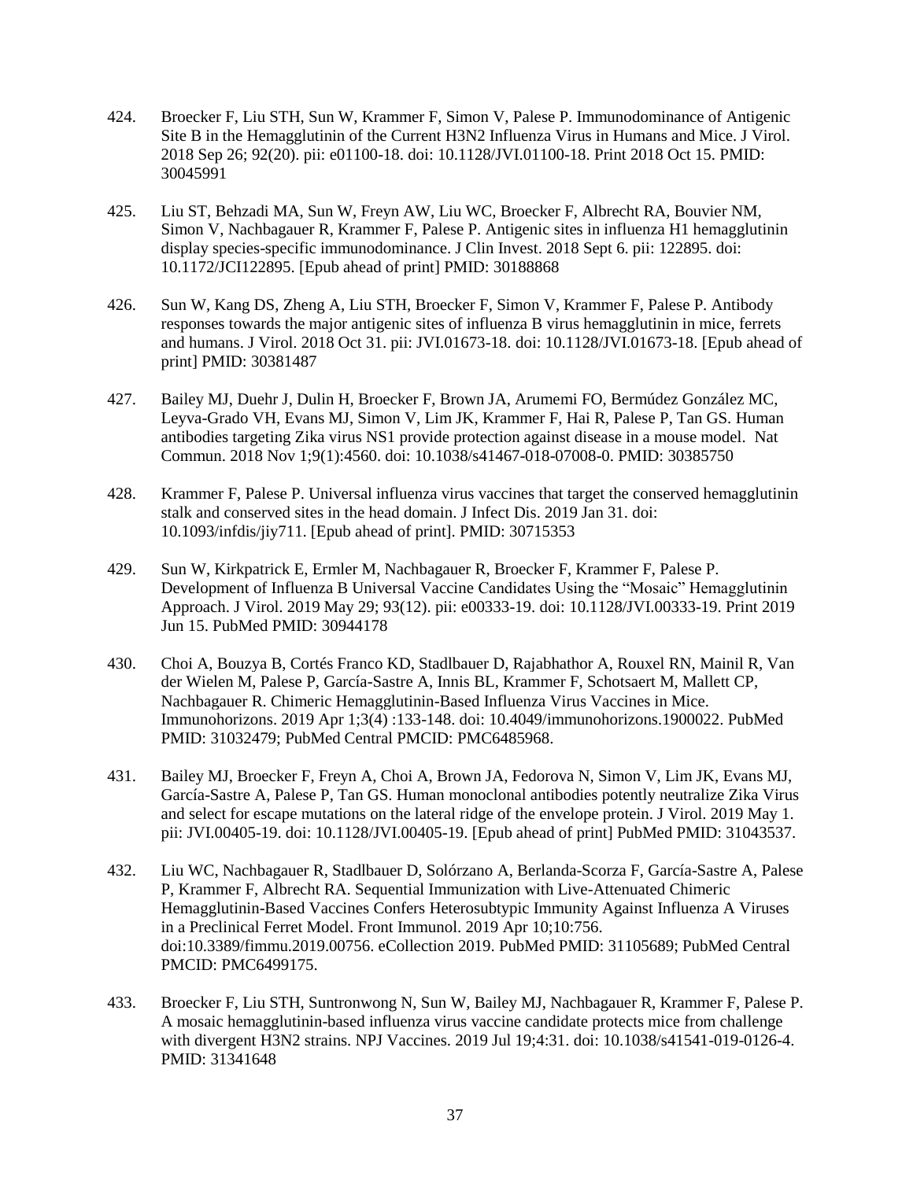424. Broecker F, Liu STH, Sun W, Krammer F, Simon V, Palese P. Immunodominance of Antigenic Site B in the Hemagglutinin of the Current H3N2 Influenza Virus in Humans and Mice. J Virol. 2018 Sep 26; 92(20). pii: e01100-18. doi: 10.1128/JVI.01100-18. Print 2018 Oct 15. PMID: 30045991

425. Liu ST, Behzadi MA, Sun W, Freyn AW, Liu WC, Broecker F, Albrecht RA, Bouvier NM, Simon V, Nachbagauer R, Krammer F, Palese P. Antigenic sites in influenza H1 hemagglutinin display species-specific immunodominance. J Clin Invest. 2018 Sept 6. pii: 122895. doi: 10.1172/JCI122895. [Epub ahead of print] PMID: 30188868

426. Sun W, Kang DS, Zheng A, Liu STH, Broecker F, Simon V, Krammer F, Palese P. Antibody responses towards the major antigenic sites of influenza B virus hemagglutinin in mice, ferrets and humans. J Virol. 2018 Oct 31. pii: JVI.01673-18. doi: 10.1128/JVI.01673-18. [Epub ahead of print] PMID: 30381487

427. Bailey MJ, Duehr J, Dulin H, Broecker F, Brown JA, Arumemi FO, Bermúdez González MC, Leyva-Grado VH, Evans MJ, Simon V, Lim JK, Krammer F, Hai R, Palese P, Tan GS. Human antibodies targeting Zika virus NS1 provide protection against disease in a mouse model. Nat Commun. 2018 Nov 1;9(1):4560. doi: 10.1038/s41467-018-07008-0. PMID: 30385750

428. Krammer F, Palese P. Universal influenza virus vaccines that target the conserved hemagglutinin stalk and conserved sites in the head domain. J Infect Dis. 2019 Jan 31. doi: 10.1093/infdis/jiy711. [Epub ahead of print]. PMID: 30715353

429. Sun W, Kirkpatrick E, Ermler M, Nachbagauer R, Broecker F, Krammer F, Palese P. Development of Influenza B Universal Vaccine Candidates Using the "Mosaic" Hemagglutinin Approach. J Virol. 2019 May 29; 93(12). pii: e00333-19. doi: 10.1128/JVI.00333-19. Print 2019 Jun 15. PubMed PMID: 30944178

430. Choi A, Bouzya B, Cortés Franco KD, Stadlbauer D, Rajabhathor A, Rouxel RN, Mainil R, Van der Wielen M, Palese P, García-Sastre A, Innis BL, Krammer F, Schotsaert M, Mallett CP, Nachbagauer R. Chimeric Hemagglutinin-Based Influenza Virus Vaccines in Mice. Immunohorizons. 2019 Apr 1;3(4) :133-148. doi: 10.4049/immunohorizons.1900022. PubMed PMID: 31032479; PubMed Central PMCID: PMC6485968.

431. Bailey MJ, Broecker F, Freyn A, Choi A, Brown JA, Fedorova N, Simon V, Lim JK, Evans MJ, García-Sastre A, Palese P, Tan GS. Human monoclonal antibodies potently neutralize Zika Virus and select for escape mutations on the lateral ridge of the envelope protein. J Virol. 2019 May 1. pii: JVI.00405-19. doi: 10.1128/JVI.00405-19. [Epub ahead of print] PubMed PMID: 31043537.

432. Liu WC, Nachbagauer R, Stadlbauer D, Solórzano A, Berlanda-Scorza F, García-Sastre A, Palese P, Krammer F, Albrecht RA. Sequential Immunization with Live-Attenuated Chimeric Hemagglutinin-Based Vaccines Confers Heterosubtypic Immunity Against Influenza A Viruses in a Preclinical Ferret Model. Front Immunol. 2019 Apr 10;10:756. doi:10.3389/fimmu.2019.00756. eCollection 2019. PubMed PMID: 31105689; PubMed Central PMCID: PMC6499175.

433. Broecker F, Liu STH, Suntronwong N, Sun W, Bailey MJ, Nachbagauer R, Krammer F, Palese P. A mosaic hemagglutinin-based influenza virus vaccine candidate protects mice from challenge with divergent H3N2 strains. NPJ Vaccines. 2019 Jul 19;4:31. doi: 10.1038/s41541-019-0126-4. PMID: 31341648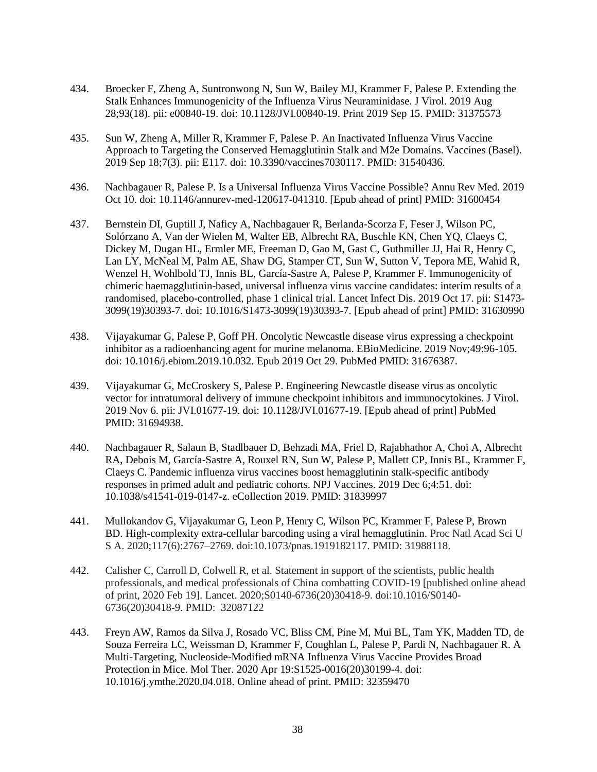434. Broecker F, Zheng A, Suntronwong N, Sun W, Bailey MJ, Krammer F, Palese P. Extending the Stalk Enhances Immunogenicity of the Influenza Virus Neuraminidase. J Virol. 2019 Aug 28;93(18). pii: e00840-19. doi: 10.1128/JVI.00840-19. Print 2019 Sep 15. PMID: 31375573

435. Sun W, Zheng A, Miller R, Krammer F, Palese P. An Inactivated Influenza Virus Vaccine Approach to Targeting the Conserved Hemagglutinin Stalk and M2e Domains. Vaccines (Basel). 2019 Sep 18;7(3). pii: E117. doi: 10.3390/vaccines7030117. PMID: 31540436.

436. Nachbagauer R, Palese P. Is a Universal Influenza Virus Vaccine Possible? Annu Rev Med. 2019 Oct 10. doi: 10.1146/annurev-med-120617-041310. [Epub ahead of print] PMID: 31600454

437. Bernstein DI, Guptill J, Naficy A, Nachbagauer R, Berlanda-Scorza F, Feser J, Wilson PC, Solórzano A, Van der Wielen M, Walter EB, Albrecht RA, Buschle KN, Chen YQ, Claeys C, Dickey M, Dugan HL, Ermler ME, Freeman D, Gao M, Gast C, Guthmiller JJ, Hai R, Henry C, Lan LY, McNeal M, Palm AE, Shaw DG, Stamper CT, Sun W, Sutton V, Tepora ME, Wahid R, Wenzel H, Wohlbold TJ, Innis BL, García-Sastre A, Palese P, Krammer F. Immunogenicity of chimeric haemagglutinin-based, universal influenza virus vaccine candidates: interim results of a randomised, placebo-controlled, phase 1 clinical trial. Lancet Infect Dis. 2019 Oct 17. pii: S1473-3099(19)30393-7. doi: 10.1016/S1473-3099(19)30393-7. [Epub ahead of print] PMID: 31630990

438. Vijayakumar G, Palese P, Goff PH. Oncolytic Newcastle disease virus expressing a checkpoint inhibitor as a radioenhancing agent for murine melanoma. EBioMedicine. 2019 Nov;49:96-105. doi: 10.1016/j.ebiom.2019.10.032. Epub 2019 Oct 29. PubMed PMID: 31676387.

439. Vijayakumar G, McCroskery S, Palese P. Engineering Newcastle disease virus as oncolytic vector for intratumoral delivery of immune checkpoint inhibitors and immunocytokines. J Virol. 2019 Nov 6. pii: JVI.01677-19. doi: 10.1128/JVI.01677-19. [Epub ahead of print] PubMed PMID: 31694938.

440. Nachbagauer R, Salaun B, Stadlbauer D, Behzadi MA, Friel D, Rajabhathor A, Choi A, Albrecht RA, Debois M, García-Sastre A, Rouxel RN, Sun W, Palese P, Mallett CP, Innis BL, Krammer F, Claeys C. Pandemic influenza virus vaccines boost hemagglutinin stalk-specific antibody responses in primed adult and pediatric cohorts. NPJ Vaccines. 2019 Dec 6;4:51. doi: 10.1038/s41541-019-0147-z. eCollection 2019. PMID: 31839997

441. Mullokandov G, Vijayakumar G, Leon P, Henry C, Wilson PC, Krammer F, Palese P, Brown BD. High-complexity extra-cellular barcoding using a viral hemagglutinin. Proc Natl Acad Sci U S A. 2020;117(6):2767–2769. doi:10.1073/pnas.1919182117. PMID: 31988118.

442. Calisher C, Carroll D, Colwell R, et al. Statement in support of the scientists, public health professionals, and medical professionals of China combatting COVID-19 [published online ahead of print, 2020 Feb 19]. Lancet. 2020;S0140-6736(20)30418-9. doi:10.1016/S0140-6736(20)30418-9. PMID: 32087122

443. Freyn AW, Ramos da Silva J, Rosado VC, Bliss CM, Pine M, Mui BL, Tam YK, Madden TD, de Souza Ferreira LC, Weissman D, Krammer F, Coughlan L, Palese P, Pardi N, Nachbagauer R. A Multi-Targeting, Nucleoside-Modified mRNA Influenza Virus Vaccine Provides Broad Protection in Mice. Mol Ther. 2020 Apr 19:S1525-0016(20)30199-4. doi: 10.1016/j.ymthe.2020.04.018. Online ahead of print. PMID: 32359470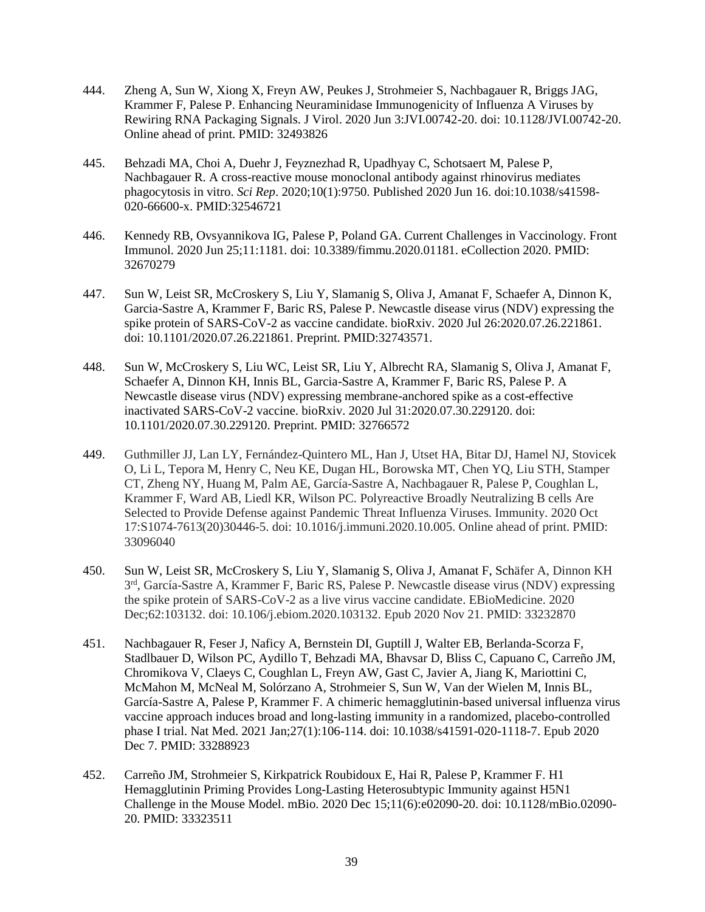444. Zheng A, Sun W, Xiong X, Freyn AW, Peukes J, Strohmeier S, Nachbagauer R, Briggs JAG, Krammer F, Palese P. Enhancing Neuraminidase Immunogenicity of Influenza A Viruses by Rewiring RNA Packaging Signals. J Virol. 2020 Jun 3:JVI.00742-20. doi: 10.1128/JVI.00742-20. Online ahead of print. PMID: 32493826

445. Behzadi MA, Choi A, Duehr J, Feyznezhad R, Upadhyay C, Schotsaert M, Palese P, Nachbagauer R. A cross-reactive mouse monoclonal antibody against rhinovirus mediates phagocytosis in vitro. *Sci Rep*. 2020;10(1):9750. Published 2020 Jun 16. doi:10.1038/s41598-020-66600-x. PMID:32546721

446. Kennedy RB, Ovsyannikova IG, Palese P, Poland GA. Current Challenges in Vaccinology. Front Immunol. 2020 Jun 25;11:1181. doi: 10.3389/fimmu.2020.01181. eCollection 2020. PMID: 32670279

447. Sun W, Leist SR, McCroskery S, Liu Y, Slamanig S, Oliva J, Amanat F, Schaefer A, Dinnon K, Garcia-Sastre A, Krammer F, Baric RS, Palese P. Newcastle disease virus (NDV) expressing the spike protein of SARS-CoV-2 as vaccine candidate. bioRxiv. 2020 Jul 26:2020.07.26.221861. doi: 10.1101/2020.07.26.221861. Preprint. PMID:32743571.

448. Sun W, McCroskery S, Liu WC, Leist SR, Liu Y, Albrecht RA, Slamanig S, Oliva J, Amanat F, Schaefer A, Dinnon KH, Innis BL, Garcia-Sastre A, Krammer F, Baric RS, Palese P. A Newcastle disease virus (NDV) expressing membrane-anchored spike as a cost-effective inactivated SARS-CoV-2 vaccine. bioRxiv. 2020 Jul 31:2020.07.30.229120. doi: 10.1101/2020.07.30.229120. Preprint. PMID: 32766572

449. Guthmiller JJ, Lan LY, Fernández-Quintero ML, Han J, Utset HA, Bitar DJ, Hamel NJ, Stovicek O, Li L, Tepora M, Henry C, Neu KE, Dugan HL, Borowska MT, Chen YQ, Liu STH, Stamper CT, Zheng NY, Huang M, Palm AE, García-Sastre A, Nachbagauer R, Palese P, Coughlan L, Krammer F, Ward AB, Liedl KR, Wilson PC. Polyreactive Broadly Neutralizing B cells Are Selected to Provide Defense against Pandemic Threat Influenza Viruses. Immunity. 2020 Oct 17:S1074-7613(20)30446-5. doi: 10.1016/j.immuni.2020.10.005. Online ahead of print. PMID: 33096040

450. Sun W, Leist SR, McCroskery S, Liu Y, Slamanig S, Oliva J, Amanat F, Schäfer A, Dinnon KH 3rd, García-Sastre A, Krammer F, Baric RS, Palese P. Newcastle disease virus (NDV) expressing the spike protein of SARS-CoV-2 as a live virus vaccine candidate. EBioMedicine. 2020 Dec;62:103132. doi: 10.106/j.ebiom.2020.103132. Epub 2020 Nov 21. PMID: 33232870

451. Nachbagauer R, Feser J, Naficy A, Bernstein DI, Guptill J, Walter EB, Berlanda-Scorza F, Stadlbauer D, Wilson PC, Aydillo T, Behzadi MA, Bhavsar D, Bliss C, Capuano C, Carreño JM, Chromikova V, Claeys C, Coughlan L, Freyn AW, Gast C, Javier A, Jiang K, Mariottini C, McMahon M, McNeal M, Solórzano A, Strohmeier S, Sun W, Van der Wielen M, Innis BL, García-Sastre A, Palese P, Krammer F. A chimeric hemagglutinin-based universal influenza virus vaccine approach induces broad and long-lasting immunity in a randomized, placebo-controlled phase I trial. Nat Med. 2021 Jan;27(1):106-114. doi: 10.1038/s41591-020-1118-7. Epub 2020 Dec 7. PMID: 33288923

452. Carreño JM, Strohmeier S, Kirkpatrick Roubidoux E, Hai R, Palese P, Krammer F. H1 Hemagglutinin Priming Provides Long-Lasting Heterosubtypic Immunity against H5N1 Challenge in the Mouse Model. mBio. 2020 Dec 15;11(6):e02090-20. doi: 10.1128/mBio.02090-20. PMID: 33323511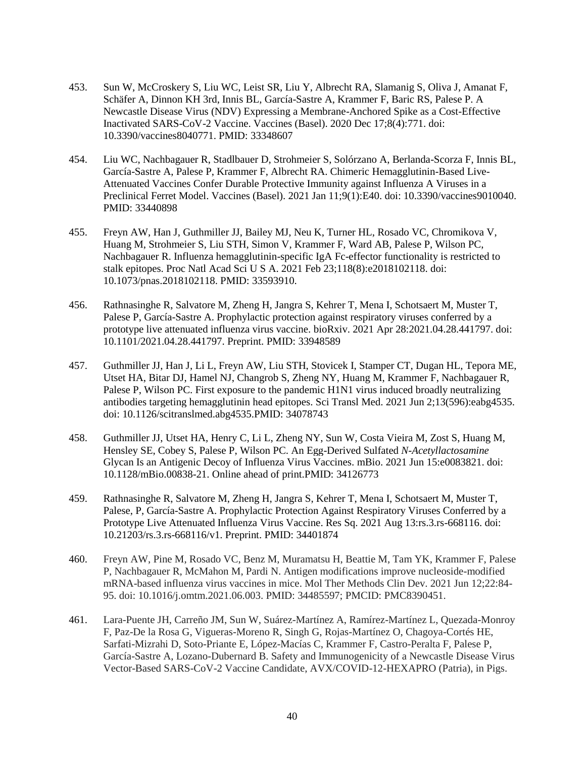453. Sun W, McCroskery S, Liu WC, Leist SR, Liu Y, Albrecht RA, Slamanig S, Oliva J, Amanat F, Schäfer A, Dinnon KH 3rd, Innis BL, García-Sastre A, Krammer F, Baric RS, Palese P. A Newcastle Disease Virus (NDV) Expressing a Membrane-Anchored Spike as a Cost-Effective Inactivated SARS-CoV-2 Vaccine. Vaccines (Basel). 2020 Dec 17;8(4):771. doi: 10.3390/vaccines8040771. PMID: 33348607

454. Liu WC, Nachbagauer R, Stadlbauer D, Strohmeier S, Solórzano A, Berlanda-Scorza F, Innis BL, García-Sastre A, Palese P, Krammer F, Albrecht RA. Chimeric Hemagglutinin-Based Live-Attenuated Vaccines Confer Durable Protective Immunity against Influenza A Viruses in a Preclinical Ferret Model. Vaccines (Basel). 2021 Jan 11;9(1):E40. doi: 10.3390/vaccines9010040. PMID: 33440898

455. Freyn AW, Han J, Guthmiller JJ, Bailey MJ, Neu K, Turner HL, Rosado VC, Chromikova V, Huang M, Strohmeier S, Liu STH, Simon V, Krammer F, Ward AB, Palese P, Wilson PC, Nachbagauer R. Influenza hemagglutinin-specific IgA Fc-effector functionality is restricted to stalk epitopes. Proc Natl Acad Sci U S A. 2021 Feb 23;118(8):e2018102118. doi: 10.1073/pnas.2018102118. PMID: 33593910.

456. Rathnasinghe R, Salvatore M, Zheng H, Jangra S, Kehrer T, Mena I, Schotsaert M, Muster T, Palese P, García-Sastre A. Prophylactic protection against respiratory viruses conferred by a prototype live attenuated influenza virus vaccine. bioRxiv. 2021 Apr 28:2021.04.28.441797. doi: 10.1101/2021.04.28.441797. Preprint. PMID: 33948589

457. Guthmiller JJ, Han J, Li L, Freyn AW, Liu STH, Stovicek I, Stamper CT, Dugan HL, Tepora ME, Utset HA, Bitar DJ, Hamel NJ, Changrob S, Zheng NY, Huang M, Krammer F, Nachbagauer R, Palese P, Wilson PC. First exposure to the pandemic H1N1 virus induced broadly neutralizing antibodies targeting hemagglutinin head epitopes. Sci Transl Med. 2021 Jun 2;13(596):eabg4535. doi: 10.1126/scitranslmed.abg4535.PMID: 34078743

458. Guthmiller JJ, Utset HA, Henry C, Li L, Zheng NY, Sun W, Costa Vieira M, Zost S, Huang M, Hensley SE, Cobey S, Palese P, Wilson PC. An Egg-Derived Sulfated *N-Acetyllactosamine* Glycan Is an Antigenic Decoy of Influenza Virus Vaccines. mBio. 2021 Jun 15:e0083821. doi: 10.1128/mBio.00838-21. Online ahead of print.PMID: 34126773

459. Rathnasinghe R, Salvatore M, Zheng H, Jangra S, Kehrer T, Mena I, Schotsaert M, Muster T, Palese, P, García-Sastre A. Prophylactic Protection Against Respiratory Viruses Conferred by a Prototype Live Attenuated Influenza Virus Vaccine. Res Sq. 2021 Aug 13:rs.3.rs-668116. doi: 10.21203/rs.3.rs-668116/v1. Preprint. PMID: 34401874

460. Freyn AW, Pine M, Rosado VC, Benz M, Muramatsu H, Beattie M, Tam YK, Krammer F, Palese P, Nachbagauer R, McMahon M, Pardi N. Antigen modifications improve nucleoside-modified mRNA-based influenza virus vaccines in mice. Mol Ther Methods Clin Dev. 2021 Jun 12;22:84-95. doi: 10.1016/j.omtm.2021.06.003. PMID: 34485597; PMCID: PMC8390451.

461. Lara-Puente JH, Carreño JM, Sun W, Suárez-Martínez A, Ramírez-Martínez L, Quezada-Monroy F, Paz-De la Rosa G, Vigueras-Moreno R, Singh G, Rojas-Martínez O, Chagoya-Cortés HE, Sarfati-Mizrahi D, Soto-Priante E, López-Macías C, Krammer F, Castro-Peralta F, Palese P, García-Sastre A, Lozano-Dubernard B. Safety and Immunogenicity of a Newcastle Disease Virus Vector-Based SARS-CoV-2 Vaccine Candidate, AVX/COVID-12-HEXAPRO (Patria), in Pigs.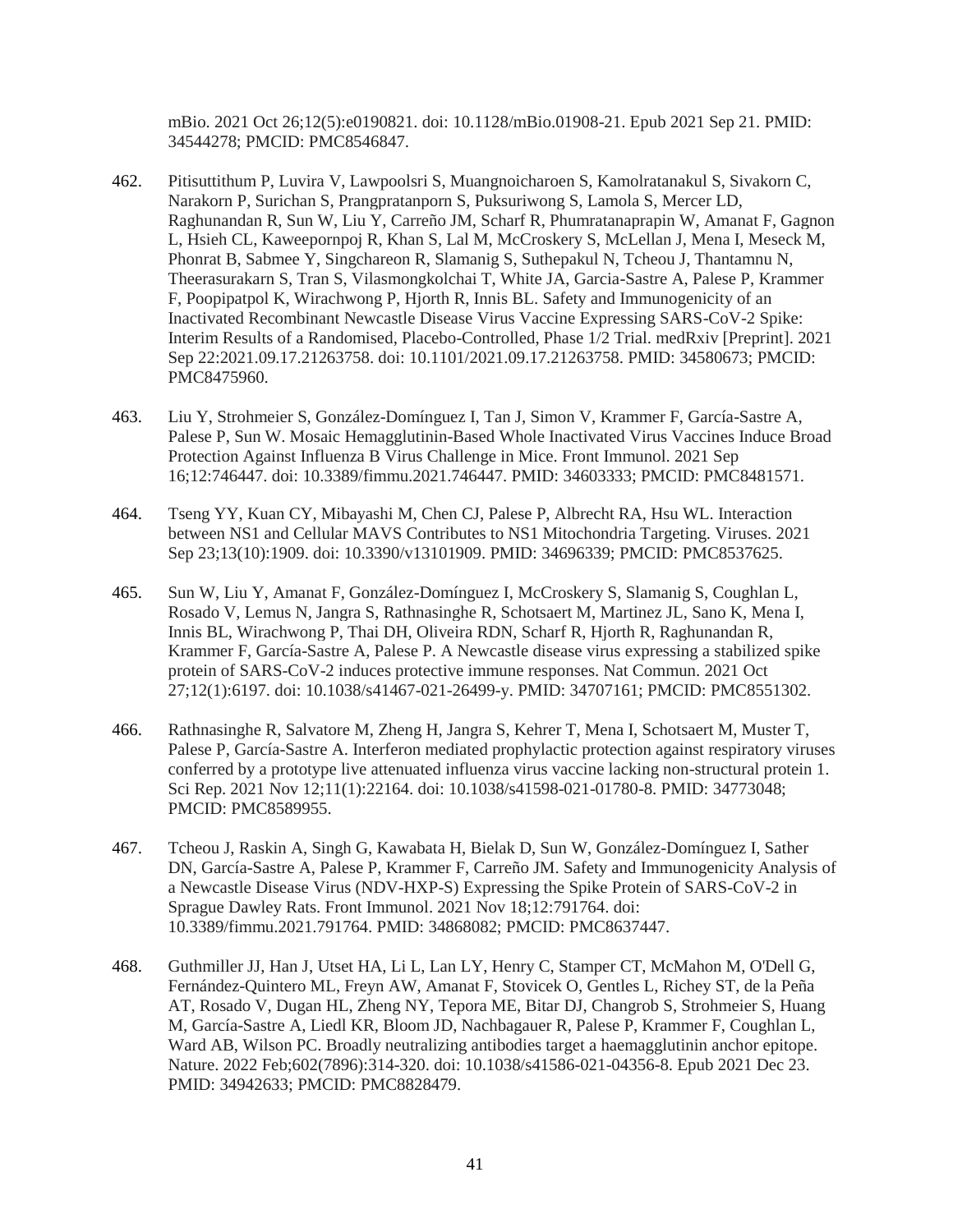mBio. 2021 Oct 26;12(5):e0190821. doi: 10.1128/mBio.01908-21. Epub 2021 Sep 21. PMID: 34544278; PMCID: PMC8546847.

462. Pitisuttithum P, Luvira V, Lawpoolsri S, Muangnoicharoen S, Kamolratanakul S, Sivakorn C, Narakorn P, Surichan S, Prangpratanporn S, Puksuriwong S, Lamola S, Mercer LD, Raghunandan R, Sun W, Liu Y, Carreño JM, Scharf R, Phumratanaprapin W, Amanat F, Gagnon L, Hsieh CL, Kaweepornpoj R, Khan S, Lal M, McCroskery S, McLellan J, Mena I, Meseck M, Phonrat B, Sabmee Y, Singchareon R, Slamanig S, Suthepakul N, Tcheou J, Thantamnu N, Theerasurakarn S, Tran S, Vilasmongkolchai T, White JA, Garcia-Sastre A, Palese P, Krammer F, Poopipatpol K, Wirachwong P, Hjorth R, Innis BL. Safety and Immunogenicity of an Inactivated Recombinant Newcastle Disease Virus Vaccine Expressing SARS-CoV-2 Spike: Interim Results of a Randomised, Placebo-Controlled, Phase 1/2 Trial. medRxiv [Preprint]. 2021 Sep 22:2021.09.17.21263758. doi: 10.1101/2021.09.17.21263758. PMID: 34580673; PMCID: PMC8475960.

463. Liu Y, Strohmeier S, González-Domínguez I, Tan J, Simon V, Krammer F, García-Sastre A, Palese P, Sun W. Mosaic Hemagglutinin-Based Whole Inactivated Virus Vaccines Induce Broad Protection Against Influenza B Virus Challenge in Mice. Front Immunol. 2021 Sep 16;12:746447. doi: 10.3389/fimmu.2021.746447. PMID: 34603333; PMCID: PMC8481571.

464. Tseng YY, Kuan CY, Mibayashi M, Chen CJ, Palese P, Albrecht RA, Hsu WL. Interaction between NS1 and Cellular MAVS Contributes to NS1 Mitochondria Targeting. Viruses. 2021 Sep 23;13(10):1909. doi: 10.3390/v13101909. PMID: 34696339; PMCID: PMC8537625.

465. Sun W, Liu Y, Amanat F, González-Domínguez I, McCroskery S, Slamanig S, Coughlan L, Rosado V, Lemus N, Jangra S, Rathnasinghe R, Schotsaert M, Martinez JL, Sano K, Mena I, Innis BL, Wirachwong P, Thai DH, Oliveira RDN, Scharf R, Hjorth R, Raghunandan R, Krammer F, García-Sastre A, Palese P. A Newcastle disease virus expressing a stabilized spike protein of SARS-CoV-2 induces protective immune responses. Nat Commun. 2021 Oct 27;12(1):6197. doi: 10.1038/s41467-021-26499-y. PMID: 34707161; PMCID: PMC8551302.

466. Rathnasinghe R, Salvatore M, Zheng H, Jangra S, Kehrer T, Mena I, Schotsaert M, Muster T, Palese P, García-Sastre A. Interferon mediated prophylactic protection against respiratory viruses conferred by a prototype live attenuated influenza virus vaccine lacking non-structural protein 1. Sci Rep. 2021 Nov 12;11(1):22164. doi: 10.1038/s41598-021-01780-8. PMID: 34773048; PMCID: PMC8589955.

467. Tcheou J, Raskin A, Singh G, Kawabata H, Bielak D, Sun W, González-Domínguez I, Sather DN, García-Sastre A, Palese P, Krammer F, Carreño JM. Safety and Immunogenicity Analysis of a Newcastle Disease Virus (NDV-HXP-S) Expressing the Spike Protein of SARS-CoV-2 in Sprague Dawley Rats. Front Immunol. 2021 Nov 18;12:791764. doi: 10.3389/fimmu.2021.791764. PMID: 34868082; PMCID: PMC8637447.

468. Guthmiller JJ, Han J, Utset HA, Li L, Lan LY, Henry C, Stamper CT, McMahon M, O'Dell G, Fernández-Quintero ML, Freyn AW, Amanat F, Stovicek O, Gentles L, Richey ST, de la Peña AT, Rosado V, Dugan HL, Zheng NY, Tepora ME, Bitar DJ, Changrob S, Strohmeier S, Huang M, García-Sastre A, Liedl KR, Bloom JD, Nachbagauer R, Palese P, Krammer F, Coughlan L, Ward AB, Wilson PC. Broadly neutralizing antibodies target a haemagglutinin anchor epitope. Nature. 2022 Feb;602(7896):314-320. doi: 10.1038/s41586-021-04356-8. Epub 2021 Dec 23. PMID: 34942633; PMCID: PMC8828479.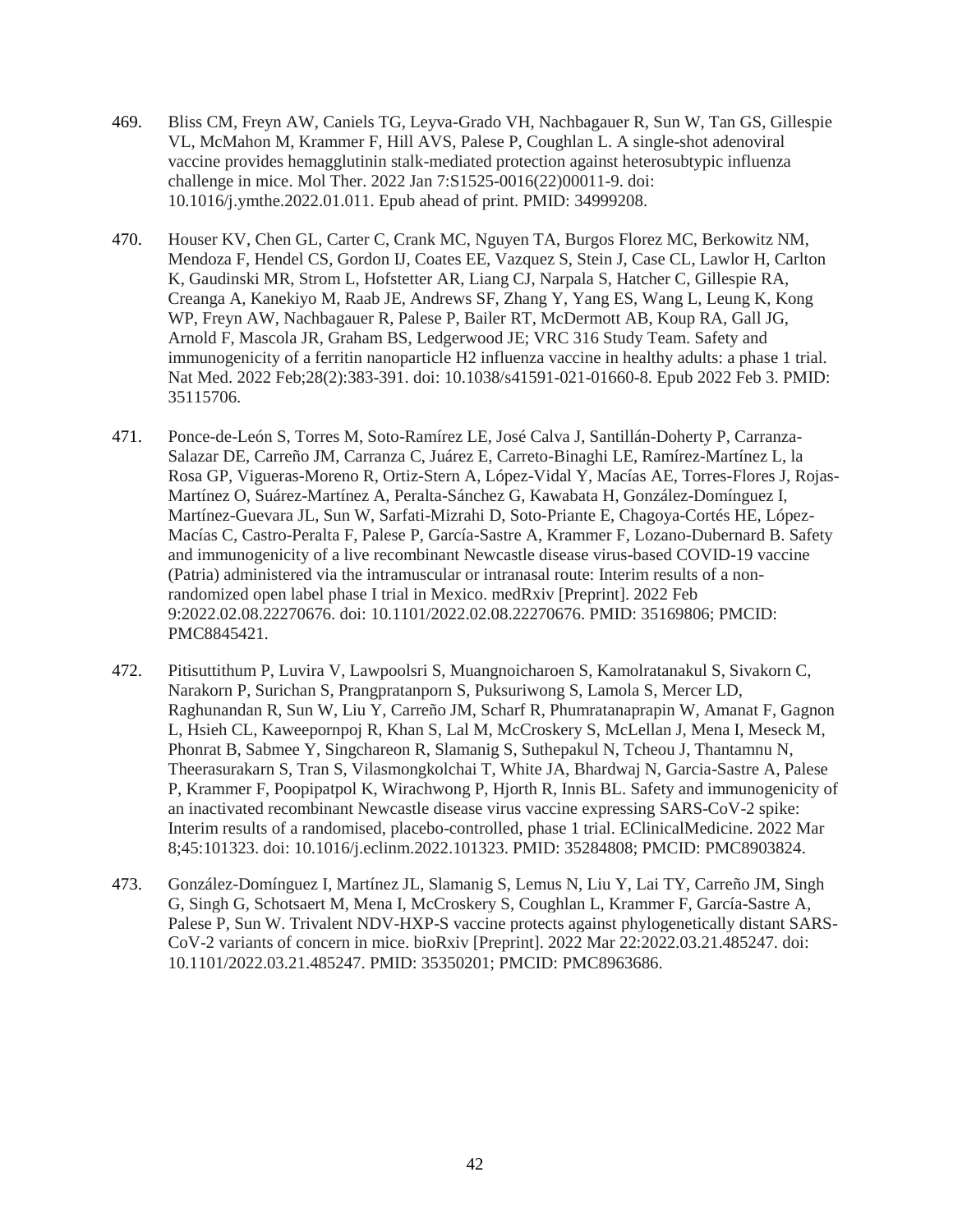469. Bliss CM, Freyn AW, Caniels TG, Leyva-Grado VH, Nachbagauer R, Sun W, Tan GS, Gillespie VL, McMahon M, Krammer F, Hill AVS, Palese P, Coughlan L. A single-shot adenoviral vaccine provides hemagglutinin stalk-mediated protection against heterosubtypic influenza challenge in mice. Mol Ther. 2022 Jan 7:S1525-0016(22)00011-9. doi: 10.1016/j.ymthe.2022.01.011. Epub ahead of print. PMID: 34999208.

470. Houser KV, Chen GL, Carter C, Crank MC, Nguyen TA, Burgos Florez MC, Berkowitz NM, Mendoza F, Hendel CS, Gordon IJ, Coates EE, Vazquez S, Stein J, Case CL, Lawlor H, Carlton K, Gaudinski MR, Strom L, Hofstetter AR, Liang CJ, Narpala S, Hatcher C, Gillespie RA, Creanga A, Kanekiyo M, Raab JE, Andrews SF, Zhang Y, Yang ES, Wang L, Leung K, Kong WP, Freyn AW, Nachbagauer R, Palese P, Bailer RT, McDermott AB, Koup RA, Gall JG, Arnold F, Mascola JR, Graham BS, Ledgerwood JE; VRC 316 Study Team. Safety and immunogenicity of a ferritin nanoparticle H2 influenza vaccine in healthy adults: a phase 1 trial. Nat Med. 2022 Feb;28(2):383-391. doi: 10.1038/s41591-021-01660-8. Epub 2022 Feb 3. PMID: 35115706.

471. Ponce-de-León S, Torres M, Soto-Ramírez LE, José Calva J, Santillán-Doherty P, Carranza-Salazar DE, Carreño JM, Carranza C, Juárez E, Carreto-Binaghi LE, Ramírez-Martínez L, la Rosa GP, Vigueras-Moreno R, Ortiz-Stern A, López-Vidal Y, Macías AE, Torres-Flores J, Rojas-Martínez O, Suárez-Martínez A, Peralta-Sánchez G, Kawabata H, González-Domínguez I, Martínez-Guevara JL, Sun W, Sarfati-Mizrahi D, Soto-Priante E, Chagoya-Cortés HE, López-Macías C, Castro-Peralta F, Palese P, García-Sastre A, Krammer F, Lozano-Dubernard B. Safety and immunogenicity of a live recombinant Newcastle disease virus-based COVID-19 vaccine (Patria) administered via the intramuscular or intranasal route: Interim results of a non-randomized open label phase I trial in Mexico. medRxiv [Preprint]. 2022 Feb 9:2022.02.08.22270676. doi: 10.1101/2022.02.08.22270676. PMID: 35169806; PMCID: PMC8845421.

472. Pitisuttithum P, Luvira V, Lawpoolsri S, Muangnoicharoen S, Kamolratanakul S, Sivakorn C, Narakorn P, Surichan S, Prangpratanporn S, Puksuriwong S, Lamola S, Mercer LD, Raghunandan R, Sun W, Liu Y, Carreño JM, Scharf R, Phumratanaprapin W, Amanat F, Gagnon L, Hsieh CL, Kaweepornpoj R, Khan S, Lal M, McCroskery S, McLellan J, Mena I, Meseck M, Phonrat B, Sabmee Y, Singchareon R, Slamanig S, Suthepakul N, Tcheou J, Thantamnu N, Theerasurakarn S, Tran S, Vilasmongkolchai T, White JA, Bhardwaj N, Garcia-Sastre A, Palese P, Krammer F, Poopipatpol K, Wirachwong P, Hjorth R, Innis BL. Safety and immunogenicity of an inactivated recombinant Newcastle disease virus vaccine expressing SARS-CoV-2 spike: Interim results of a randomised, placebo-controlled, phase 1 trial. EClinicalMedicine. 2022 Mar 8;45:101323. doi: 10.1016/j.eclinm.2022.101323. PMID: 35284808; PMCID: PMC8903824.

473. González-Domínguez I, Martínez JL, Slamanig S, Lemus N, Liu Y, Lai TY, Carreño JM, Singh G, Singh G, Schotsaert M, Mena I, McCroskery S, Coughlan L, Krammer F, García-Sastre A, Palese P, Sun W. Trivalent NDV-HXP-S vaccine protects against phylogenetically distant SARS-CoV-2 variants of concern in mice. bioRxiv [Preprint]. 2022 Mar 22:2022.03.21.485247. doi: 10.1101/2022.03.21.485247. PMID: 35350201; PMCID: PMC8963686.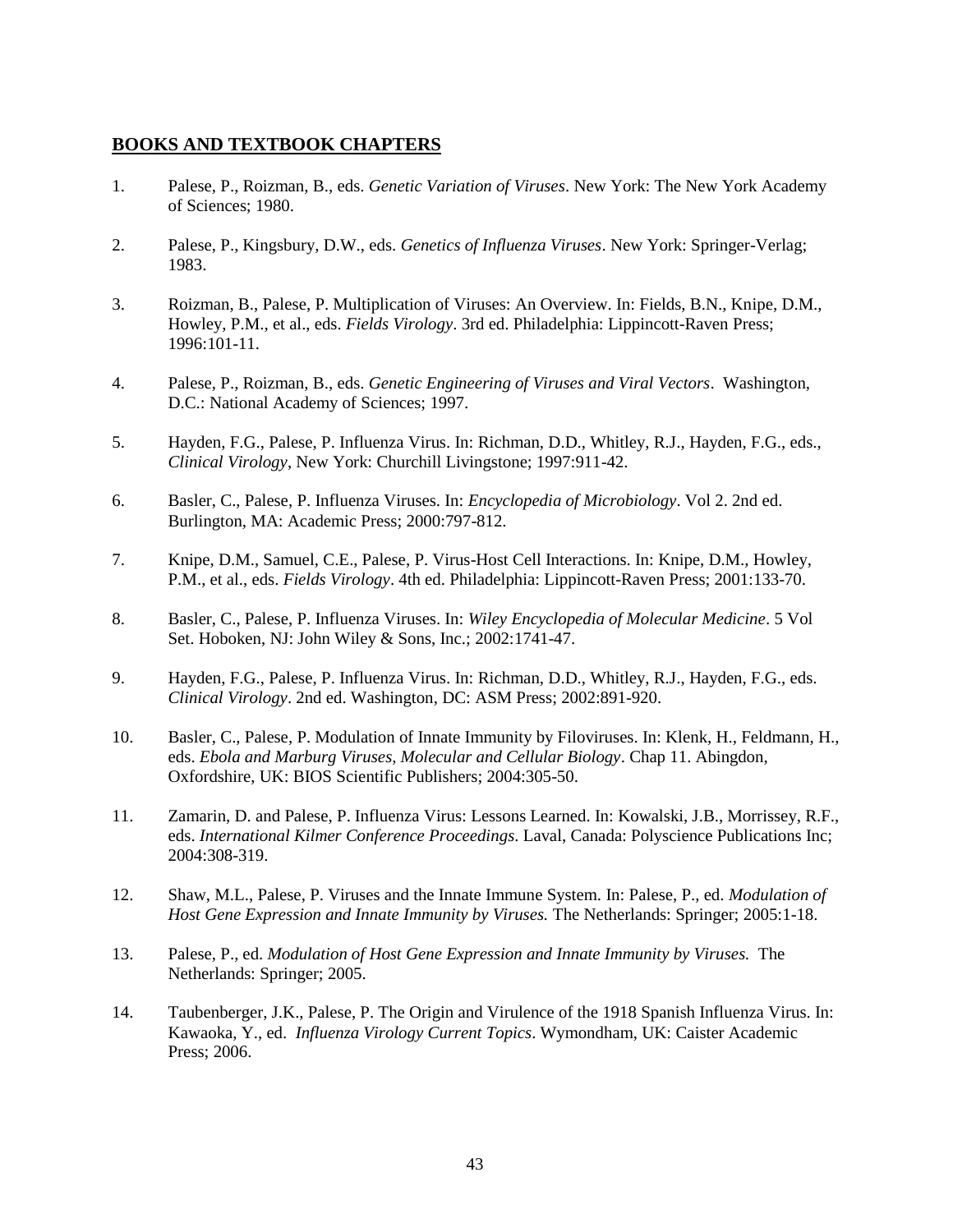## BOOKS AND TEXTBOOK CHAPTERS

1. Palese, P., Roizman, B., eds. *Genetic Variation of Viruses*. New York: The New York Academy of Sciences; 1980.

2. Palese, P., Kingsbury, D.W., eds. *Genetics of Influenza Viruses*. New York: Springer-Verlag; 1983.

3. Roizman, B., Palese, P. Multiplication of Viruses: An Overview. In: Fields, B.N., Knipe, D.M., Howley, P.M., et al., eds. *Fields Virology*. 3rd ed. Philadelphia: Lippincott-Raven Press; 1996:101-11.

4. Palese, P., Roizman, B., eds. *Genetic Engineering of Viruses and Viral Vectors*. Washington, D.C.: National Academy of Sciences; 1997.

5. Hayden, F.G., Palese, P. Influenza Virus. In: Richman, D.D., Whitley, R.J., Hayden, F.G., eds., *Clinical Virology*, New York: Churchill Livingstone; 1997:911-42.

6. Basler, C., Palese, P. Influenza Viruses. In: *Encyclopedia of Microbiology*. Vol 2. 2nd ed. Burlington, MA: Academic Press; 2000:797-812.

7. Knipe, D.M., Samuel, C.E., Palese, P. Virus-Host Cell Interactions. In: Knipe, D.M., Howley, P.M., et al., eds. *Fields Virology*. 4th ed. Philadelphia: Lippincott-Raven Press; 2001:133-70.

8. Basler, C., Palese, P. Influenza Viruses. In: *Wiley Encyclopedia of Molecular Medicine*. 5 Vol Set. Hoboken, NJ: John Wiley & Sons, Inc.; 2002:1741-47.

9. Hayden, F.G., Palese, P. Influenza Virus. In: Richman, D.D., Whitley, R.J., Hayden, F.G., eds. *Clinical Virology*. 2nd ed. Washington, DC: ASM Press; 2002:891-920.

10. Basler, C., Palese, P. Modulation of Innate Immunity by Filoviruses. In: Klenk, H., Feldmann, H., eds. *Ebola and Marburg Viruses, Molecular and Cellular Biology*. Chap 11. Abingdon, Oxfordshire, UK: BIOS Scientific Publishers; 2004:305-50.

11. Zamarin, D. and Palese, P. Influenza Virus: Lessons Learned. In: Kowalski, J.B., Morrissey, R.F., eds. *International Kilmer Conference Proceedings*. Laval, Canada: Polyscience Publications Inc; 2004:308-319.

12. Shaw, M.L., Palese, P. Viruses and the Innate Immune System. In: Palese, P., ed. *Modulation of Host Gene Expression and Innate Immunity by Viruses.* The Netherlands: Springer; 2005:1-18.

13. Palese, P., ed. *Modulation of Host Gene Expression and Innate Immunity by Viruses.* The Netherlands: Springer; 2005.

14. Taubenberger, J.K., Palese, P. The Origin and Virulence of the 1918 Spanish Influenza Virus. In: Kawaoka, Y., ed. *Influenza Virology Current Topics*. Wymondham, UK: Caister Academic Press; 2006.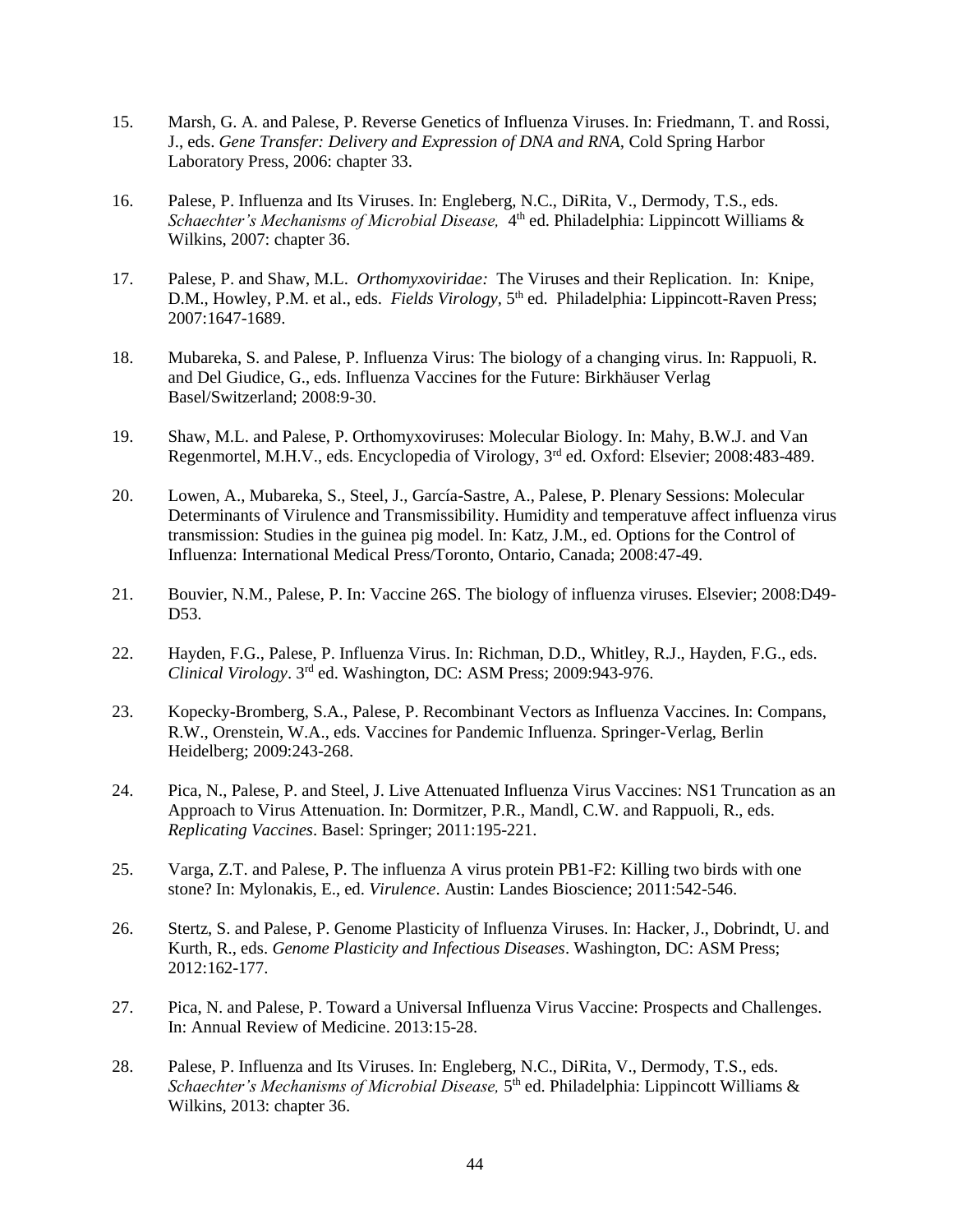15. Marsh, G. A. and Palese, P. Reverse Genetics of Influenza Viruses. In: Friedmann, T. and Rossi, J., eds. *Gene Transfer: Delivery and Expression of DNA and RNA*, Cold Spring Harbor Laboratory Press, 2006: chapter 33.

16. Palese, P. Influenza and Its Viruses. In: Engleberg, N.C., DiRita, V., Dermody, T.S., eds. *Schaechter's Mechanisms of Microbial Disease,* 4th ed. Philadelphia: Lippincott Williams & Wilkins, 2007: chapter 36.

17. Palese, P. and Shaw, M.L. *Orthomyxoviridae:* The Viruses and their Replication. In: Knipe, D.M., Howley, P.M. et al., eds. *Fields Virology*, 5th ed. Philadelphia: Lippincott-Raven Press; 2007:1647-1689.

18. Mubareka, S. and Palese, P. Influenza Virus: The biology of a changing virus. In: Rappuoli, R. and Del Giudice, G., eds. Influenza Vaccines for the Future: Birkhäuser Verlag Basel/Switzerland; 2008:9-30.

19. Shaw, M.L. and Palese, P. Orthomyxoviruses: Molecular Biology. In: Mahy, B.W.J. and Van Regenmortel, M.H.V., eds. Encyclopedia of Virology, 3rd ed. Oxford: Elsevier; 2008:483-489.

20. Lowen, A., Mubareka, S., Steel, J., García-Sastre, A., Palese, P. Plenary Sessions: Molecular Determinants of Virulence and Transmissibility. Humidity and temperatuve affect influenza virus transmission: Studies in the guinea pig model. In: Katz, J.M., ed. Options for the Control of Influenza: International Medical Press/Toronto, Ontario, Canada; 2008:47-49.

21. Bouvier, N.M., Palese, P. In: Vaccine 26S. The biology of influenza viruses. Elsevier; 2008:D49-D53.

22. Hayden, F.G., Palese, P. Influenza Virus. In: Richman, D.D., Whitley, R.J., Hayden, F.G., eds. *Clinical Virology*. 3rd ed. Washington, DC: ASM Press; 2009:943-976.

23. Kopecky-Bromberg, S.A., Palese, P. Recombinant Vectors as Influenza Vaccines. In: Compans, R.W., Orenstein, W.A., eds. Vaccines for Pandemic Influenza. Springer-Verlag, Berlin Heidelberg; 2009:243-268.

24. Pica, N., Palese, P. and Steel, J. Live Attenuated Influenza Virus Vaccines: NS1 Truncation as an Approach to Virus Attenuation. In: Dormitzer, P.R., Mandl, C.W. and Rappuoli, R., eds. *Replicating Vaccines*. Basel: Springer; 2011:195-221.

25. Varga, Z.T. and Palese, P. The influenza A virus protein PB1-F2: Killing two birds with one stone? In: Mylonakis, E., ed. *Virulence*. Austin: Landes Bioscience; 2011:542-546.

26. Stertz, S. and Palese, P. Genome Plasticity of Influenza Viruses. In: Hacker, J., Dobrindt, U. and Kurth, R., eds. *Genome Plasticity and Infectious Diseases*. Washington, DC: ASM Press; 2012:162-177.

27. Pica, N. and Palese, P. Toward a Universal Influenza Virus Vaccine: Prospects and Challenges. In: Annual Review of Medicine. 2013:15-28.

28. Palese, P. Influenza and Its Viruses. In: Engleberg, N.C., DiRita, V., Dermody, T.S., eds. *Schaechter's Mechanisms of Microbial Disease,* 5th ed. Philadelphia: Lippincott Williams & Wilkins, 2013: chapter 36.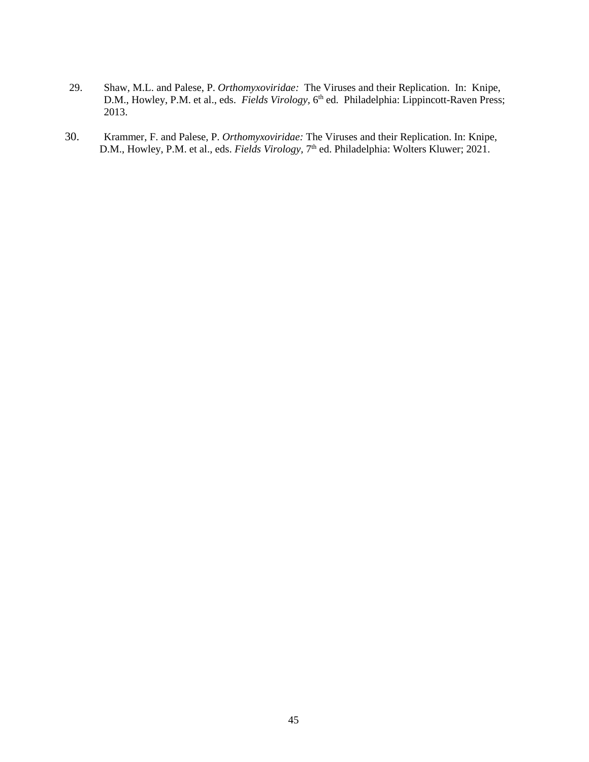29. Shaw, M.L. and Palese, P. *Orthomyxoviridae:* The Viruses and their Replication. In: Knipe, D.M., Howley, P.M. et al., eds. *Fields Virology,* 6th ed. Philadelphia: Lippincott-Raven Press; 2013.

30. Krammer, F. and Palese, P. *Orthomyxoviridae:* The Viruses and their Replication. In: Knipe, D.M., Howley, P.M. et al., eds. *Fields Virology,* 7th ed. Philadelphia: Wolters Kluwer; 2021.